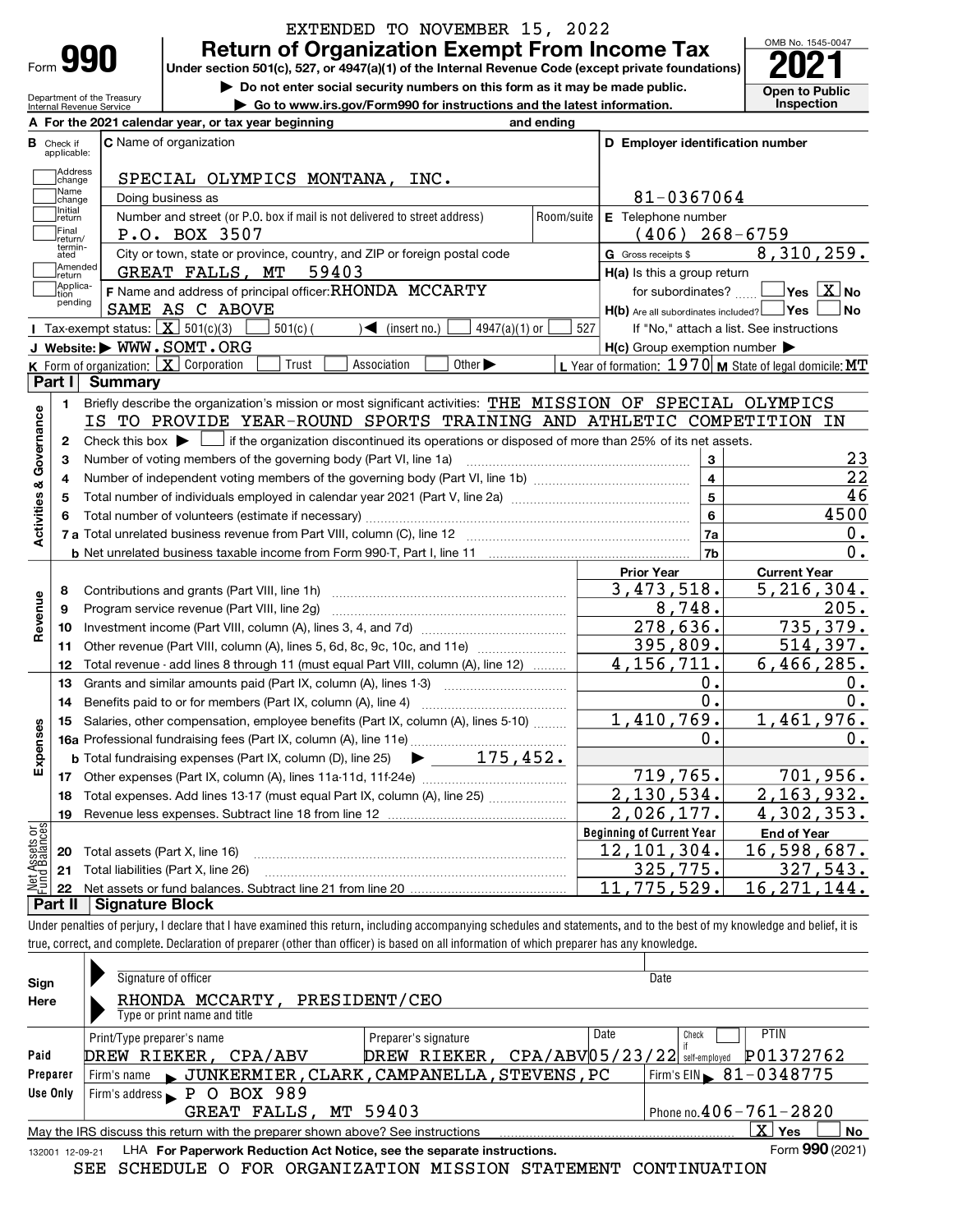EXTENDED TO NOVEMBER 15, 2022

# Form 990 — Return of Organization Exempt From Income Tax (2021)

Under section 501(c), 527, or 4947(a)(1) of the Internal Revenue Code (except private foundations)

▶ Do not enter social security numbers on this form as it may be made public.

▶ Go to www.irs.gov/Form990 for instructions and the latest information.

Department of the Treasury, Internal Revenue Service

OMB No. 1545-0047 — Open to Public Inspection

**A** For the 2021 calendar year, or tax year beginning and ending

**B** Check if applicable: Address change / Name change / Initial return / Final return/terminated / Amended return / Application pending

**C** Name of organization: SPECIAL OLYMPICS MONTANA, INC.

Doing business as

Number and street (or P.O. box if mail is not delivered to street address): P.O. BOX 3507 — Room/suite

City or town, state or province, country, and ZIP or foreign postal code: GREAT FALLS, MT 59403

**D** Employer identification number: 81-0367064

**E** Telephone number: (406) 268-6759

**G** Gross receipts $ 8,310,259.

**F** Name and address of principal officer: RHONDA MCCARTY, SAME AS C ABOVE

**H(a)** Is this a group return for subordinates? ☐ Yes ☒ No

**H(b)** Are all subordinates included? ☐ Yes ☐ No — If "No," attach a list. See instructions

**I** Tax-exempt status: ☒ 501(c)(3) ☐ 501(c) ( ) ◀ (insert no.) ☐ 4947(a)(1) or ☐ 527

**J** Website: ▶ WWW.SOMT.ORG

**H(c)** Group exemption number ▶

**K** Form of organization: ☒ Corporation ☐ Trust ☐ Association ☐ Other ▶

**L** Year of formation: 1970 **M** State of legal domicile: MT

## Part I Summary

### Activities & Governance

1 Briefly describe the organization's mission or most significant activities: THE MISSION OF SPECIAL OLYMPICS IS TO PROVIDE YEAR-ROUND SPORTS TRAINING AND ATHLETIC COMPETITION IN

2 Check this box ▶ ☐ if the organization discontinued its operations or disposed of more than 25% of its net assets.

| Line | Description | | Value |
|---|---|---|---|
| 3 | Number of voting members of the governing body (Part VI, line 1a) | 3 | 23 |
| 4 | Number of independent voting members of the governing body (Part VI, line 1b) | 4 | 22 |
| 5 | Total number of individuals employed in calendar year 2021 (Part V, line 2a) | 5 | 46 |
| 6 | Total number of volunteers (estimate if necessary) | 6 | 4500 |
| 7a | Total unrelated business revenue from Part VIII, column (C), line 12 | 7a | 0. |
| 7b | Net unrelated business taxable income from Form 990-T, Part I, line 11 | 7b | 0. |

| Line | Description | Prior Year | Current Year |
|---|---|---|---|
| **Revenue** | | | |
| 8 | Contributions and grants (Part VIII, line 1h) | 3,473,518. | 5,216,304. |
| 9 | Program service revenue (Part VIII, line 2g) | 8,748. | 205. |
| 10 | Investment income (Part VIII, column (A), lines 3, 4, and 7d) | 278,636. | 735,379. |
| 11 | Other revenue (Part VIII, column (A), lines 5, 6d, 8c, 9c, 10c, and 11e) | 395,809. | 514,397. |
| 12 | Total revenue - add lines 8 through 11 (must equal Part VIII, column (A), line 12) | 4,156,711. | 6,466,285. |
| **Expenses** | | | |
| 13 | Grants and similar amounts paid (Part IX, column (A), lines 1-3) | 0. | 0. |
| 14 | Benefits paid to or for members (Part IX, column (A), line 4) | 0. | 0. |
| 15 | Salaries, other compensation, employee benefits (Part IX, column (A), lines 5-10) | 1,410,769. | 1,461,976. |
| 16a | Professional fundraising fees (Part IX, column (A), line 11e) | 0. | 0. |
| b | Total fundraising expenses (Part IX, column (D), line 25) ▶ 175,452. | | |
| 17 | Other expenses (Part IX, column (A), lines 11a-11d, 11f-24e) | 719,765. | 701,956. |
| 18 | Total expenses. Add lines 13-17 (must equal Part IX, column (A), line 25) | 2,130,534. | 2,163,932. |
| 19 | Revenue less expenses. Subtract line 18 from line 12 | 2,026,177. | 4,302,353. |
| **Net Assets or Fund Balances** | | **Beginning of Current Year** | **End of Year** |
| 20 | Total assets (Part X, line 16) | 12,101,304. | 16,598,687. |
| 21 | Total liabilities (Part X, line 26) | 325,775. | 327,543. |
| 22 | Net assets or fund balances. Subtract line 21 from line 20 | 11,775,529. | 16,271,144. |

## Part II Signature Block

Under penalties of perjury, I declare that I have examined this return, including accompanying schedules and statements, and to the best of my knowledge and belief, it is true, correct, and complete. Declaration of preparer (other than officer) is based on all information of which preparer has any knowledge.

**Sign Here**

Signature of officer — Date

RHONDA MCCARTY, PRESIDENT/CEO

Type or print name and title

**Paid Preparer Use Only**

| Print/Type preparer's name | Preparer's signature | Date | Check if self-employed | PTIN |
|---|---|---|---|---|
| DREW RIEKER, CPA/ABV | DREW RIEKER, CPA/ABV | 05/23/22 | | P01372762 |

Firm's name ▶ JUNKERMIER, CLARK, CAMPANELLA, STEVENS, PC — Firm's EIN ▶ 81-0348775

Firm's address ▶ P O BOX 989, GREAT FALLS, MT 59403 — Phone no. 406-761-2820

May the IRS discuss this return with the preparer shown above? See instructions ☒ Yes ☐ No

132001 12-09-21 LHA For Paperwork Reduction Act Notice, see the separate instructions. Form 990 (2021)

SEE SCHEDULE O FOR ORGANIZATION MISSION STATEMENT CONTINUATION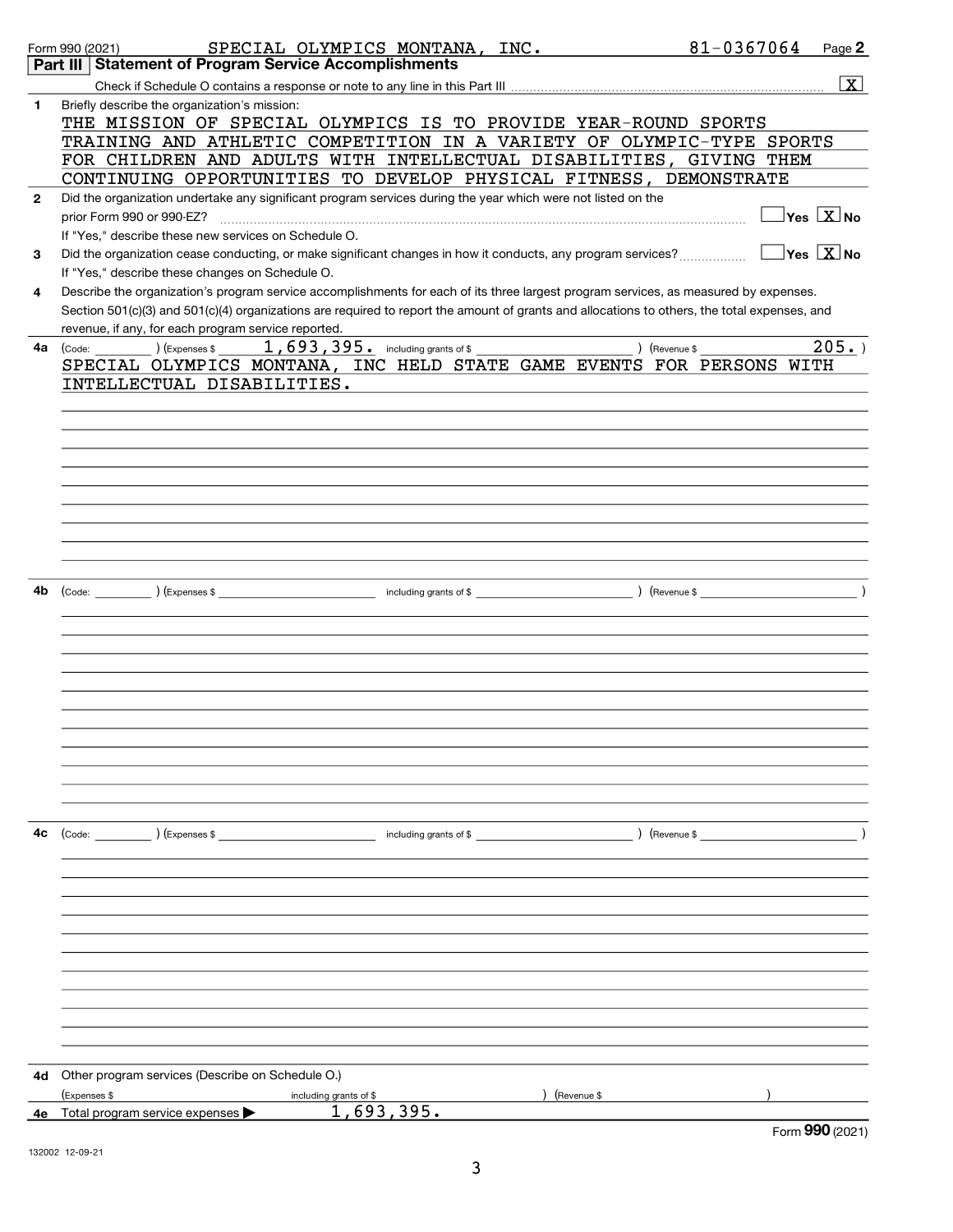Form 990 (2021) SPECIAL OLYMPICS MONTANA, INC. 81-0367064 Page **2**

## Part III Statement of Program Service Accomplishments

Check if Schedule O contains a response or note to any line in this Part III .......... [X]

**1** Briefly describe the organization's mission:

THE MISSION OF SPECIAL OLYMPICS IS TO PROVIDE YEAR-ROUND SPORTS TRAINING AND ATHLETIC COMPETITION IN A VARIETY OF OLYMPIC-TYPE SPORTS FOR CHILDREN AND ADULTS WITH INTELLECTUAL DISABILITIES, GIVING THEM CONTINUING OPPORTUNITIES TO DEVELOP PHYSICAL FITNESS, DEMONSTRATE

**2** Did the organization undertake any significant program services during the year which were not listed on the prior Form 990 or 990-EZ? .......... [ ] Yes [X] No

If "Yes," describe these new services on Schedule O.

**3** Did the organization cease conducting, or make significant changes in how it conducts, any program services? .......... [ ] Yes [X] No

If "Yes," describe these changes on Schedule O.

**4** Describe the organization's program service accomplishments for each of its three largest program services, as measured by expenses. Section 501(c)(3) and 501(c)(4) organizations are required to report the amount of grants and allocations to others, the total expenses, and revenue, if any, for each program service reported.

**4a** (Code: ) (Expenses $ 1,693,395. including grants of $ ) (Revenue $ 205. )

SPECIAL OLYMPICS MONTANA, INC HELD STATE GAME EVENTS FOR PERSONS WITH INTELLECTUAL DISABILITIES.

**4b** (Code: ) (Expenses $ including grants of $ ) (Revenue $ )

**4c** (Code: ) (Expenses $ including grants of $ ) (Revenue $ )

**4d** Other program services (Describe on Schedule O.)

(Expenses $ including grants of $ ) (Revenue $ )

**4e** Total program service expenses ▶ 1,693,395.

Form **990** (2021)

132002 12-09-21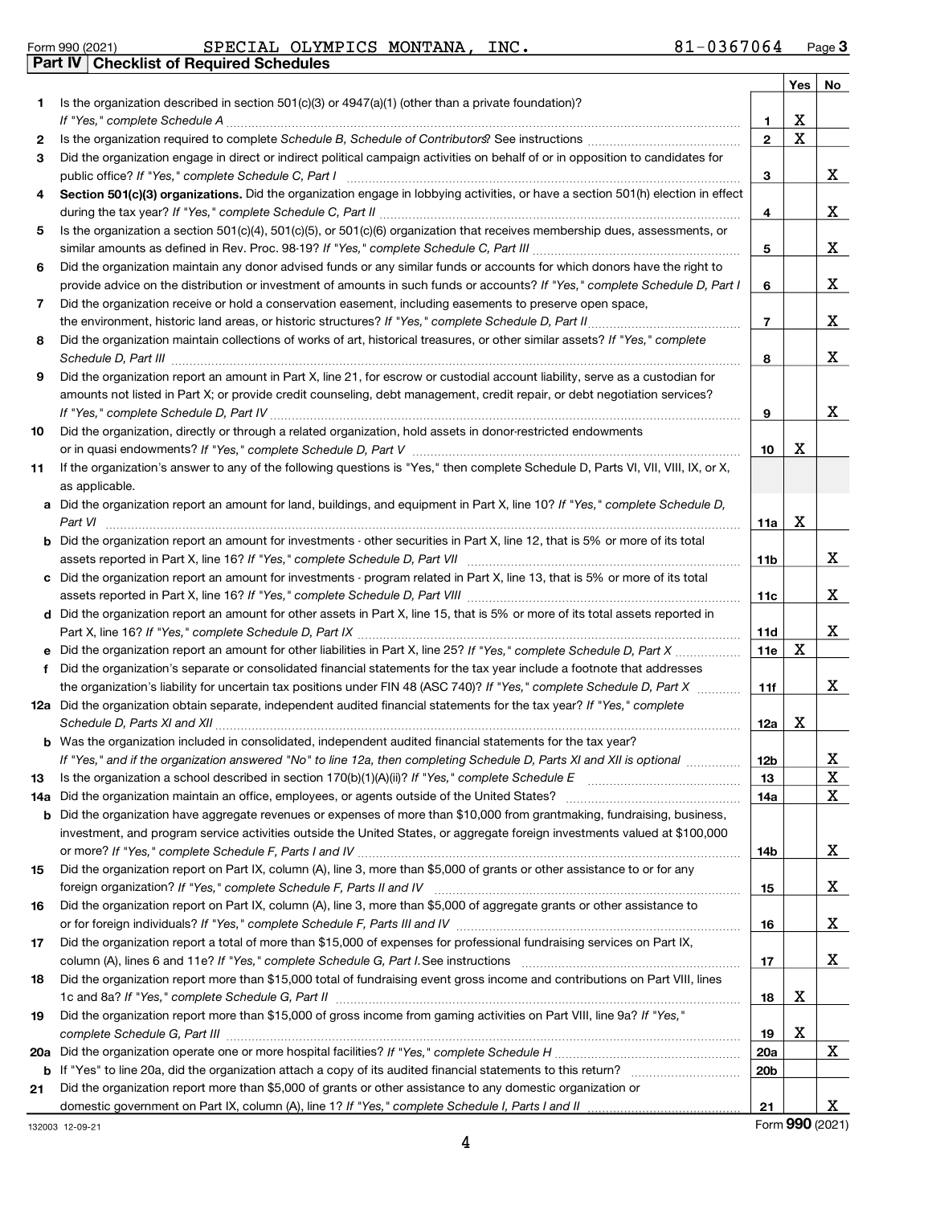Form 990 (2021) SPECIAL OLYMPICS MONTANA, INC. 81-0367064 Page 3

## Part IV Checklist of Required Schedules

| | | | Yes | No |
|---|---|---|---|---|
| 1 | Is the organization described in section 501(c)(3) or 4947(a)(1) (other than a private foundation)? *If "Yes," complete Schedule A* | 1 | X | |
| 2 | Is the organization required to complete *Schedule B, Schedule of Contributors*? See instructions | 2 | X | |
| 3 | Did the organization engage in direct or indirect political campaign activities on behalf of or in opposition to candidates for public office? *If "Yes," complete Schedule C, Part I* | 3 | | X |
| 4 | **Section 501(c)(3) organizations.** Did the organization engage in lobbying activities, or have a section 501(h) election in effect during the tax year? *If "Yes," complete Schedule C, Part II* | 4 | | X |
| 5 | Is the organization a section 501(c)(4), 501(c)(5), or 501(c)(6) organization that receives membership dues, assessments, or similar amounts as defined in Rev. Proc. 98-19? *If "Yes," complete Schedule C, Part III* | 5 | | X |
| 6 | Did the organization maintain any donor advised funds or any similar funds or accounts for which donors have the right to provide advice on the distribution or investment of amounts in such funds or accounts? *If "Yes," complete Schedule D, Part I* | 6 | | X |
| 7 | Did the organization receive or hold a conservation easement, including easements to preserve open space, the environment, historic land areas, or historic structures? *If "Yes," complete Schedule D, Part II* | 7 | | X |
| 8 | Did the organization maintain collections of works of art, historical treasures, or other similar assets? *If "Yes," complete Schedule D, Part III* | 8 | | X |
| 9 | Did the organization report an amount in Part X, line 21, for escrow or custodial account liability, serve as a custodian for amounts not listed in Part X; or provide credit counseling, debt management, credit repair, or debt negotiation services? *If "Yes," complete Schedule D, Part IV* | 9 | | X |
| 10 | Did the organization, directly or through a related organization, hold assets in donor-restricted endowments or in quasi endowments? *If "Yes," complete Schedule D, Part V* | 10 | X | |
| 11 | If the organization's answer to any of the following questions is "Yes," then complete Schedule D, Parts VI, VII, VIII, IX, or X, as applicable. | | | |
| a | Did the organization report an amount for land, buildings, and equipment in Part X, line 10? *If "Yes," complete Schedule D, Part VI* | 11a | X | |
| b | Did the organization report an amount for investments - other securities in Part X, line 12, that is 5% or more of its total assets reported in Part X, line 16? *If "Yes," complete Schedule D, Part VII* | 11b | | X |
| c | Did the organization report an amount for investments - program related in Part X, line 13, that is 5% or more of its total assets reported in Part X, line 16? *If "Yes," complete Schedule D, Part VIII* | 11c | | X |
| d | Did the organization report an amount for other assets in Part X, line 15, that is 5% or more of its total assets reported in Part X, line 16? *If "Yes," complete Schedule D, Part IX* | 11d | | X |
| e | Did the organization report an amount for other liabilities in Part X, line 25? *If "Yes," complete Schedule D, Part X* | 11e | X | |
| f | Did the organization's separate or consolidated financial statements for the tax year include a footnote that addresses the organization's liability for uncertain tax positions under FIN 48 (ASC 740)? *If "Yes," complete Schedule D, Part X* | 11f | | X |
| 12a | Did the organization obtain separate, independent audited financial statements for the tax year? *If "Yes," complete Schedule D, Parts XI and XII* | 12a | X | |
| b | Was the organization included in consolidated, independent audited financial statements for the tax year? *If "Yes," and if the organization answered "No" to line 12a, then completing Schedule D, Parts XI and XII is optional* | 12b | | X |
| 13 | Is the organization a school described in section 170(b)(1)(A)(ii)? *If "Yes," complete Schedule E* | 13 | | X |
| 14a | Did the organization maintain an office, employees, or agents outside of the United States? | 14a | | X |
| b | Did the organization have aggregate revenues or expenses of more than $10,000 from grantmaking, fundraising, business, investment, and program service activities outside the United States, or aggregate foreign investments valued at $100,000 or more? *If "Yes," complete Schedule F, Parts I and IV* | 14b | | X |
| 15 | Did the organization report on Part IX, column (A), line 3, more than $5,000 of grants or other assistance to or for any foreign organization? *If "Yes," complete Schedule F, Parts II and IV* | 15 | | X |
| 16 | Did the organization report on Part IX, column (A), line 3, more than $5,000 of aggregate grants or other assistance to or for foreign individuals? *If "Yes," complete Schedule F, Parts III and IV* | 16 | | X |
| 17 | Did the organization report a total of more than $15,000 of expenses for professional fundraising services on Part IX, column (A), lines 6 and 11e? *If "Yes," complete Schedule G, Part I*. See instructions | 17 | | X |
| 18 | Did the organization report more than $15,000 total of fundraising event gross income and contributions on Part VIII, lines 1c and 8a? *If "Yes," complete Schedule G, Part II* | 18 | X | |
| 19 | Did the organization report more than $15,000 of gross income from gaming activities on Part VIII, line 9a? *If "Yes," complete Schedule G, Part III* | 19 | X | |
| 20a | Did the organization operate one or more hospital facilities? *If "Yes," complete Schedule H* | 20a | | X |
| b | If "Yes" to line 20a, did the organization attach a copy of its audited financial statements to this return? | 20b | | |
| 21 | Did the organization report more than $5,000 of grants or other assistance to any domestic organization or domestic government on Part IX, column (A), line 1? *If "Yes," complete Schedule I, Parts I and II* | 21 | | X |

132003 12-09-21 Form **990** (2021)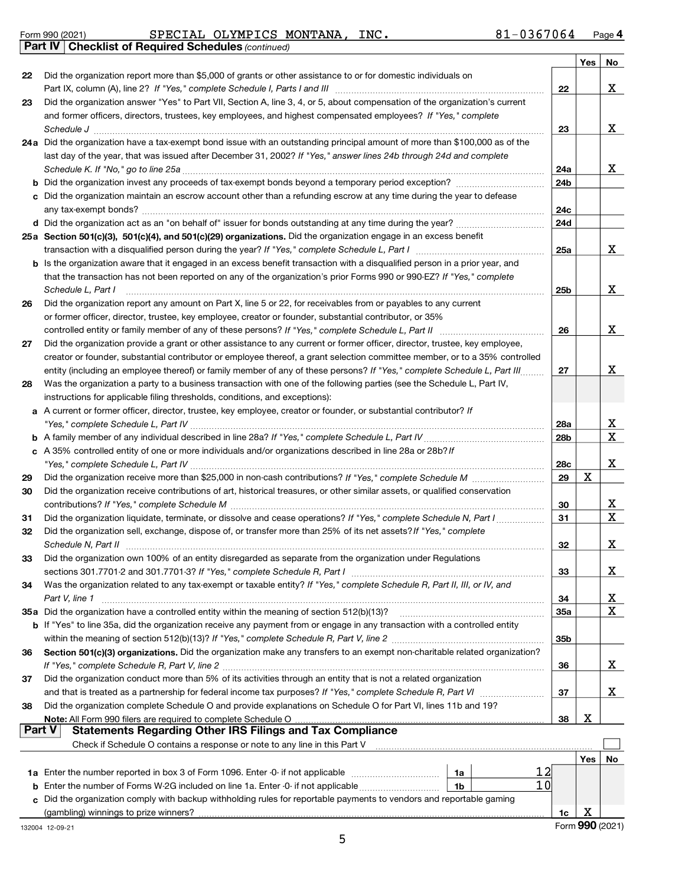Form 990 (2021) SPECIAL OLYMPICS MONTANA, INC. 81-0367064 Page 4

**Part IV Checklist of Required Schedules** *(continued)*

| | | | Yes | No |
|---|---|---|---|---|
| 22 | Did the organization report more than $5,000 of grants or other assistance to or for domestic individuals on Part IX, column (A), line 2? *If "Yes," complete Schedule I, Parts I and III* | 22 | | X |
| 23 | Did the organization answer "Yes" to Part VII, Section A, line 3, 4, or 5, about compensation of the organization's current and former officers, directors, trustees, key employees, and highest compensated employees? *If "Yes," complete Schedule J* | 23 | | X |
| 24a | Did the organization have a tax-exempt bond issue with an outstanding principal amount of more than $100,000 as of the last day of the year, that was issued after December 31, 2002? *If "Yes," answer lines 24b through 24d and complete Schedule K. If "No," go to line 25a* | 24a | | X |
| b | Did the organization invest any proceeds of tax-exempt bonds beyond a temporary period exception? | 24b | | |
| c | Did the organization maintain an escrow account other than a refunding escrow at any time during the year to defease any tax-exempt bonds? | 24c | | |
| d | Did the organization act as an "on behalf of" issuer for bonds outstanding at any time during the year? | 24d | | |
| 25a | **Section 501(c)(3), 501(c)(4), and 501(c)(29) organizations.** Did the organization engage in an excess benefit transaction with a disqualified person during the year? *If "Yes," complete Schedule L, Part I* | 25a | | X |
| b | Is the organization aware that it engaged in an excess benefit transaction with a disqualified person in a prior year, and that the transaction has not been reported on any of the organization's prior Forms 990 or 990-EZ? *If "Yes," complete Schedule L, Part I* | 25b | | X |
| 26 | Did the organization report any amount on Part X, line 5 or 22, for receivables from or payables to any current or former officer, director, trustee, key employee, creator or founder, substantial contributor, or 35% controlled entity or family member of any of these persons? *If "Yes," complete Schedule L, Part II* | 26 | | X |
| 27 | Did the organization provide a grant or other assistance to any current or former officer, director, trustee, key employee, creator or founder, substantial contributor or employee thereof, a grant selection committee member, or to a 35% controlled entity (including an employee thereof) or family member of any of these persons? *If "Yes," complete Schedule L, Part III* | 27 | | X |
| 28 | Was the organization a party to a business transaction with one of the following parties (see the Schedule L, Part IV, instructions for applicable filing thresholds, conditions, and exceptions): | | | |
| a | A current or former officer, director, trustee, key employee, creator or founder, or substantial contributor? *If "Yes," complete Schedule L, Part IV* | 28a | | X |
| b | A family member of any individual described in line 28a? *If "Yes," complete Schedule L, Part IV* | 28b | | X |
| c | A 35% controlled entity of one or more individuals and/or organizations described in line 28a or 28b? *If "Yes," complete Schedule L, Part IV* | 28c | | X |
| 29 | Did the organization receive more than $25,000 in non-cash contributions? *If "Yes," complete Schedule M* | 29 | X | |
| 30 | Did the organization receive contributions of art, historical treasures, or other similar assets, or qualified conservation contributions? *If "Yes," complete Schedule M* | 30 | | X |
| 31 | Did the organization liquidate, terminate, or dissolve and cease operations? *If "Yes," complete Schedule N, Part I* | 31 | | X |
| 32 | Did the organization sell, exchange, dispose of, or transfer more than 25% of its net assets? *If "Yes," complete Schedule N, Part II* | 32 | | X |
| 33 | Did the organization own 100% of an entity disregarded as separate from the organization under Regulations sections 301.7701-2 and 301.7701-3? *If "Yes," complete Schedule R, Part I* | 33 | | X |
| 34 | Was the organization related to any tax-exempt or taxable entity? *If "Yes," complete Schedule R, Part II, III, or IV, and Part V, line 1* | 34 | | X |
| 35a | Did the organization have a controlled entity within the meaning of section 512(b)(13)? | 35a | | X |
| b | If "Yes" to line 35a, did the organization receive any payment from or engage in any transaction with a controlled entity within the meaning of section 512(b)(13)? *If "Yes," complete Schedule R, Part V, line 2* | 35b | | |
| 36 | **Section 501(c)(3) organizations.** Did the organization make any transfers to an exempt non-charitable related organization? *If "Yes," complete Schedule R, Part V, line 2* | 36 | | X |
| 37 | Did the organization conduct more than 5% of its activities through an entity that is not a related organization and that is treated as a partnership for federal income tax purposes? *If "Yes," complete Schedule R, Part VI* | 37 | | X |
| 38 | Did the organization complete Schedule O and provide explanations on Schedule O for Part VI, lines 11b and 19? **Note:** All Form 990 filers are required to complete Schedule O | 38 | X | |

**Part V Statements Regarding Other IRS Filings and Tax Compliance**

Check if Schedule O contains a response or note to any line in this Part V ☐

| | | | | | Yes | No |
|---|---|---|---|---|---|---|
| 1a | Enter the number reported in box 3 of Form 1096. Enter -0- if not applicable | 1a | 12 | | | |
| b | Enter the number of Forms W-2G included on line 1a. Enter -0- if not applicable | 1b | 10 | | | |
| c | Did the organization comply with backup withholding rules for reportable payments to vendors and reportable gaming (gambling) winnings to prize winners? | | | 1c | X | |

132004 12-09-21

Form **990** (2021)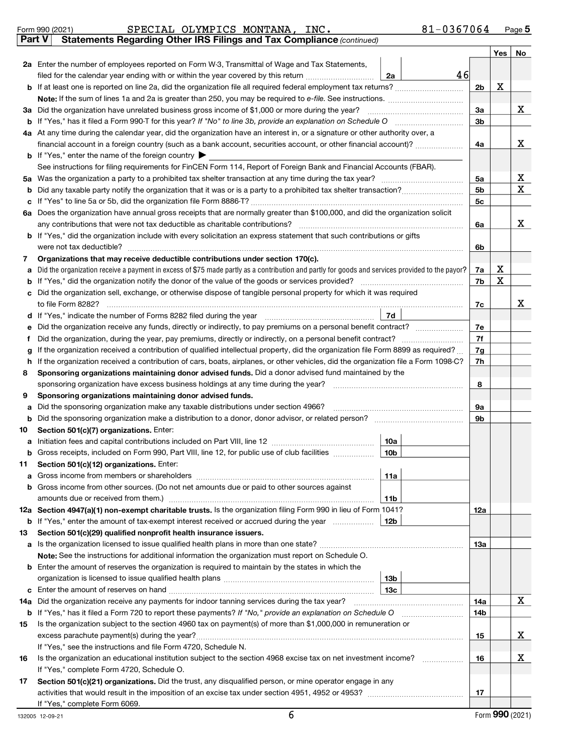Form 990 (2021) SPECIAL OLYMPICS MONTANA, INC. 81-0367064 Page 5

**Part V Statements Regarding Other IRS Filings and Tax Compliance** *(continued)*

| | | | | Yes | No |
|---|---|---|---|---|---|
| **2a** | Enter the number of employees reported on Form W-3, Transmittal of Wage and Tax Statements, filed for the calendar year ending with or within the year covered by this return | 2a 46 | | | |
| **b** | If at least one is reported on line 2a, did the organization file all required federal employment tax returns? | | 2b | X | |
| | **Note:** If the sum of lines 1a and 2a is greater than 250, you may be required to *e-file.* See instructions. | | | | |
| **3a** | Did the organization have unrelated business gross income of $1,000 or more during the year? | | 3a | | X |
| **b** | If "Yes," has it filed a Form 990-T for this year? *If "No" to line 3b, provide an explanation on Schedule O* | | 3b | | |
| **4a** | At any time during the calendar year, did the organization have an interest in, or a signature or other authority over, a financial account in a foreign country (such as a bank account, securities account, or other financial account)? | | 4a | | X |
| **b** | If "Yes," enter the name of the foreign country ▶ | | | | |
| | See instructions for filing requirements for FinCEN Form 114, Report of Foreign Bank and Financial Accounts (FBAR). | | | | |
| **5a** | Was the organization a party to a prohibited tax shelter transaction at any time during the tax year? | | 5a | | X |
| **b** | Did any taxable party notify the organization that it was or is a party to a prohibited tax shelter transaction? | | 5b | | X |
| **c** | If "Yes" to line 5a or 5b, did the organization file Form 8886-T? | | 5c | | |
| **6a** | Does the organization have annual gross receipts that are normally greater than $100,000, and did the organization solicit any contributions that were not tax deductible as charitable contributions? | | 6a | | X |
| **b** | If "Yes," did the organization include with every solicitation an express statement that such contributions or gifts were not tax deductible? | | 6b | | |
| **7** | **Organizations that may receive deductible contributions under section 170(c).** | | | | |
| **a** | Did the organization receive a payment in excess of $75 made partly as a contribution and partly for goods and services provided to the payor? | | 7a | X | |
| **b** | If "Yes," did the organization notify the donor of the value of the goods or services provided? | | 7b | X | |
| **c** | Did the organization sell, exchange, or otherwise dispose of tangible personal property for which it was required to file Form 8282? | | 7c | | X |
| **d** | If "Yes," indicate the number of Forms 8282 filed during the year | 7d | | | |
| **e** | Did the organization receive any funds, directly or indirectly, to pay premiums on a personal benefit contract? | | 7e | | |
| **f** | Did the organization, during the year, pay premiums, directly or indirectly, on a personal benefit contract? | | 7f | | |
| **g** | If the organization received a contribution of qualified intellectual property, did the organization file Form 8899 as required? | | 7g | | |
| **h** | If the organization received a contribution of cars, boats, airplanes, or other vehicles, did the organization file a Form 1098-C? | | 7h | | |
| **8** | **Sponsoring organizations maintaining donor advised funds.** Did a donor advised fund maintained by the sponsoring organization have excess business holdings at any time during the year? | | 8 | | |
| **9** | **Sponsoring organizations maintaining donor advised funds.** | | | | |
| **a** | Did the sponsoring organization make any taxable distributions under section 4966? | | 9a | | |
| **b** | Did the sponsoring organization make a distribution to a donor, donor advisor, or related person? | | 9b | | |
| **10** | **Section 501(c)(7) organizations.** Enter: | | | | |
| **a** | Initiation fees and capital contributions included on Part VIII, line 12 | 10a | | | |
| **b** | Gross receipts, included on Form 990, Part VIII, line 12, for public use of club facilities | 10b | | | |
| **11** | **Section 501(c)(12) organizations.** Enter: | | | | |
| **a** | Gross income from members or shareholders | 11a | | | |
| **b** | Gross income from other sources. (Do not net amounts due or paid to other sources against amounts due or received from them.) | 11b | | | |
| **12a** | **Section 4947(a)(1) non-exempt charitable trusts.** Is the organization filing Form 990 in lieu of Form 1041? | | 12a | | |
| **b** | If "Yes," enter the amount of tax-exempt interest received or accrued during the year | 12b | | | |
| **13** | **Section 501(c)(29) qualified nonprofit health insurance issuers.** | | | | |
| **a** | Is the organization licensed to issue qualified health plans in more than one state? | | 13a | | |
| | **Note:** See the instructions for additional information the organization must report on Schedule O. | | | | |
| **b** | Enter the amount of reserves the organization is required to maintain by the states in which the organization is licensed to issue qualified health plans | 13b | | | |
| **c** | Enter the amount of reserves on hand | 13c | | | |
| **14a** | Did the organization receive any payments for indoor tanning services during the tax year? | | 14a | | X |
| **b** | If "Yes," has it filed a Form 720 to report these payments? *If "No," provide an explanation on Schedule O* | | 14b | | |
| **15** | Is the organization subject to the section 4960 tax on payment(s) of more than $1,000,000 in remuneration or excess parachute payment(s) during the year? | | 15 | | X |
| | If "Yes," see the instructions and file Form 4720, Schedule N. | | | | |
| **16** | Is the organization an educational institution subject to the section 4968 excise tax on net investment income? | | 16 | | X |
| | If "Yes," complete Form 4720, Schedule O. | | | | |
| **17** | **Section 501(c)(21) organizations.** Did the trust, any disqualified person, or mine operator engage in any activities that would result in the imposition of an excise tax under section 4951, 4952 or 4953? | | 17 | | |
| | If "Yes," complete Form 6069. | | | | |

132005 12-09-21 Form **990** (2021)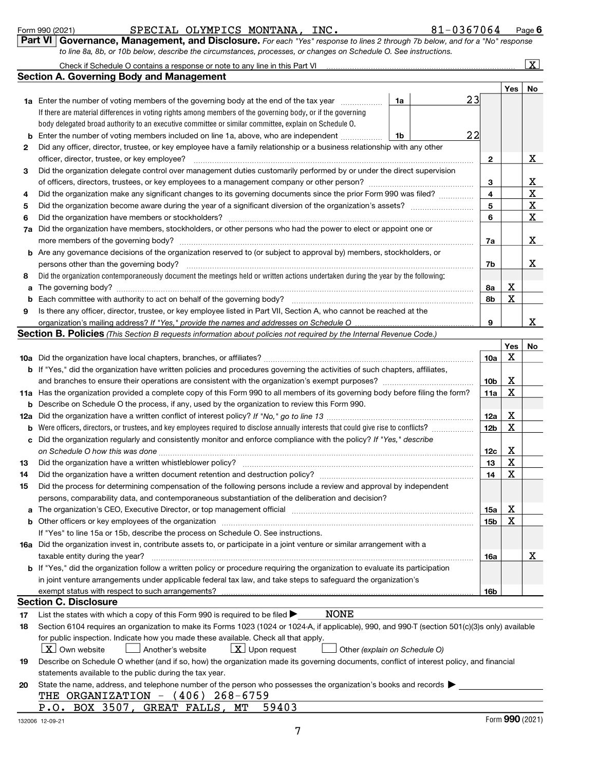Form 990 (2021) SPECIAL OLYMPICS MONTANA, INC. 81-0367064 Page 6

**Part VI Governance, Management, and Disclosure.** *For each "Yes" response to lines 2 through 7b below, and for a "No" response to line 8a, 8b, or 10b below, describe the circumstances, processes, or changes on Schedule O. See instructions.*

Check if Schedule O contains a response or note to any line in this Part VI .......... [X]

## Section A. Governing Body and Management

| | | | Yes | No |
|---|---|---|---|---|
| **1a** | Enter the number of voting members of the governing body at the end of the tax year ..... 1a: 23. If there are material differences in voting rights among members of the governing body, or if the governing body delegated broad authority to an executive committee or similar committee, explain on Schedule O. | | | |
| **b** | Enter the number of voting members included on line 1a, above, who are independent ..... 1b: 22 | | | |
| **2** | Did any officer, director, trustee, or key employee have a family relationship or a business relationship with any other officer, director, trustee, or key employee? | 2 | | X |
| **3** | Did the organization delegate control over management duties customarily performed by or under the direct supervision of officers, directors, trustees, or key employees to a management company or other person? | 3 | | X |
| **4** | Did the organization make any significant changes to its governing documents since the prior Form 990 was filed? | 4 | | X |
| **5** | Did the organization become aware during the year of a significant diversion of the organization's assets? | 5 | | X |
| **6** | Did the organization have members or stockholders? | 6 | | X |
| **7a** | Did the organization have members, stockholders, or other persons who had the power to elect or appoint one or more members of the governing body? | 7a | | X |
| **b** | Are any governance decisions of the organization reserved to (or subject to approval by) members, stockholders, or persons other than the governing body? | 7b | | X |
| **8** | Did the organization contemporaneously document the meetings held or written actions undertaken during the year by the following: | | | |
| **a** | The governing body? | 8a | X | |
| **b** | Each committee with authority to act on behalf of the governing body? | 8b | X | |
| **9** | Is there any officer, director, trustee, or key employee listed in Part VII, Section A, who cannot be reached at the organization's mailing address? *If "Yes," provide the names and addresses on Schedule O* | 9 | | X |

## Section B. Policies *(This Section B requests information about policies not required by the Internal Revenue Code.)*

| | | | Yes | No |
|---|---|---|---|---|
| **10a** | Did the organization have local chapters, branches, or affiliates? | 10a | X | |
| **b** | If "Yes," did the organization have written policies and procedures governing the activities of such chapters, affiliates, and branches to ensure their operations are consistent with the organization's exempt purposes? | 10b | X | |
| **11a** | Has the organization provided a complete copy of this Form 990 to all members of its governing body before filing the form? | 11a | X | |
| **b** | Describe on Schedule O the process, if any, used by the organization to review this Form 990. | | | |
| **12a** | Did the organization have a written conflict of interest policy? *If "No," go to line 13* | 12a | X | |
| **b** | Were officers, directors, or trustees, and key employees required to disclose annually interests that could give rise to conflicts? | 12b | X | |
| **c** | Did the organization regularly and consistently monitor and enforce compliance with the policy? *If "Yes," describe on Schedule O how this was done* | 12c | X | |
| **13** | Did the organization have a written whistleblower policy? | 13 | X | |
| **14** | Did the organization have a written document retention and destruction policy? | 14 | X | |
| **15** | Did the process for determining compensation of the following persons include a review and approval by independent persons, comparability data, and contemporaneous substantiation of the deliberation and decision? | | | |
| **a** | The organization's CEO, Executive Director, or top management official | 15a | X | |
| **b** | Other officers or key employees of the organization | 15b | X | |
| | If "Yes" to line 15a or 15b, describe the process on Schedule O. See instructions. | | | |
| **16a** | Did the organization invest in, contribute assets to, or participate in a joint venture or similar arrangement with a taxable entity during the year? | 16a | | X |
| **b** | If "Yes," did the organization follow a written policy or procedure requiring the organization to evaluate its participation in joint venture arrangements under applicable federal tax law, and take steps to safeguard the organization's exempt status with respect to such arrangements? | 16b | | |

## Section C. Disclosure

**17** List the states with which a copy of this Form 990 is required to be filed ▶ NONE

**18** Section 6104 requires an organization to make its Forms 1023 (1024 or 1024-A, if applicable), 990, and 990-T (section 501(c)(3)s only) available for public inspection. Indicate how you made these available. Check all that apply.

[X] Own website  [ ] Another's website  [X] Upon request  [ ] Other *(explain on Schedule O)*

**19** Describe on Schedule O whether (and if so, how) the organization made its governing documents, conflict of interest policy, and financial statements available to the public during the tax year.

**20** State the name, address, and telephone number of the person who possesses the organization's books and records ▶

THE ORGANIZATION - (406) 268-6759
P.O. BOX 3507, GREAT FALLS, MT 59403

132006 12-09-21 Form **990** (2021)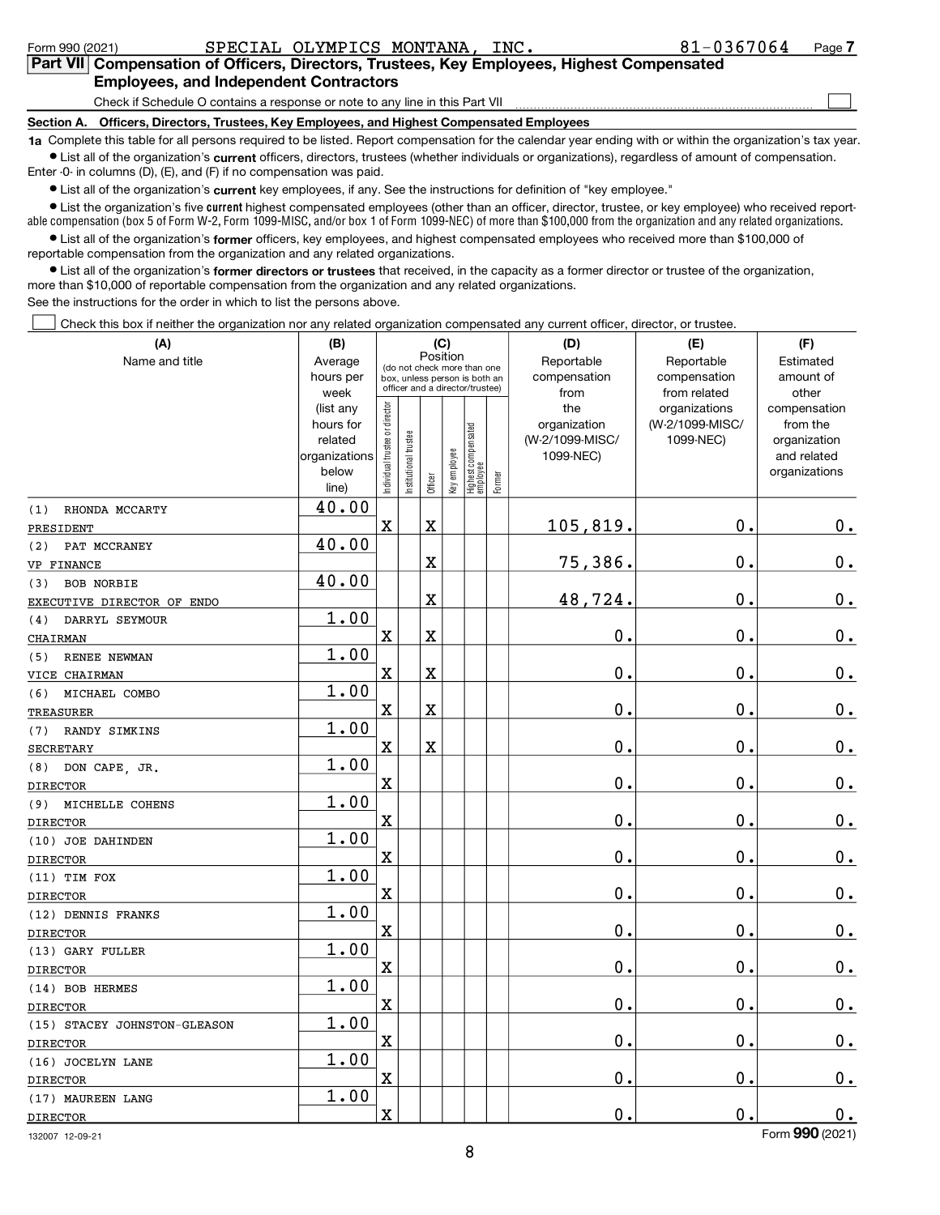Form 990 (2021) SPECIAL OLYMPICS MONTANA, INC. 81-0367064 Page 7

**Part VII Compensation of Officers, Directors, Trustees, Key Employees, Highest Compensated Employees, and Independent Contractors**

Check if Schedule O contains a response or note to any line in this Part VII ☐

**Section A. Officers, Directors, Trustees, Key Employees, and Highest Compensated Employees**

**1a** Complete this table for all persons required to be listed. Report compensation for the calendar year ending with or within the organization's tax year.

- List all of the organization's **current** officers, directors, trustees (whether individuals or organizations), regardless of amount of compensation. Enter -0- in columns (D), (E), and (F) if no compensation was paid.
- List all of the organization's **current** key employees, if any. See the instructions for definition of "key employee."
- List the organization's five **current** highest compensated employees (other than an officer, director, trustee, or key employee) who received reportable compensation (box 5 of Form W-2, Form 1099-MISC, and/or box 1 of Form 1099-NEC) of more than $100,000 from the organization and any related organizations.
- List all of the organization's **former** officers, key employees, and highest compensated employees who received more than $100,000 of reportable compensation from the organization and any related organizations.
- List all of the organization's **former directors or trustees** that received, in the capacity as a former director or trustee of the organization, more than $10,000 of reportable compensation from the organization and any related organizations.

See the instructions for the order in which to list the persons above.

☐ Check this box if neither the organization nor any related organization compensated any current officer, director, or trustee.

| (A) Name and title | (B) Average hours per week (list any hours for related organizations below line) | (C) Position (do not check more than one box, unless person is both an officer and a director/trustee) | | | | | | (D) Reportable compensation from the organization (W-2/1099-MISC/1099-NEC) | (E) Reportable compensation from related organizations (W-2/1099-MISC/1099-NEC) | (F) Estimated amount of other compensation from the organization and related organizations |
|---|---|---|---|---|---|---|---|---|---|---|
| | | Individual trustee or director | Institutional trustee | Officer | Key employee | Highest compensated employee | Former | | | |
| (1) RHONDA MCCARTY<br>PRESIDENT | 40.00 | X | | X | | | | 105,819. | 0. | 0. |
| (2) PAT MCCRANEY<br>VP FINANCE | 40.00 | | | X | | | | 75,386. | 0. | 0. |
| (3) BOB NORBIE<br>EXECUTIVE DIRECTOR OF ENDO | 40.00 | | | X | | | | 48,724. | 0. | 0. |
| (4) DARRYL SEYMOUR<br>CHAIRMAN | 1.00 | X | | X | | | | 0. | 0. | 0. |
| (5) RENEE NEWMAN<br>VICE CHAIRMAN | 1.00 | X | | X | | | | 0. | 0. | 0. |
| (6) MICHAEL COMBO<br>TREASURER | 1.00 | X | | X | | | | 0. | 0. | 0. |
| (7) RANDY SIMKINS<br>SECRETARY | 1.00 | X | | X | | | | 0. | 0. | 0. |
| (8) DON CAPE, JR.<br>DIRECTOR | 1.00 | X | | | | | | 0. | 0. | 0. |
| (9) MICHELLE COHENS<br>DIRECTOR | 1.00 | X | | | | | | 0. | 0. | 0. |
| (10) JOE DAHINDEN<br>DIRECTOR | 1.00 | X | | | | | | 0. | 0. | 0. |
| (11) TIM FOX<br>DIRECTOR | 1.00 | X | | | | | | 0. | 0. | 0. |
| (12) DENNIS FRANKS<br>DIRECTOR | 1.00 | X | | | | | | 0. | 0. | 0. |
| (13) GARY FULLER<br>DIRECTOR | 1.00 | X | | | | | | 0. | 0. | 0. |
| (14) BOB HERMES<br>DIRECTOR | 1.00 | X | | | | | | 0. | 0. | 0. |
| (15) STACEY JOHNSTON-GLEASON<br>DIRECTOR | 1.00 | X | | | | | | 0. | 0. | 0. |
| (16) JOCELYN LANE<br>DIRECTOR | 1.00 | X | | | | | | 0. | 0. | 0. |
| (17) MAUREEN LANG<br>DIRECTOR | 1.00 | X | | | | | | 0. | 0. | 0. |

132007 12-09-21

Form **990** (2021)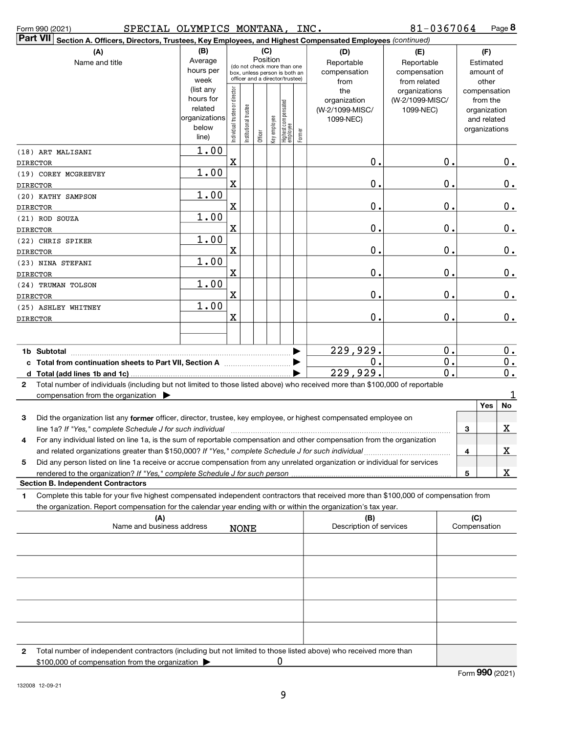Form 990 (2021) SPECIAL OLYMPICS MONTANA, INC. 81-0367064 Page 8

**Part VII Section A. Officers, Directors, Trustees, Key Employees, and Highest Compensated Employees** *(continued)*

| (A) Name and title | (B) Average hours per week (list any hours for related organizations below line) | (C) Position: Individual trustee or director | Institutional trustee | Officer | Key employee | Highest compensated employee | Former | (D) Reportable compensation from the organization (W-2/1099-MISC/ 1099-NEC) | (E) Reportable compensation from related organizations (W-2/1099-MISC/ 1099-NEC) | (F) Estimated amount of other compensation from the organization and related organizations |
|---|---|---|---|---|---|---|---|---|---|---|
| (18) ART MALISANI DIRECTOR | 1.00 | X | | | | | | 0. | 0. | 0. |
| (19) COREY MCGREEVEY DIRECTOR | 1.00 | X | | | | | | 0. | 0. | 0. |
| (20) KATHY SAMPSON DIRECTOR | 1.00 | X | | | | | | 0. | 0. | 0. |
| (21) ROD SOUZA DIRECTOR | 1.00 | X | | | | | | 0. | 0. | 0. |
| (22) CHRIS SPIKER DIRECTOR | 1.00 | X | | | | | | 0. | 0. | 0. |
| (23) NINA STEFANI DIRECTOR | 1.00 | X | | | | | | 0. | 0. | 0. |
| (24) TRUMAN TOLSON DIRECTOR | 1.00 | X | | | | | | 0. | 0. | 0. |
| (25) ASHLEY WHITNEY DIRECTOR | 1.00 | X | | | | | | 0. | 0. | 0. |
| **1b Subtotal** | | | | | | | | 229,929. | 0. | 0. |
| **c Total from continuation sheets to Part VII, Section A** | | | | | | | | 0. | 0. | 0. |
| **d Total (add lines 1b and 1c)** | | | | | | | | 229,929. | 0. | 0. |

**2** Total number of individuals (including but not limited to those listed above) who received more than $100,000 of reportable compensation from the organization ▶ 1

| | | | Yes | No |
|---|---|---|---|---|
| **3** | Did the organization list any **former** officer, director, trustee, key employee, or highest compensated employee on line 1a? *If "Yes," complete Schedule J for such individual* | 3 | | X |
| **4** | For any individual listed on line 1a, is the sum of reportable compensation and other compensation from the organization and related organizations greater than $150,000? *If "Yes," complete Schedule J for such individual* | 4 | | X |
| **5** | Did any person listed on line 1a receive or accrue compensation from any unrelated organization or individual for services rendered to the organization? *If "Yes," complete Schedule J for such person* | 5 | | X |

**Section B. Independent Contractors**

**1** Complete this table for your five highest compensated independent contractors that received more than $100,000 of compensation from the organization. Report compensation for the calendar year ending with or within the organization's tax year.

| (A) Name and business address | (B) Description of services | (C) Compensation |
|---|---|---|
| NONE | | |
| | | |
| | | |
| | | |
| | | |

**2** Total number of independent contractors (including but not limited to those listed above) who received more than $100,000 of compensation from the organization ▶ 0

Form **990** (2021)

132008 12-09-21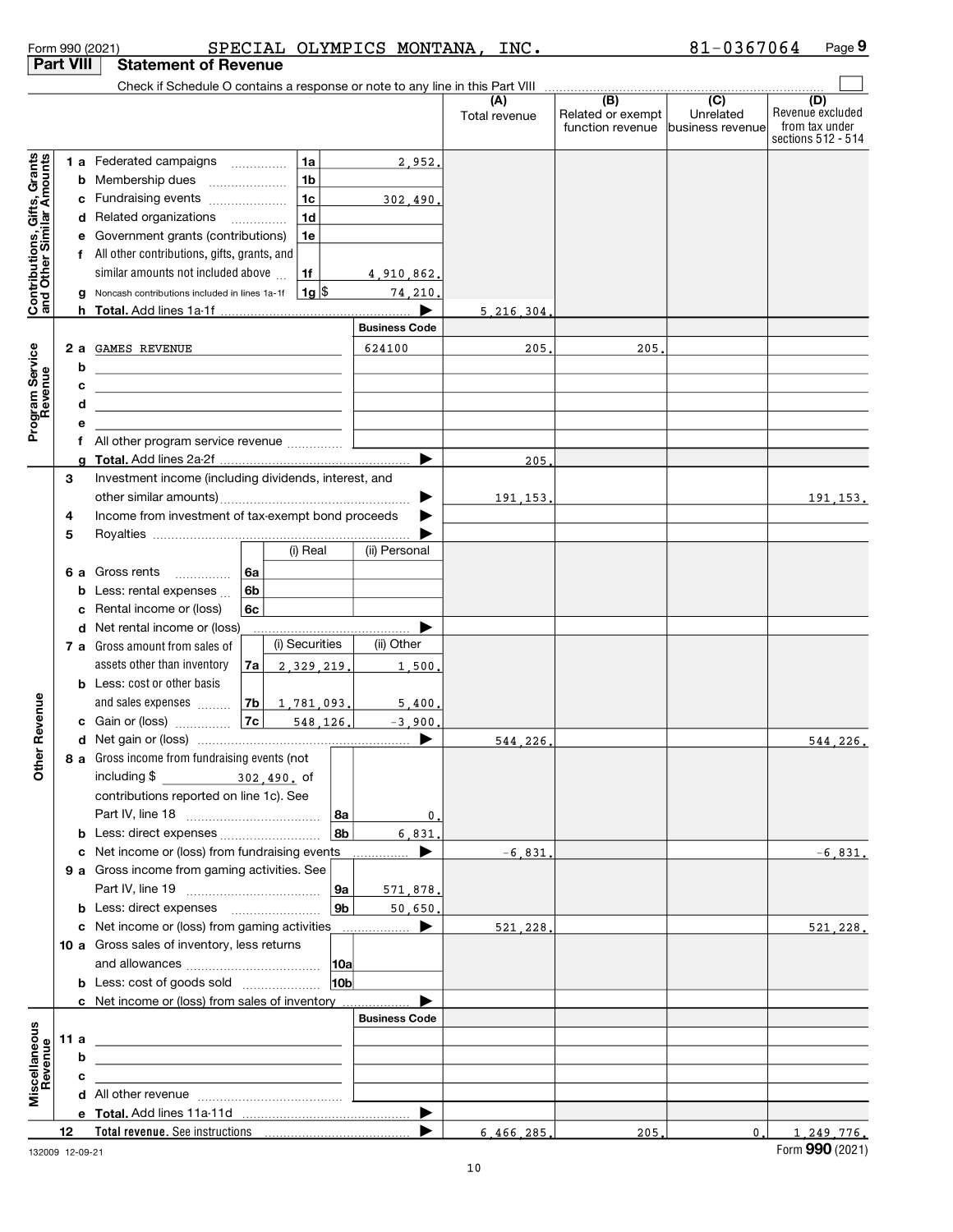Form 990 (2021) SPECIAL OLYMPICS MONTANA, INC. 81-0367064 Page 9

## Part VIII Statement of Revenue

Check if Schedule O contains a response or note to any line in this Part VIII

| | | | (A) Total revenue | (B) Related or exempt function revenue | (C) Unrelated business revenue | (D) Revenue excluded from tax under sections 512 - 514 |
|---|---|---|---|---|---|---|
| **Contributions, Gifts, Grants and Other Similar Amounts** | | | | | | |
| 1 a | Federated campaigns | 1a 2,952. | | | | |
| b | Membership dues | 1b | | | | |
| c | Fundraising events | 1c 302,490. | | | | |
| d | Related organizations | 1d | | | | |
| e | Government grants (contributions) | 1e | | | | |
| f | All other contributions, gifts, grants, and similar amounts not included above | 1f 4,910,862. | | | | |
| g | Noncash contributions included in lines 1a-1f | 1g $ 74,210. | | | | |
| h | **Total.** Add lines 1a-1f | | 5,216,304. | | | |
| **Program Service Revenue** | | Business Code | | | | |
| 2 a | GAMES REVENUE | 624100 | 205. | 205. | | |
| b | | | | | | |
| c | | | | | | |
| d | | | | | | |
| e | | | | | | |
| f | All other program service revenue | | | | | |
| g | **Total.** Add lines 2a-2f | | 205. | | | |
| **Other Revenue** | | | | | | |
| 3 | Investment income (including dividends, interest, and other similar amounts) | | 191,153. | | | 191,153. |
| 4 | Income from investment of tax-exempt bond proceeds | | | | | |
| 5 | Royalties | | | | | |
| | | (i) Real / (ii) Personal | | | | |
| 6 a | Gross rents | 6a | | | | |
| b | Less: rental expenses | 6b | | | | |
| c | Rental income or (loss) | 6c | | | | |
| d | Net rental income or (loss) | | | | | |
| | | (i) Securities / (ii) Other | | | | |
| 7 a | Gross amount from sales of assets other than inventory | 7a (i) 2,329,219. (ii) 1,500. | | | | |
| b | Less: cost or other basis and sales expenses | 7b (i) 1,781,093. (ii) 5,400. | | | | |
| c | Gain or (loss) | 7c (i) 548,126. (ii) -3,900. | | | | |
| d | Net gain or (loss) | | 544,226. | | | 544,226. |
| 8 a | Gross income from fundraising events (not including $ 302,490. of contributions reported on line 1c). See Part IV, line 18 | 8a 0. | | | | |
| b | Less: direct expenses | 8b 6,831. | | | | |
| c | Net income or (loss) from fundraising events | | -6,831. | | | -6,831. |
| 9 a | Gross income from gaming activities. See Part IV, line 19 | 9a 571,878. | | | | |
| b | Less: direct expenses | 9b 50,650. | | | | |
| c | Net income or (loss) from gaming activities | | 521,228. | | | 521,228. |
| 10 a | Gross sales of inventory, less returns and allowances | 10a | | | | |
| b | Less: cost of goods sold | 10b | | | | |
| c | Net income or (loss) from sales of inventory | | | | | |
| **Miscellaneous Revenue** | | Business Code | | | | |
| 11 a | | | | | | |
| b | | | | | | |
| c | | | | | | |
| d | All other revenue | | | | | |
| e | **Total.** Add lines 11a-11d | | | | | |
| 12 | **Total revenue.** See instructions | | 6,466,285. | 205. | 0. | 1,249,776. |

132009 12-09-21

Form 990 (2021)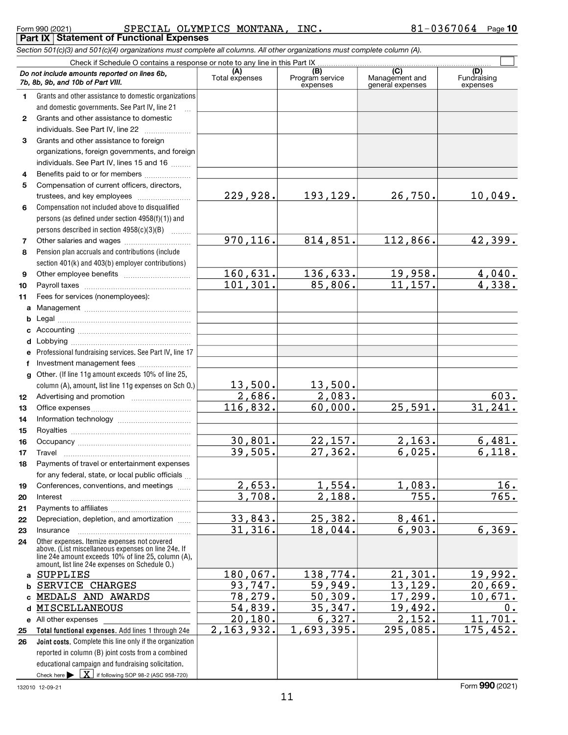Form 990 (2021) SPECIAL OLYMPICS MONTANA, INC. 81-0367064 Page 10

**Part IX Statement of Functional Expenses**

*Section 501(c)(3) and 501(c)(4) organizations must complete all columns. All other organizations must complete column (A).*

Check if Schedule O contains a response or note to any line in this Part IX ☐

| *Do not include amounts reported on lines 6b, 7b, 8b, 9b, and 10b of Part VIII.* | (A) Total expenses | (B) Program service expenses | (C) Management and general expenses | (D) Fundraising expenses |
|---|---|---|---|---|
| 1 Grants and other assistance to domestic organizations and domestic governments. See Part IV, line 21 | | | | |
| 2 Grants and other assistance to domestic individuals. See Part IV, line 22 | | | | |
| 3 Grants and other assistance to foreign organizations, foreign governments, and foreign individuals. See Part IV, lines 15 and 16 | | | | |
| 4 Benefits paid to or for members | | | | |
| 5 Compensation of current officers, directors, trustees, and key employees | 229,928. | 193,129. | 26,750. | 10,049. |
| 6 Compensation not included above to disqualified persons (as defined under section 4958(f)(1)) and persons described in section 4958(c)(3)(B) | | | | |
| 7 Other salaries and wages | 970,116. | 814,851. | 112,866. | 42,399. |
| 8 Pension plan accruals and contributions (include section 401(k) and 403(b) employer contributions) | | | | |
| 9 Other employee benefits | 160,631. | 136,633. | 19,958. | 4,040. |
| 10 Payroll taxes | 101,301. | 85,806. | 11,157. | 4,338. |
| 11 Fees for services (nonemployees): | | | | |
| a Management | | | | |
| b Legal | | | | |
| c Accounting | | | | |
| d Lobbying | | | | |
| e Professional fundraising services. See Part IV, line 17 | | | | |
| f Investment management fees | | | | |
| g Other. (If line 11g amount exceeds 10% of line 25, column (A), amount, list line 11g expenses on Sch O.) | 13,500. | 13,500. | | |
| 12 Advertising and promotion | 2,686. | 2,083. | | 603. |
| 13 Office expenses | 116,832. | 60,000. | 25,591. | 31,241. |
| 14 Information technology | | | | |
| 15 Royalties | | | | |
| 16 Occupancy | 30,801. | 22,157. | 2,163. | 6,481. |
| 17 Travel | 39,505. | 27,362. | 6,025. | 6,118. |
| 18 Payments of travel or entertainment expenses for any federal, state, or local public officials | | | | |
| 19 Conferences, conventions, and meetings | 2,653. | 1,554. | 1,083. | 16. |
| 20 Interest | 3,708. | 2,188. | 755. | 765. |
| 21 Payments to affiliates | | | | |
| 22 Depreciation, depletion, and amortization | 33,843. | 25,382. | 8,461. | |
| 23 Insurance | 31,316. | 18,044. | 6,903. | 6,369. |
| 24 Other expenses. Itemize expenses not covered above. (List miscellaneous expenses on line 24e. If line 24e amount exceeds 10% of line 25, column (A), amount, list line 24e expenses on Schedule O.) | | | | |
| a SUPPLIES | 180,067. | 138,774. | 21,301. | 19,992. |
| b SERVICE CHARGES | 93,747. | 59,949. | 13,129. | 20,669. |
| c MEDALS AND AWARDS | 78,279. | 50,309. | 17,299. | 10,671. |
| d MISCELLANEOUS | 54,839. | 35,347. | 19,492. | 0. |
| e All other expenses | 20,180. | 6,327. | 2,152. | 11,701. |
| 25 **Total functional expenses.** Add lines 1 through 24e | 2,163,932. | 1,693,395. | 295,085. | 175,452. |
| 26 **Joint costs.** Complete this line only if the organization reported in column (B) joint costs from a combined educational campaign and fundraising solicitation. Check here ▶ ☒ if following SOP 98-2 (ASC 958-720) | | | | |

132010 12-09-21

Form **990** (2021)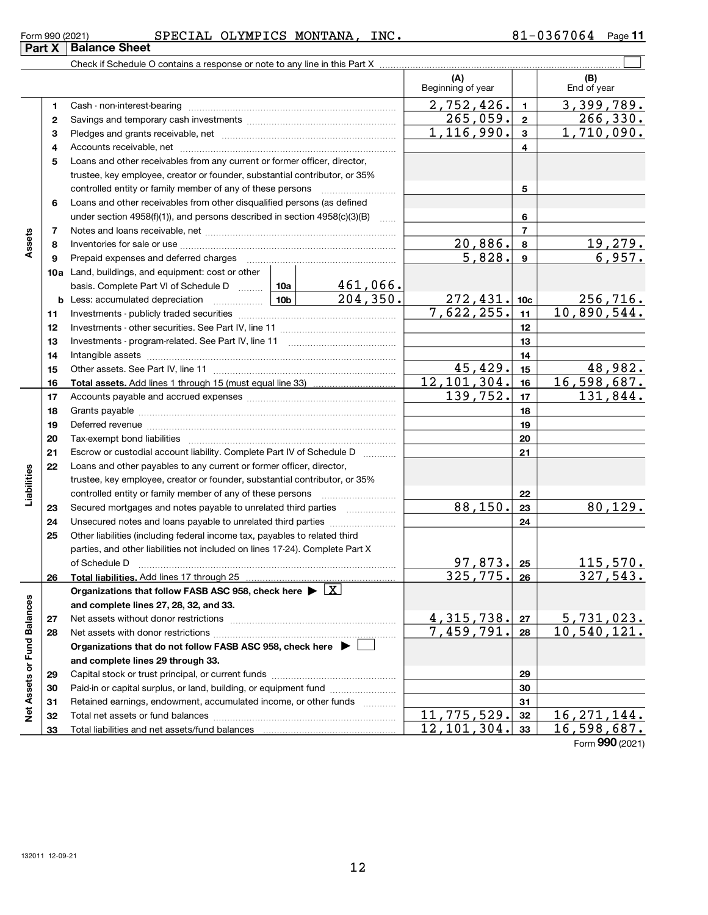Form 990 (2021) SPECIAL OLYMPICS MONTANA, INC. 81-0367064 Page 11

## Part X Balance Sheet

Check if Schedule O contains a response or note to any line in this Part X ☐

| | | | | (A) Beginning of year | | (B) End of year |
|---|---|---|---|---|---|---|
| **Assets** | 1 | Cash - non-interest-bearing | | 2,752,426. | 1 | 3,399,789. |
| | 2 | Savings and temporary cash investments | | 265,059. | 2 | 266,330. |
| | 3 | Pledges and grants receivable, net | | 1,116,990. | 3 | 1,710,090. |
| | 4 | Accounts receivable, net | | | 4 | |
| | 5 | Loans and other receivables from any current or former officer, director, trustee, key employee, creator or founder, substantial contributor, or 35% controlled entity or family member of any of these persons | | | 5 | |
| | 6 | Loans and other receivables from other disqualified persons (as defined under section 4958(f)(1)), and persons described in section 4958(c)(3)(B) | | | 6 | |
| | 7 | Notes and loans receivable, net | | | 7 | |
| | 8 | Inventories for sale or use | | 20,886. | 8 | 19,279. |
| | 9 | Prepaid expenses and deferred charges | | 5,828. | 9 | 6,957. |
| | 10a | Land, buildings, and equipment: cost or other basis. Complete Part VI of Schedule D | 10a 461,066. | | | |
| | b | Less: accumulated depreciation | 10b 204,350. | 272,431. | 10c | 256,716. |
| | 11 | Investments - publicly traded securities | | 7,622,255. | 11 | 10,890,544. |
| | 12 | Investments - other securities. See Part IV, line 11 | | | 12 | |
| | 13 | Investments - program-related. See Part IV, line 11 | | | 13 | |
| | 14 | Intangible assets | | | 14 | |
| | 15 | Other assets. See Part IV, line 11 | | 45,429. | 15 | 48,982. |
| | 16 | **Total assets.** Add lines 1 through 15 (must equal line 33) | | 12,101,304. | 16 | 16,598,687. |
| **Liabilities** | 17 | Accounts payable and accrued expenses | | 139,752. | 17 | 131,844. |
| | 18 | Grants payable | | | 18 | |
| | 19 | Deferred revenue | | | 19 | |
| | 20 | Tax-exempt bond liabilities | | | 20 | |
| | 21 | Escrow or custodial account liability. Complete Part IV of Schedule D | | | 21 | |
| | 22 | Loans and other payables to any current or former officer, director, trustee, key employee, creator or founder, substantial contributor, or 35% controlled entity or family member of any of these persons | | | 22 | |
| | 23 | Secured mortgages and notes payable to unrelated third parties | | 88,150. | 23 | 80,129. |
| | 24 | Unsecured notes and loans payable to unrelated third parties | | | 24 | |
| | 25 | Other liabilities (including federal income tax, payables to related third parties, and other liabilities not included on lines 17-24). Complete Part X of Schedule D | | 97,873. | 25 | 115,570. |
| | 26 | **Total liabilities.** Add lines 17 through 25 | | 325,775. | 26 | 327,543. |
| **Net Assets or Fund Balances** | | **Organizations that follow FASB ASC 958, check here ▶ ☒ and complete lines 27, 28, 32, and 33.** | | | | |
| | 27 | Net assets without donor restrictions | | 4,315,738. | 27 | 5,731,023. |
| | 28 | Net assets with donor restrictions | | 7,459,791. | 28 | 10,540,121. |
| | | **Organizations that do not follow FASB ASC 958, check here ▶ ☐ and complete lines 29 through 33.** | | | | |
| | 29 | Capital stock or trust principal, or current funds | | | 29 | |
| | 30 | Paid-in or capital surplus, or land, building, or equipment fund | | | 30 | |
| | 31 | Retained earnings, endowment, accumulated income, or other funds | | | 31 | |
| | 32 | Total net assets or fund balances | | 11,775,529. | 32 | 16,271,144. |
| | 33 | Total liabilities and net assets/fund balances | | 12,101,304. | 33 | 16,598,687. |

Form **990** (2021)

132011 12-09-21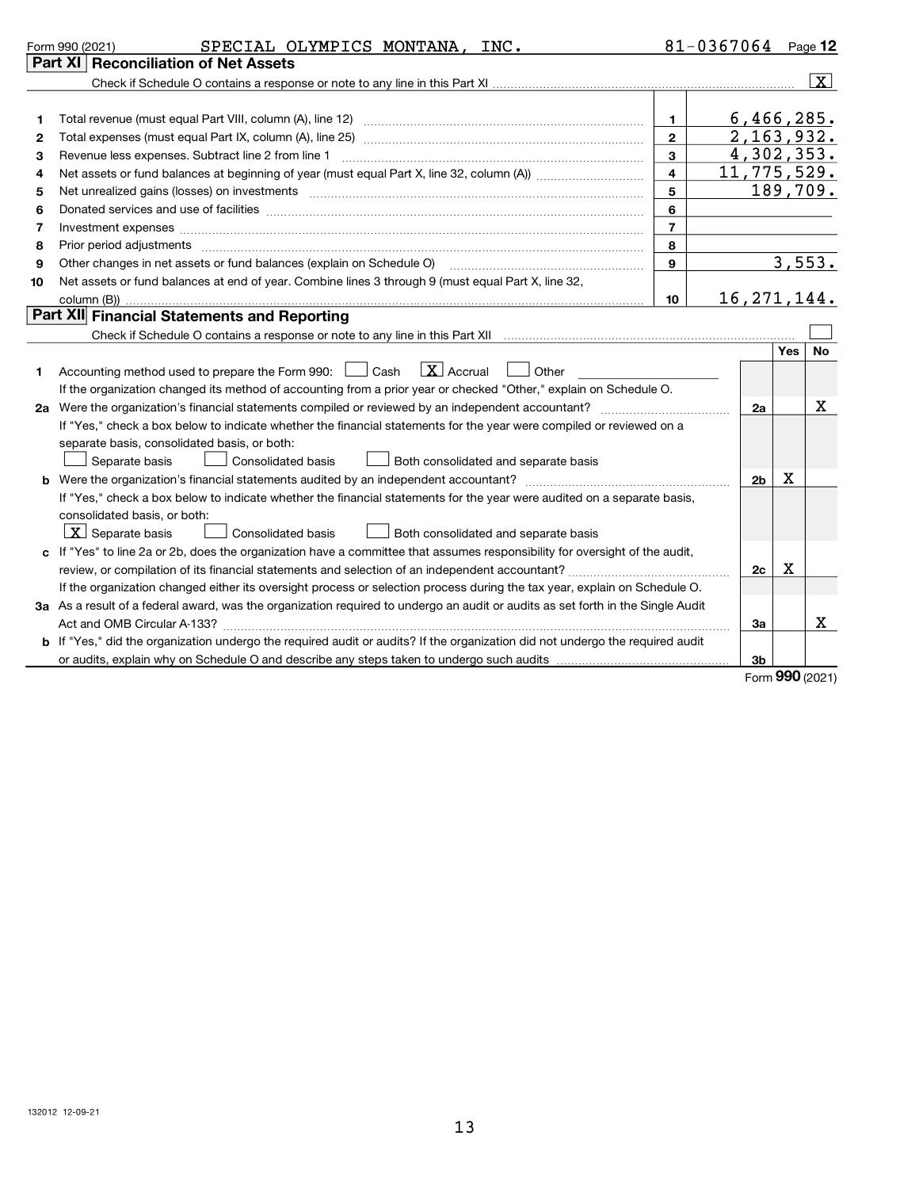Form 990 (2021) SPECIAL OLYMPICS MONTANA, INC. 81-0367064 Page **12**

## Part XI Reconciliation of Net Assets

Check if Schedule O contains a response or note to any line in this Part XI .......... [X]

| | | | |
|---|---|---|---|
| 1 | Total revenue (must equal Part VIII, column (A), line 12) | 1 | 6,466,285. |
| 2 | Total expenses (must equal Part IX, column (A), line 25) | 2 | 2,163,932. |
| 3 | Revenue less expenses. Subtract line 2 from line 1 | 3 | 4,302,353. |
| 4 | Net assets or fund balances at beginning of year (must equal Part X, line 32, column (A)) | 4 | 11,775,529. |
| 5 | Net unrealized gains (losses) on investments | 5 | 189,709. |
| 6 | Donated services and use of facilities | 6 | |
| 7 | Investment expenses | 7 | |
| 8 | Prior period adjustments | 8 | |
| 9 | Other changes in net assets or fund balances (explain on Schedule O) | 9 | 3,553. |
| 10 | Net assets or fund balances at end of year. Combine lines 3 through 9 (must equal Part X, line 32, column (B)) | 10 | 16,271,144. |

## Part XII Financial Statements and Reporting

Check if Schedule O contains a response or note to any line in this Part XII .......... [ ]

| | | | Yes | No |
|---|---|---|---|---|
| 1 | Accounting method used to prepare the Form 990: [ ] Cash [X] Accrual [ ] Other<br>If the organization changed its method of accounting from a prior year or checked "Other," explain on Schedule O. | | | |
| 2a | Were the organization's financial statements compiled or reviewed by an independent accountant?<br>If "Yes," check a box below to indicate whether the financial statements for the year were compiled or reviewed on a separate basis, consolidated basis, or both:<br>[ ] Separate basis [ ] Consolidated basis [ ] Both consolidated and separate basis | 2a | | X |
| b | Were the organization's financial statements audited by an independent accountant?<br>If "Yes," check a box below to indicate whether the financial statements for the year were audited on a separate basis, consolidated basis, or both:<br>[X] Separate basis [ ] Consolidated basis [ ] Both consolidated and separate basis | 2b | X | |
| c | If "Yes" to line 2a or 2b, does the organization have a committee that assumes responsibility for oversight of the audit, review, or compilation of its financial statements and selection of an independent accountant?<br>If the organization changed either its oversight process or selection process during the tax year, explain on Schedule O. | 2c | X | |
| 3a | As a result of a federal award, was the organization required to undergo an audit or audits as set forth in the Single Audit Act and OMB Circular A-133? | 3a | | X |
| b | If "Yes," did the organization undergo the required audit or audits? If the organization did not undergo the required audit or audits, explain why on Schedule O and describe any steps taken to undergo such audits | 3b | | |

Form **990** (2021)

132012 12-09-21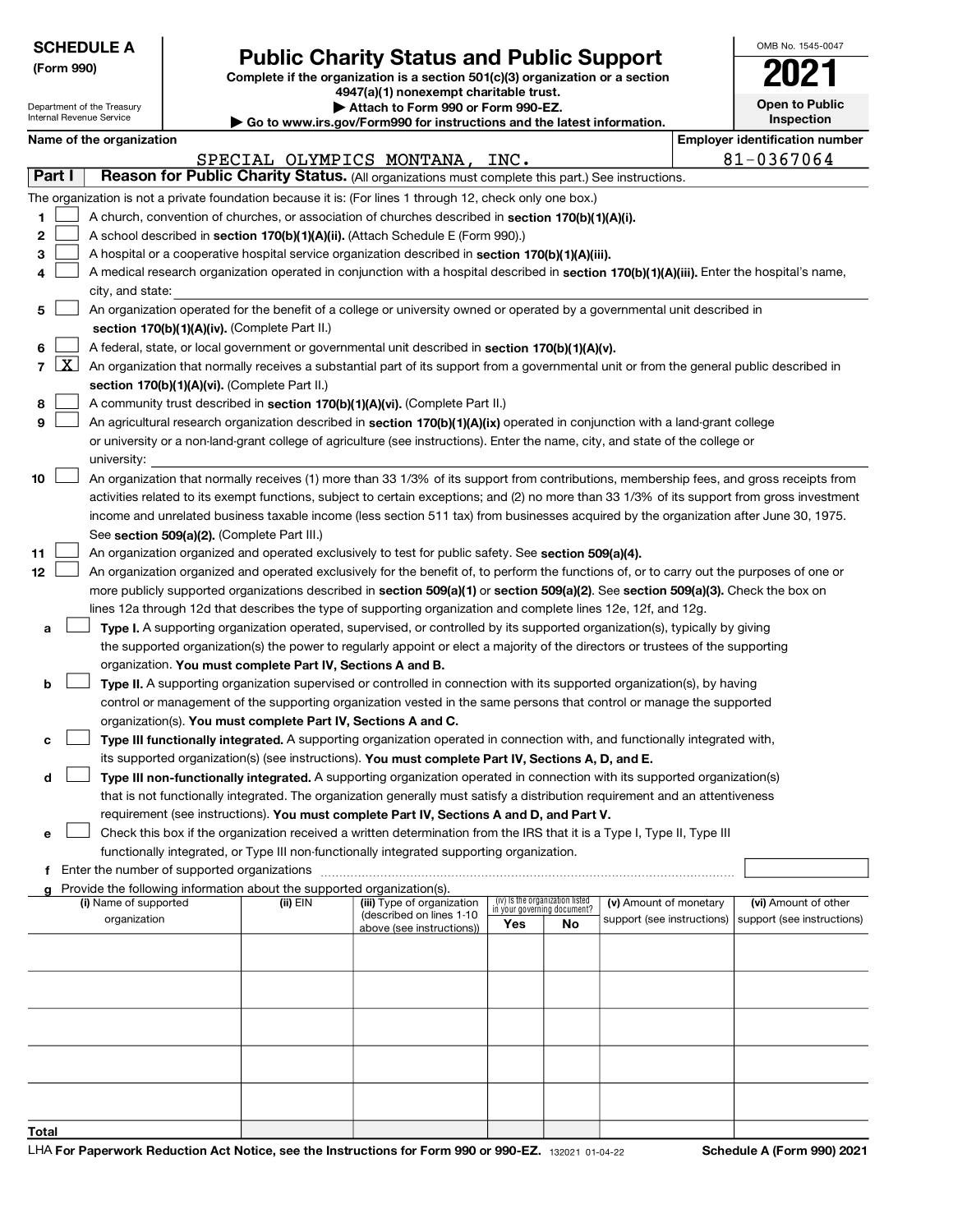**SCHEDULE A**
**(Form 990)**

Department of the Treasury
Internal Revenue Service

# Public Charity Status and Public Support

**Complete if the organization is a section 501(c)(3) organization or a section 4947(a)(1) nonexempt charitable trust.**
**▶ Attach to Form 990 or Form 990-EZ.**
**▶ Go to www.irs.gov/Form990 for instructions and the latest information.**

OMB No. 1545-0047

**2021**

**Open to Public Inspection**

**Name of the organization:** SPECIAL OLYMPICS MONTANA, INC.

**Employer identification number:** 81-0367064

## Part I Reason for Public Charity Status. (All organizations must complete this part.) See instructions.

The organization is not a private foundation because it is: (For lines 1 through 12, check only one box.)

1. [ ] A church, convention of churches, or association of churches described in **section 170(b)(1)(A)(i).**
2. [ ] A school described in **section 170(b)(1)(A)(ii).** (Attach Schedule E (Form 990).)
3. [ ] A hospital or a cooperative hospital service organization described in **section 170(b)(1)(A)(iii).**
4. [ ] A medical research organization operated in conjunction with a hospital described in **section 170(b)(1)(A)(iii).** Enter the hospital's name, city, and state:
5. [ ] An organization operated for the benefit of a college or university owned or operated by a governmental unit described in **section 170(b)(1)(A)(iv).** (Complete Part II.)
6. [ ] A federal, state, or local government or governmental unit described in **section 170(b)(1)(A)(v).**
7. [X] An organization that normally receives a substantial part of its support from a governmental unit or from the general public described in **section 170(b)(1)(A)(vi).** (Complete Part II.)
8. [ ] A community trust described in **section 170(b)(1)(A)(vi).** (Complete Part II.)
9. [ ] An agricultural research organization described in **section 170(b)(1)(A)(ix)** operated in conjunction with a land-grant college or university or a non-land-grant college of agriculture (see instructions). Enter the name, city, and state of the college or university:
10. [ ] An organization that normally receives (1) more than 33 1/3% of its support from contributions, membership fees, and gross receipts from activities related to its exempt functions, subject to certain exceptions; and (2) no more than 33 1/3% of its support from gross investment income and unrelated business taxable income (less section 511 tax) from businesses acquired by the organization after June 30, 1975. See **section 509(a)(2).** (Complete Part III.)
11. [ ] An organization organized and operated exclusively to test for public safety. See **section 509(a)(4).**
12. [ ] An organization organized and operated exclusively for the benefit of, to perform the functions of, or to carry out the purposes of one or more publicly supported organizations described in **section 509(a)(1)** or **section 509(a)(2).** See **section 509(a)(3).** Check the box on lines 12a through 12d that describes the type of supporting organization and complete lines 12e, 12f, and 12g.

   a. [ ] **Type I.** A supporting organization operated, supervised, or controlled by its supported organization(s), typically by giving the supported organization(s) the power to regularly appoint or elect a majority of the directors or trustees of the supporting organization. **You must complete Part IV, Sections A and B.**

   b. [ ] **Type II.** A supporting organization supervised or controlled in connection with its supported organization(s), by having control or management of the supporting organization vested in the same persons that control or manage the supported organization(s). **You must complete Part IV, Sections A and C.**

   c. [ ] **Type III functionally integrated.** A supporting organization operated in connection with, and functionally integrated with, its supported organization(s) (see instructions). **You must complete Part IV, Sections A, D, and E.**

   d. [ ] **Type III non-functionally integrated.** A supporting organization operated in connection with its supported organization(s) that is not functionally integrated. The organization generally must satisfy a distribution requirement and an attentiveness requirement (see instructions). **You must complete Part IV, Sections A and D, and Part V.**

   e. [ ] Check this box if the organization received a written determination from the IRS that it is a Type I, Type II, Type III functionally integrated, or Type III non-functionally integrated supporting organization.

   f. Enter the number of supported organizations

   g. Provide the following information about the supported organization(s).

| (i) Name of supported organization | (ii) EIN | (iii) Type of organization (described on lines 1-10 above (see instructions)) | (iv) Is the organization listed in your governing document? Yes | No | (v) Amount of monetary support (see instructions) | (vi) Amount of other support (see instructions) |
|---|---|---|---|---|---|---|
| | | | | | | |
| | | | | | | |
| | | | | | | |
| | | | | | | |
| | | | | | | |
| **Total** | | | | | | |

LHA **For Paperwork Reduction Act Notice, see the Instructions for Form 990 or 990-EZ.** 132021 01-04-22 **Schedule A (Form 990) 2021**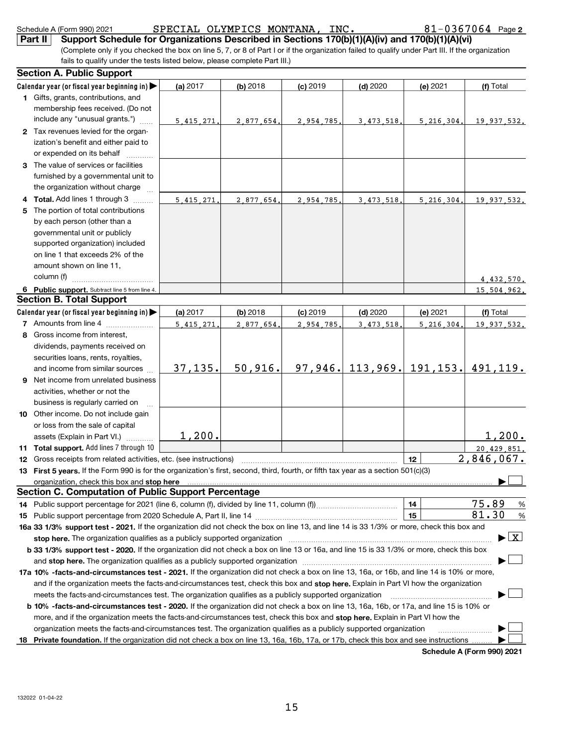Schedule A (Form 990) 2021 SPECIAL OLYMPICS MONTANA, INC. 81-0367064 Page 2

**Part II Support Schedule for Organizations Described in Sections 170(b)(1)(A)(iv) and 170(b)(1)(A)(vi)**

(Complete only if you checked the box on line 5, 7, or 8 of Part I or if the organization failed to qualify under Part III. If the organization fails to qualify under the tests listed below, please complete Part III.)

## Section A. Public Support

| Calendar year (or fiscal year beginning in) ▶ | (a) 2017 | (b) 2018 | (c) 2019 | (d) 2020 | (e) 2021 | (f) Total |
|---|---|---|---|---|---|---|
| 1 Gifts, grants, contributions, and membership fees received. (Do not include any "unusual grants.") | 5,415,271. | 2,877,654. | 2,954,785. | 3,473,518. | 5,216,304. | 19,937,532. |
| 2 Tax revenues levied for the organization's benefit and either paid to or expended on its behalf | | | | | | |
| 3 The value of services or facilities furnished by a governmental unit to the organization without charge | | | | | | |
| 4 Total. Add lines 1 through 3 | 5,415,271. | 2,877,654. | 2,954,785. | 3,473,518. | 5,216,304. | 19,937,532. |
| 5 The portion of total contributions by each person (other than a governmental unit or publicly supported organization) included on line 1 that exceeds 2% of the amount shown on line 11, column (f) | | | | | | 4,432,570. |
| 6 Public support. Subtract line 5 from line 4. | | | | | | 15,504,962. |

## Section B. Total Support

| Calendar year (or fiscal year beginning in) ▶ | (a) 2017 | (b) 2018 | (c) 2019 | (d) 2020 | (e) 2021 | (f) Total |
|---|---|---|---|---|---|---|
| 7 Amounts from line 4 | 5,415,271. | 2,877,654. | 2,954,785. | 3,473,518. | 5,216,304. | 19,937,532. |
| 8 Gross income from interest, dividends, payments received on securities loans, rents, royalties, and income from similar sources | 37,135. | 50,916. | 97,946. | 113,969. | 191,153. | 491,119. |
| 9 Net income from unrelated business activities, whether or not the business is regularly carried on | | | | | | |
| 10 Other income. Do not include gain or loss from the sale of capital assets (Explain in Part VI.) | 1,200. | | | | | 1,200. |
| 11 Total support. Add lines 7 through 10 | | | | | | 20,429,851. |
| 12 Gross receipts from related activities, etc. (see instructions) | | | | | 12 | 2,846,067. |

**13 First 5 years.** If the Form 990 is for the organization's first, second, third, fourth, or fifth tax year as a section 501(c)(3) organization, check this box and **stop here** ▶ ☐

## Section C. Computation of Public Support Percentage

| | | |
|---|---|---|
| 14 Public support percentage for 2021 (line 6, column (f), divided by line 11, column (f)) | 14 | 75.89 % |
| 15 Public support percentage from 2020 Schedule A, Part II, line 14 | 15 | 81.30 % |

**16a 33 1/3% support test - 2021.** If the organization did not check the box on line 13, and line 14 is 33 1/3% or more, check this box and **stop here.** The organization qualifies as a publicly supported organization ▶ ☒

**b 33 1/3% support test - 2020.** If the organization did not check a box on line 13 or 16a, and line 15 is 33 1/3% or more, check this box and **stop here.** The organization qualifies as a publicly supported organization ▶ ☐

**17a 10% -facts-and-circumstances test - 2021.** If the organization did not check a box on line 13, 16a, or 16b, and line 14 is 10% or more, and if the organization meets the facts-and-circumstances test, check this box and **stop here.** Explain in Part VI how the organization meets the facts-and-circumstances test. The organization qualifies as a publicly supported organization ▶ ☐

**b 10% -facts-and-circumstances test - 2020.** If the organization did not check a box on line 13, 16a, 16b, or 17a, and line 15 is 10% or more, and if the organization meets the facts-and-circumstances test, check this box and **stop here.** Explain in Part VI how the organization meets the facts-and-circumstances test. The organization qualifies as a publicly supported organization ▶ ☐

**18 Private foundation.** If the organization did not check a box on line 13, 16a, 16b, 17a, or 17b, check this box and see instructions ▶ ☐

Schedule A (Form 990) 2021

132022 01-04-22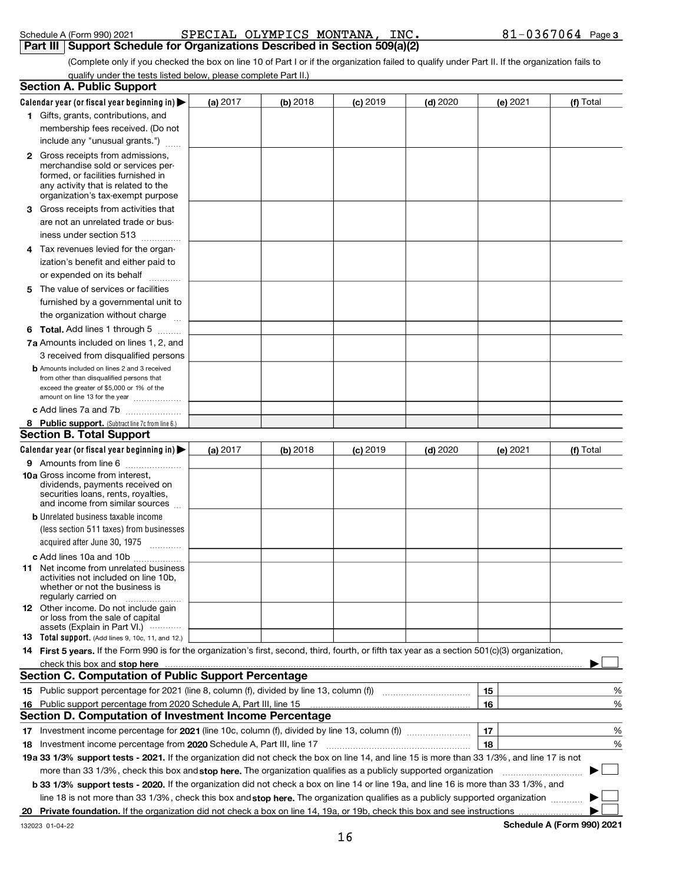Schedule A (Form 990) 2021 SPECIAL OLYMPICS MONTANA, INC. 81-0367064 Page 3

## Part III Support Schedule for Organizations Described in Section 509(a)(2)

(Complete only if you checked the box on line 10 of Part I or if the organization failed to qualify under Part II. If the organization fails to qualify under the tests listed below, please complete Part II.)

### Section A. Public Support

| Calendar year (or fiscal year beginning in) ▶ | (a) 2017 | (b) 2018 | (c) 2019 | (d) 2020 | (e) 2021 | (f) Total |
|---|---|---|---|---|---|---|
| 1 Gifts, grants, contributions, and membership fees received. (Do not include any "unusual grants.") | | | | | | |
| 2 Gross receipts from admissions, merchandise sold or services performed, or facilities furnished in any activity that is related to the organization's tax-exempt purpose | | | | | | |
| 3 Gross receipts from activities that are not an unrelated trade or business under section 513 | | | | | | |
| 4 Tax revenues levied for the organization's benefit and either paid to or expended on its behalf | | | | | | |
| 5 The value of services or facilities furnished by a governmental unit to the organization without charge | | | | | | |
| 6 **Total.** Add lines 1 through 5 | | | | | | |
| 7a Amounts included on lines 1, 2, and 3 received from disqualified persons | | | | | | |
| b Amounts included on lines 2 and 3 received from other than disqualified persons that exceed the greater of $5,000 or 1% of the amount on line 13 for the year | | | | | | |
| c Add lines 7a and 7b | | | | | | |
| 8 **Public support.** (Subtract line 7c from line 6.) | | | | | | |

### Section B. Total Support

| Calendar year (or fiscal year beginning in) ▶ | (a) 2017 | (b) 2018 | (c) 2019 | (d) 2020 | (e) 2021 | (f) Total |
|---|---|---|---|---|---|---|
| 9 Amounts from line 6 | | | | | | |
| 10a Gross income from interest, dividends, payments received on securities loans, rents, royalties, and income from similar sources | | | | | | |
| b Unrelated business taxable income (less section 511 taxes) from businesses acquired after June 30, 1975 | | | | | | |
| c Add lines 10a and 10b | | | | | | |
| 11 Net income from unrelated business activities not included on line 10b, whether or not the business is regularly carried on | | | | | | |
| 12 Other income. Do not include gain or loss from the sale of capital assets (Explain in Part VI.) | | | | | | |
| 13 **Total support.** (Add lines 9, 10c, 11, and 12.) | | | | | | |

14 **First 5 years.** If the Form 990 is for the organization's first, second, third, fourth, or fifth tax year as a section 501(c)(3) organization, check this box and **stop here** ▶ ☐

### Section C. Computation of Public Support Percentage

| | | | |
|---|---|---|---|
| 15 | Public support percentage for 2021 (line 8, column (f), divided by line 13, column (f)) | 15 | % |
| 16 | Public support percentage from 2020 Schedule A, Part III, line 15 | 16 | % |

### Section D. Computation of Investment Income Percentage

| | | | |
|---|---|---|---|
| 17 | Investment income percentage for **2021** (line 10c, column (f), divided by line 13, column (f)) | 17 | % |
| 18 | Investment income percentage from **2020** Schedule A, Part III, line 17 | 18 | % |

**19a 33 1/3% support tests - 2021.** If the organization did not check the box on line 14, and line 15 is more than 33 1/3%, and line 17 is not more than 33 1/3%, check this box and **stop here.** The organization qualifies as a publicly supported organization ▶ ☐

**b 33 1/3% support tests - 2020.** If the organization did not check a box on line 14 or line 19a, and line 16 is more than 33 1/3%, and line 18 is not more than 33 1/3%, check this box and **stop here.** The organization qualifies as a publicly supported organization ▶ ☐

**20 Private foundation.** If the organization did not check a box on line 14, 19a, or 19b, check this box and see instructions ▶ ☐

132023 01-04-22 **Schedule A (Form 990) 2021**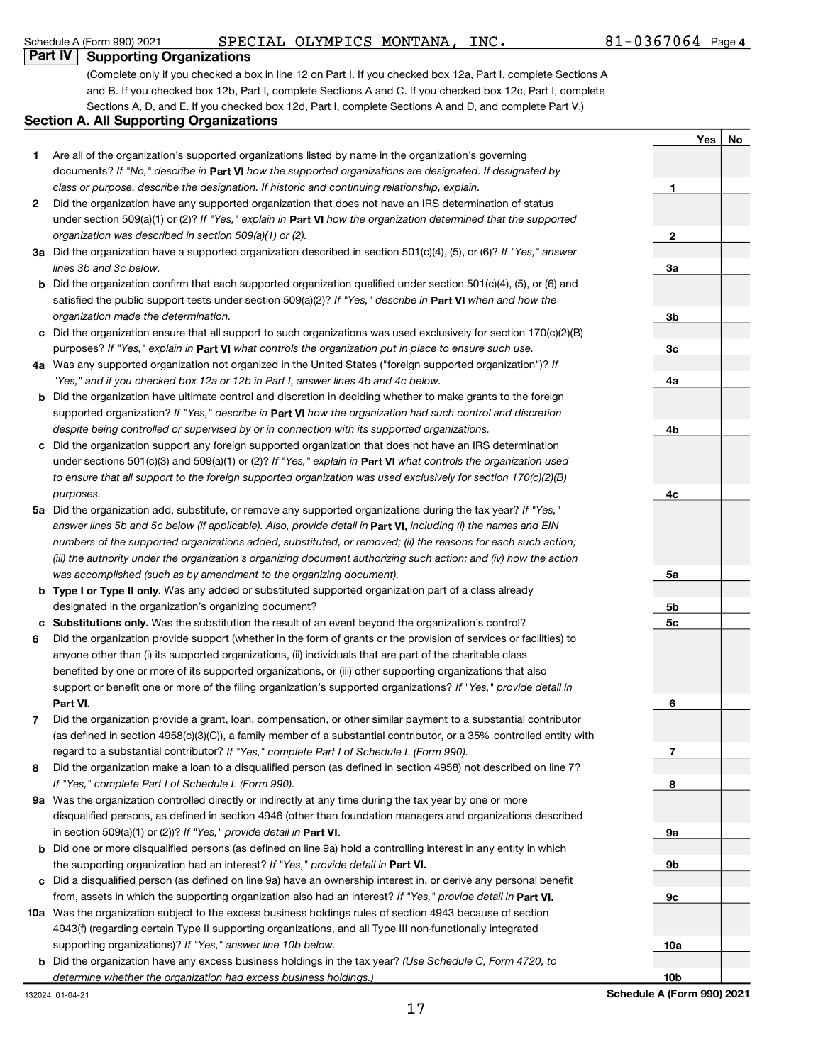Schedule A (Form 990) 2021 SPECIAL OLYMPICS MONTANA, INC. 81-0367064 Page 4

## Part IV Supporting Organizations

(Complete only if you checked a box in line 12 on Part I. If you checked box 12a, Part I, complete Sections A and B. If you checked box 12b, Part I, complete Sections A and C. If you checked box 12c, Part I, complete Sections A, D, and E. If you checked box 12d, Part I, complete Sections A and D, and complete Part V.)

### Section A. All Supporting Organizations

| | | | Yes | No |
|---|---|---|---|---|
| **1** | Are all of the organization's supported organizations listed by name in the organization's governing documents? *If "No," describe in* **Part VI** *how the supported organizations are designated. If designated by class or purpose, describe the designation. If historic and continuing relationship, explain.* | 1 | | |
| **2** | Did the organization have any supported organization that does not have an IRS determination of status under section 509(a)(1) or (2)? *If "Yes," explain in* **Part VI** *how the organization determined that the supported organization was described in section 509(a)(1) or (2).* | 2 | | |
| **3a** | Did the organization have a supported organization described in section 501(c)(4), (5), or (6)? *If "Yes," answer lines 3b and 3c below.* | 3a | | |
| **b** | Did the organization confirm that each supported organization qualified under section 501(c)(4), (5), or (6) and satisfied the public support tests under section 509(a)(2)? *If "Yes," describe in* **Part VI** *when and how the organization made the determination.* | 3b | | |
| **c** | Did the organization ensure that all support to such organizations was used exclusively for section 170(c)(2)(B) purposes? *If "Yes," explain in* **Part VI** *what controls the organization put in place to ensure such use.* | 3c | | |
| **4a** | Was any supported organization not organized in the United States ("foreign supported organization")? *If "Yes," and if you checked box 12a or 12b in Part I, answer lines 4b and 4c below.* | 4a | | |
| **b** | Did the organization have ultimate control and discretion in deciding whether to make grants to the foreign supported organization? *If "Yes," describe in* **Part VI** *how the organization had such control and discretion despite being controlled or supervised by or in connection with its supported organizations.* | 4b | | |
| **c** | Did the organization support any foreign supported organization that does not have an IRS determination under sections 501(c)(3) and 509(a)(1) or (2)? *If "Yes," explain in* **Part VI** *what controls the organization used to ensure that all support to the foreign supported organization was used exclusively for section 170(c)(2)(B) purposes.* | 4c | | |
| **5a** | Did the organization add, substitute, or remove any supported organizations during the tax year? *If "Yes," answer lines 5b and 5c below (if applicable). Also, provide detail in* **Part VI,** *including (i) the names and EIN numbers of the supported organizations added, substituted, or removed; (ii) the reasons for each such action; (iii) the authority under the organization's organizing document authorizing such action; and (iv) how the action was accomplished (such as by amendment to the organizing document).* | 5a | | |
| **b** | **Type I or Type II only.** Was any added or substituted supported organization part of a class already designated in the organization's organizing document? | 5b | | |
| **c** | **Substitutions only.** Was the substitution the result of an event beyond the organization's control? | 5c | | |
| **6** | Did the organization provide support (whether in the form of grants or the provision of services or facilities) to anyone other than (i) its supported organizations, (ii) individuals that are part of the charitable class benefited by one or more of its supported organizations, or (iii) other supporting organizations that also support or benefit one or more of the filing organization's supported organizations? *If "Yes," provide detail in* **Part VI.** | 6 | | |
| **7** | Did the organization provide a grant, loan, compensation, or other similar payment to a substantial contributor (as defined in section 4958(c)(3)(C)), a family member of a substantial contributor, or a 35% controlled entity with regard to a substantial contributor? *If "Yes," complete Part I of Schedule L (Form 990).* | 7 | | |
| **8** | Did the organization make a loan to a disqualified person (as defined in section 4958) not described on line 7? *If "Yes," complete Part I of Schedule L (Form 990).* | 8 | | |
| **9a** | Was the organization controlled directly or indirectly at any time during the tax year by one or more disqualified persons, as defined in section 4946 (other than foundation managers and organizations described in section 509(a)(1) or (2))? *If "Yes," provide detail in* **Part VI.** | 9a | | |
| **b** | Did one or more disqualified persons (as defined on line 9a) hold a controlling interest in any entity in which the supporting organization had an interest? *If "Yes," provide detail in* **Part VI.** | 9b | | |
| **c** | Did a disqualified person (as defined on line 9a) have an ownership interest in, or derive any personal benefit from, assets in which the supporting organization also had an interest? *If "Yes," provide detail in* **Part VI.** | 9c | | |
| **10a** | Was the organization subject to the excess business holdings rules of section 4943 because of section 4943(f) (regarding certain Type II supporting organizations, and all Type III non-functionally integrated supporting organizations)? *If "Yes," answer line 10b below.* | 10a | | |
| **b** | Did the organization have any excess business holdings in the tax year? *(Use Schedule C, Form 4720, to determine whether the organization had excess business holdings.)* | 10b | | |

132024 01-04-21 **Schedule A (Form 990) 2021**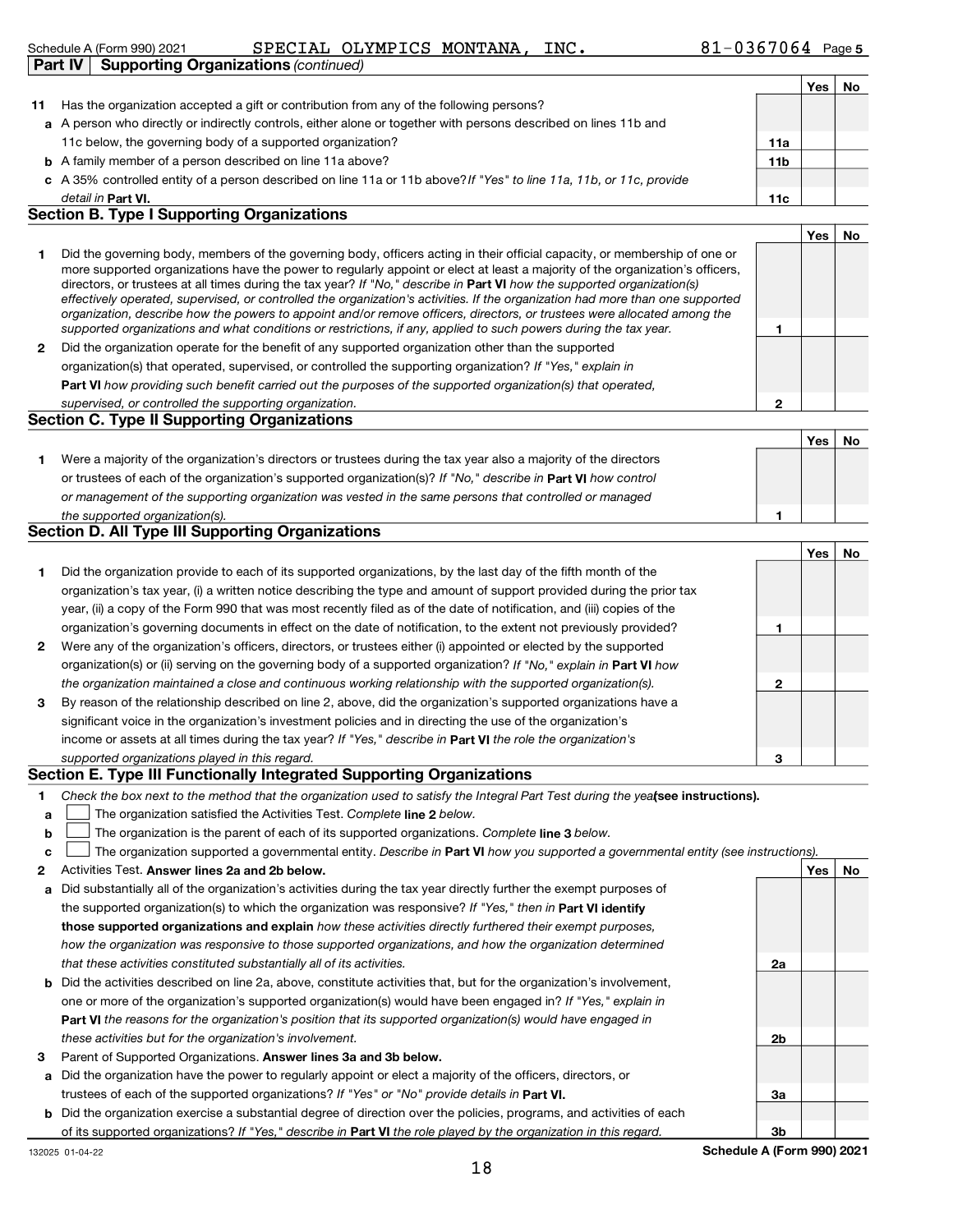Schedule A (Form 990) 2021 SPECIAL OLYMPICS MONTANA, INC. 81-0367064 Page 5

**Part IV Supporting Organizations** *(continued)*

| | | | Yes | No |
|---|---|---|---|---|
| **11** | Has the organization accepted a gift or contribution from any of the following persons? | | | |
| **a** | A person who directly or indirectly controls, either alone or together with persons described on lines 11b and 11c below, the governing body of a supported organization? | 11a | | |
| **b** | A family member of a person described on line 11a above? | 11b | | |
| **c** | A 35% controlled entity of a person described on line 11a or 11b above? *If "Yes" to line 11a, 11b, or 11c, provide detail in* **Part VI.** | 11c | | |

## Section B. Type I Supporting Organizations

| | | | Yes | No |
|---|---|---|---|---|
| **1** | Did the governing body, members of the governing body, officers acting in their official capacity, or membership of one or more supported organizations have the power to regularly appoint or elect at least a majority of the organization's officers, directors, or trustees at all times during the tax year? *If "No," describe in* **Part VI** *how the supported organization(s) effectively operated, supervised, or controlled the organization's activities. If the organization had more than one supported organization, describe how the powers to appoint and/or remove officers, directors, or trustees were allocated among the supported organizations and what conditions or restrictions, if any, applied to such powers during the tax year.* | 1 | | |
| **2** | Did the organization operate for the benefit of any supported organization other than the supported organization(s) that operated, supervised, or controlled the supporting organization? *If "Yes," explain in* **Part VI** *how providing such benefit carried out the purposes of the supported organization(s) that operated, supervised, or controlled the supporting organization.* | 2 | | |

## Section C. Type II Supporting Organizations

| | | | Yes | No |
|---|---|---|---|---|
| **1** | Were a majority of the organization's directors or trustees during the tax year also a majority of the directors or trustees of each of the organization's supported organization(s)? *If "No," describe in* **Part VI** *how control or management of the supporting organization was vested in the same persons that controlled or managed the supported organization(s).* | 1 | | |

## Section D. All Type III Supporting Organizations

| | | | Yes | No |
|---|---|---|---|---|
| **1** | Did the organization provide to each of its supported organizations, by the last day of the fifth month of the organization's tax year, (i) a written notice describing the type and amount of support provided during the prior tax year, (ii) a copy of the Form 990 that was most recently filed as of the date of notification, and (iii) copies of the organization's governing documents in effect on the date of notification, to the extent not previously provided? | 1 | | |
| **2** | Were any of the organization's officers, directors, or trustees either (i) appointed or elected by the supported organization(s) or (ii) serving on the governing body of a supported organization? *If "No," explain in* **Part VI** *how the organization maintained a close and continuous working relationship with the supported organization(s).* | 2 | | |
| **3** | By reason of the relationship described on line 2, above, did the organization's supported organizations have a significant voice in the organization's investment policies and in directing the use of the organization's income or assets at all times during the tax year? *If "Yes," describe in* **Part VI** *the role the organization's supported organizations played in this regard.* | 3 | | |

## Section E. Type III Functionally Integrated Supporting Organizations

**1** *Check the box next to the method that the organization used to satisfy the Integral Part Test during the year* **(see instructions).**

- **a** ☐ The organization satisfied the Activities Test. *Complete* **line 2** *below.*
- **b** ☐ The organization is the parent of each of its supported organizations. *Complete* **line 3** *below.*
- **c** ☐ The organization supported a governmental entity. *Describe in* **Part VI** *how you supported a governmental entity (see instructions).*

| | | | Yes | No |
|---|---|---|---|---|
| **2** | Activities Test. **Answer lines 2a and 2b below.** | | | |
| **a** | Did substantially all of the organization's activities during the tax year directly further the exempt purposes of the supported organization(s) to which the organization was responsive? *If "Yes," then in* **Part VI identify those supported organizations and explain** *how these activities directly furthered their exempt purposes, how the organization was responsive to those supported organizations, and how the organization determined that these activities constituted substantially all of its activities.* | 2a | | |
| **b** | Did the activities described on line 2a, above, constitute activities that, but for the organization's involvement, one or more of the organization's supported organization(s) would have been engaged in? *If "Yes," explain in* **Part VI** *the reasons for the organization's position that its supported organization(s) would have engaged in these activities but for the organization's involvement.* | 2b | | |
| **3** | Parent of Supported Organizations. **Answer lines 3a and 3b below.** | | | |
| **a** | Did the organization have the power to regularly appoint or elect a majority of the officers, directors, or trustees of each of the supported organizations? *If "Yes" or "No" provide details in* **Part VI.** | 3a | | |
| **b** | Did the organization exercise a substantial degree of direction over the policies, programs, and activities of each of its supported organizations? *If "Yes," describe in* **Part VI** *the role played by the organization in this regard.* | 3b | | |

132025 01-04-22 **Schedule A (Form 990) 2021**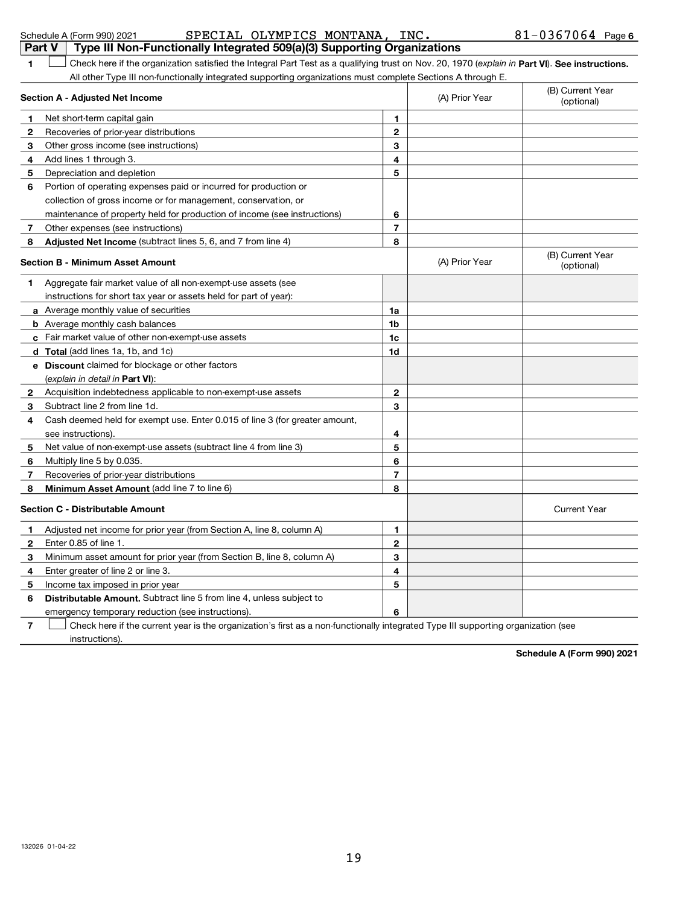Schedule A (Form 990) 2021 SPECIAL OLYMPICS MONTANA, INC. 81-0367064 Page 6

## Part V Type III Non-Functionally Integrated 509(a)(3) Supporting Organizations

**1** ☐ Check here if the organization satisfied the Integral Part Test as a qualifying trust on Nov. 20, 1970 (*explain in* **Part VI**). **See instructions.** All other Type III non-functionally integrated supporting organizations must complete Sections A through E.

| Section A - Adjusted Net Income | | (A) Prior Year | (B) Current Year (optional) |
|---|---|---|---|
| **1** Net short-term capital gain | **1** | | |
| **2** Recoveries of prior-year distributions | **2** | | |
| **3** Other gross income (see instructions) | **3** | | |
| **4** Add lines 1 through 3. | **4** | | |
| **5** Depreciation and depletion | **5** | | |
| **6** Portion of operating expenses paid or incurred for production or collection of gross income or for management, conservation, or maintenance of property held for production of income (see instructions) | **6** | | |
| **7** Other expenses (see instructions) | **7** | | |
| **8** **Adjusted Net Income** (subtract lines 5, 6, and 7 from line 4) | **8** | | |

| Section B - Minimum Asset Amount | | (A) Prior Year | (B) Current Year (optional) |
|---|---|---|---|
| **1** Aggregate fair market value of all non-exempt-use assets (see instructions for short tax year or assets held for part of year): | | | |
| **a** Average monthly value of securities | **1a** | | |
| **b** Average monthly cash balances | **1b** | | |
| **c** Fair market value of other non-exempt-use assets | **1c** | | |
| **d** **Total** (add lines 1a, 1b, and 1c) | **1d** | | |
| **e** **Discount** claimed for blockage or other factors (*explain in detail in* **Part VI**): | | | |
| **2** Acquisition indebtedness applicable to non-exempt-use assets | **2** | | |
| **3** Subtract line 2 from line 1d. | **3** | | |
| **4** Cash deemed held for exempt use. Enter 0.015 of line 3 (for greater amount, see instructions). | **4** | | |
| **5** Net value of non-exempt-use assets (subtract line 4 from line 3) | **5** | | |
| **6** Multiply line 5 by 0.035. | **6** | | |
| **7** Recoveries of prior-year distributions | **7** | | |
| **8** **Minimum Asset Amount** (add line 7 to line 6) | **8** | | |

| Section C - Distributable Amount | | | Current Year |
|---|---|---|---|
| **1** Adjusted net income for prior year (from Section A, line 8, column A) | **1** | | |
| **2** Enter 0.85 of line 1. | **2** | | |
| **3** Minimum asset amount for prior year (from Section B, line 8, column A) | **3** | | |
| **4** Enter greater of line 2 or line 3. | **4** | | |
| **5** Income tax imposed in prior year | **5** | | |
| **6** **Distributable Amount.** Subtract line 5 from line 4, unless subject to emergency temporary reduction (see instructions). | **6** | | |

**7** ☐ Check here if the current year is the organization's first as a non-functionally integrated Type III supporting organization (see instructions).

**Schedule A (Form 990) 2021**

132026 01-04-22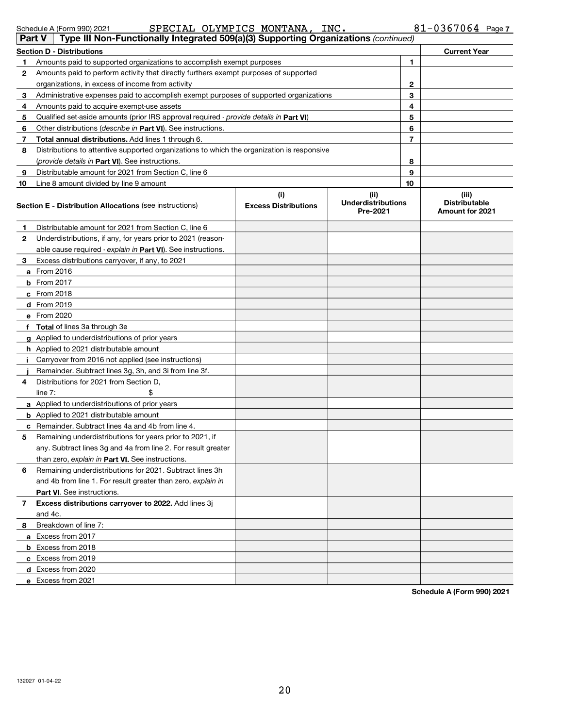Schedule A (Form 990) 2021 SPECIAL OLYMPICS MONTANA, INC. 81-0367064 Page 7

## Part V Type III Non-Functionally Integrated 509(a)(3) Supporting Organizations *(continued)*

| Section D - Distributions | | Current Year |
|---|---|---|
| 1 Amounts paid to supported organizations to accomplish exempt purposes | 1 | |
| 2 Amounts paid to perform activity that directly furthers exempt purposes of supported organizations, in excess of income from activity | 2 | |
| 3 Administrative expenses paid to accomplish exempt purposes of supported organizations | 3 | |
| 4 Amounts paid to acquire exempt-use assets | 4 | |
| 5 Qualified set-aside amounts (prior IRS approval required - *provide details in* **Part VI**) | 5 | |
| 6 Other distributions (*describe in* **Part VI**). See instructions. | 6 | |
| 7 **Total annual distributions.** Add lines 1 through 6. | 7 | |
| 8 Distributions to attentive supported organizations to which the organization is responsive (*provide details in* **Part VI**). See instructions. | 8 | |
| 9 Distributable amount for 2021 from Section C, line 6 | 9 | |
| 10 Line 8 amount divided by line 9 amount | 10 | |

| **Section E - Distribution Allocations** (see instructions) | (i) Excess Distributions | (ii) Underdistributions Pre-2021 | (iii) Distributable Amount for 2021 |
|---|---|---|---|
| 1 Distributable amount for 2021 from Section C, line 6 | | | |
| 2 Underdistributions, if any, for years prior to 2021 (reasonable cause required - *explain in* **Part VI**). See instructions. | | | |
| 3 Excess distributions carryover, if any, to 2021 | | | |
| a From 2016 | | | |
| b From 2017 | | | |
| c From 2018 | | | |
| d From 2019 | | | |
| e From 2020 | | | |
| f **Total** of lines 3a through 3e | | | |
| g Applied to underdistributions of prior years | | | |
| h Applied to 2021 distributable amount | | | |
| i Carryover from 2016 not applied (see instructions) | | | |
| j Remainder. Subtract lines 3g, 3h, and 3i from line 3f. | | | |
| 4 Distributions for 2021 from Section D, line 7: $ | | | |
| a Applied to underdistributions of prior years | | | |
| b Applied to 2021 distributable amount | | | |
| c Remainder. Subtract lines 4a and 4b from line 4. | | | |
| 5 Remaining underdistributions for years prior to 2021, if any. Subtract lines 3g and 4a from line 2. For result greater than zero, *explain in* **Part VI.** See instructions. | | | |
| 6 Remaining underdistributions for 2021. Subtract lines 3h and 4b from line 1. For result greater than zero, *explain in* **Part VI**. See instructions. | | | |
| 7 **Excess distributions carryover to 2022.** Add lines 3j and 4c. | | | |
| 8 Breakdown of line 7: | | | |
| a Excess from 2017 | | | |
| b Excess from 2018 | | | |
| c Excess from 2019 | | | |
| d Excess from 2020 | | | |
| e Excess from 2021 | | | |

**Schedule A (Form 990) 2021**

132027 01-04-22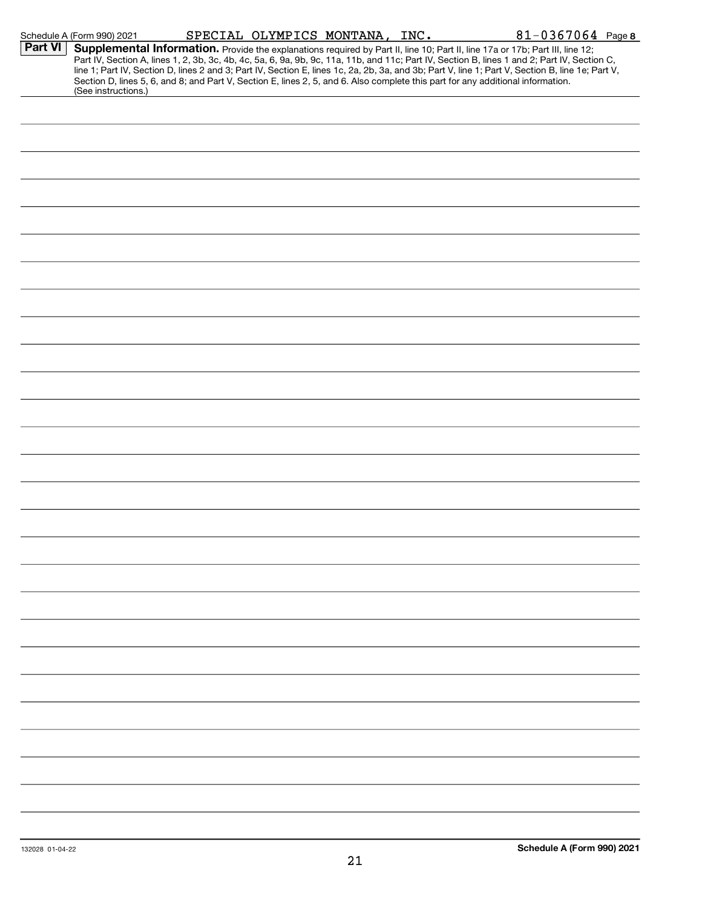Schedule A (Form 990) 2021 SPECIAL OLYMPICS MONTANA, INC. 81-0367064 Page **8**

**Part VI** **Supplemental Information.** Provide the explanations required by Part II, line 10; Part II, line 17a or 17b; Part III, line 12; Part IV, Section A, lines 1, 2, 3b, 3c, 4b, 4c, 5a, 6, 9a, 9b, 9c, 11a, 11b, and 11c; Part IV, Section B, lines 1 and 2; Part IV, Section C, line 1; Part IV, Section D, lines 2 and 3; Part IV, Section E, lines 1c, 2a, 2b, 3a, and 3b; Part V, line 1; Part V, Section B, line 1e; Part V, Section D, lines 5, 6, and 8; and Part V, Section E, lines 2, 5, and 6. Also complete this part for any additional information. (See instructions.)

132028 01-04-22 **Schedule A (Form 990) 2021**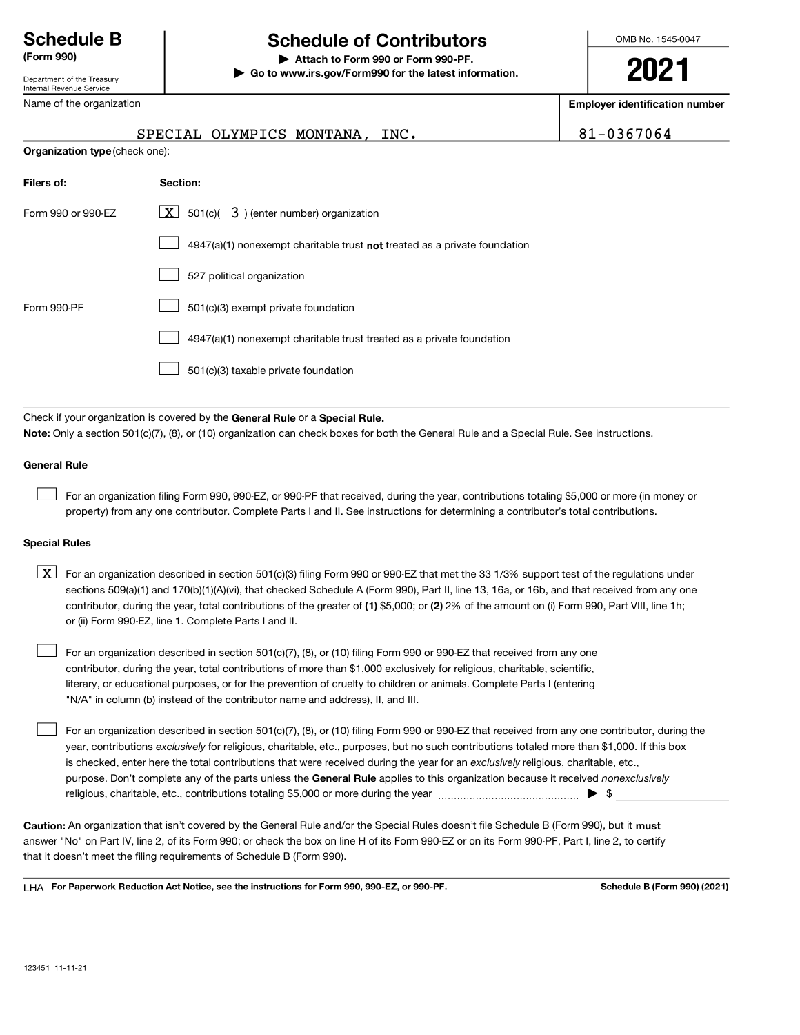# Schedule B (Form 990)

Department of the Treasury
Internal Revenue Service

## Schedule of Contributors

▶ Attach to Form 990 or Form 990-PF.
▶ Go to www.irs.gov/Form990 for the latest information.

OMB No. 1545-0047

**2021**

| Name of the organization | Employer identification number |
|---|---|
| SPECIAL OLYMPICS MONTANA, INC. | 81-0367064 |

**Organization type** (check one):

| Filers of: | Section: |
|---|---|
| Form 990 or 990-EZ | [X] 501(c)( 3 ) (enter number) organization |
| | [ ] 4947(a)(1) nonexempt charitable trust **not** treated as a private foundation |
| | [ ] 527 political organization |
| Form 990-PF | [ ] 501(c)(3) exempt private foundation |
| | [ ] 4947(a)(1) nonexempt charitable trust treated as a private foundation |
| | [ ] 501(c)(3) taxable private foundation |

Check if your organization is covered by the **General Rule** or a **Special Rule.**

**Note:** Only a section 501(c)(7), (8), or (10) organization can check boxes for both the General Rule and a Special Rule. See instructions.

**General Rule**

[ ] For an organization filing Form 990, 990-EZ, or 990-PF that received, during the year, contributions totaling $5,000 or more (in money or property) from any one contributor. Complete Parts I and II. See instructions for determining a contributor's total contributions.

**Special Rules**

[X] For an organization described in section 501(c)(3) filing Form 990 or 990-EZ that met the 33 1/3% support test of the regulations under sections 509(a)(1) and 170(b)(1)(A)(vi), that checked Schedule A (Form 990), Part II, line 13, 16a, or 16b, and that received from any one contributor, during the year, total contributions of the greater of **(1)** $5,000; or **(2)** 2% of the amount on (i) Form 990, Part VIII, line 1h; or (ii) Form 990-EZ, line 1. Complete Parts I and II.

[ ] For an organization described in section 501(c)(7), (8), or (10) filing Form 990 or 990-EZ that received from any one contributor, during the year, total contributions of more than $1,000 exclusively for religious, charitable, scientific, literary, or educational purposes, or for the prevention of cruelty to children or animals. Complete Parts I (entering "N/A" in column (b) instead of the contributor name and address), II, and III.

[ ] For an organization described in section 501(c)(7), (8), or (10) filing Form 990 or 990-EZ that received from any one contributor, during the year, contributions *exclusively* for religious, charitable, etc., purposes, but no such contributions totaled more than $1,000. If this box is checked, enter here the total contributions that were received during the year for an *exclusively* religious, charitable, etc., purpose. Don't complete any of the parts unless the **General Rule** applies to this organization because it received *nonexclusively* religious, charitable, etc., contributions totaling $5,000 or more during the year ▶ $

**Caution:** An organization that isn't covered by the General Rule and/or the Special Rules doesn't file Schedule B (Form 990), but it **must** answer "No" on Part IV, line 2, of its Form 990; or check the box on line H of its Form 990-EZ or on its Form 990-PF, Part I, line 2, to certify that it doesn't meet the filing requirements of Schedule B (Form 990).

LHA **For Paperwork Reduction Act Notice, see the instructions for Form 990, 990-EZ, or 990-PF.** **Schedule B (Form 990) (2021)**

123451 11-11-21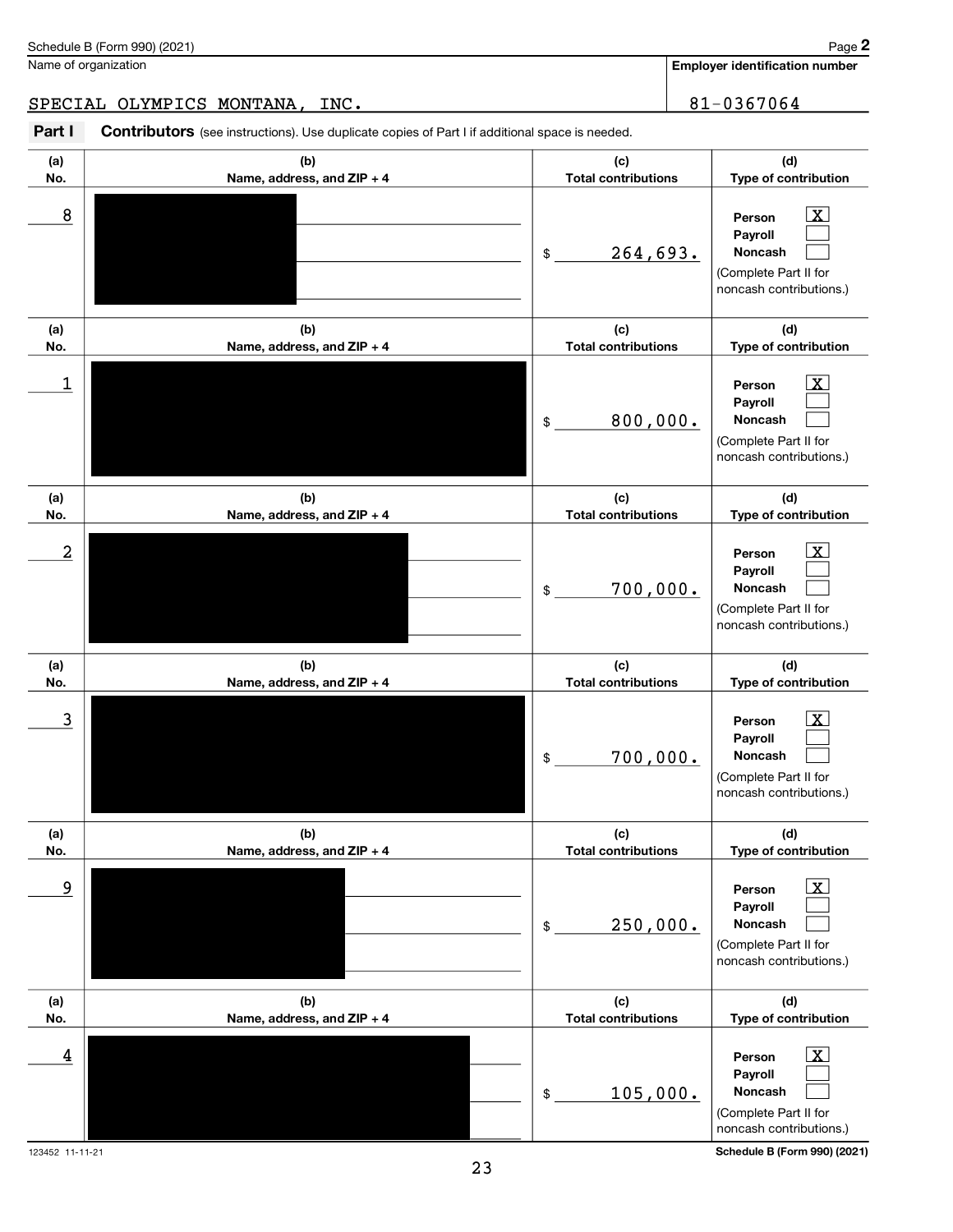Schedule B (Form 990) (2021) Page **2**

| Name of organization | Employer identification number |
|---|---|
| SPECIAL OLYMPICS MONTANA, INC. | 81-0367064 |

**Part I** **Contributors** (see instructions). Use duplicate copies of Part I if additional space is needed.

| (a) No. | (b) Name, address, and ZIP + 4 | (c) Total contributions | (d) Type of contribution |
|---|---|---|---|
| 8 | | $ 264,693. | Person [X] Payroll [ ] Noncash [ ] (Complete Part II for noncash contributions.) |
| 1 | | $ 800,000. | Person [X] Payroll [ ] Noncash [ ] (Complete Part II for noncash contributions.) |
| 2 | | $ 700,000. | Person [X] Payroll [ ] Noncash [ ] (Complete Part II for noncash contributions.) |
| 3 | | $ 700,000. | Person [X] Payroll [ ] Noncash [ ] (Complete Part II for noncash contributions.) |
| 9 | | $ 250,000. | Person [X] Payroll [ ] Noncash [ ] (Complete Part II for noncash contributions.) |
| 4 | | $ 105,000. | Person [X] Payroll [ ] Noncash [ ] (Complete Part II for noncash contributions.) |

123452 11-11-21 **Schedule B (Form 990) (2021)**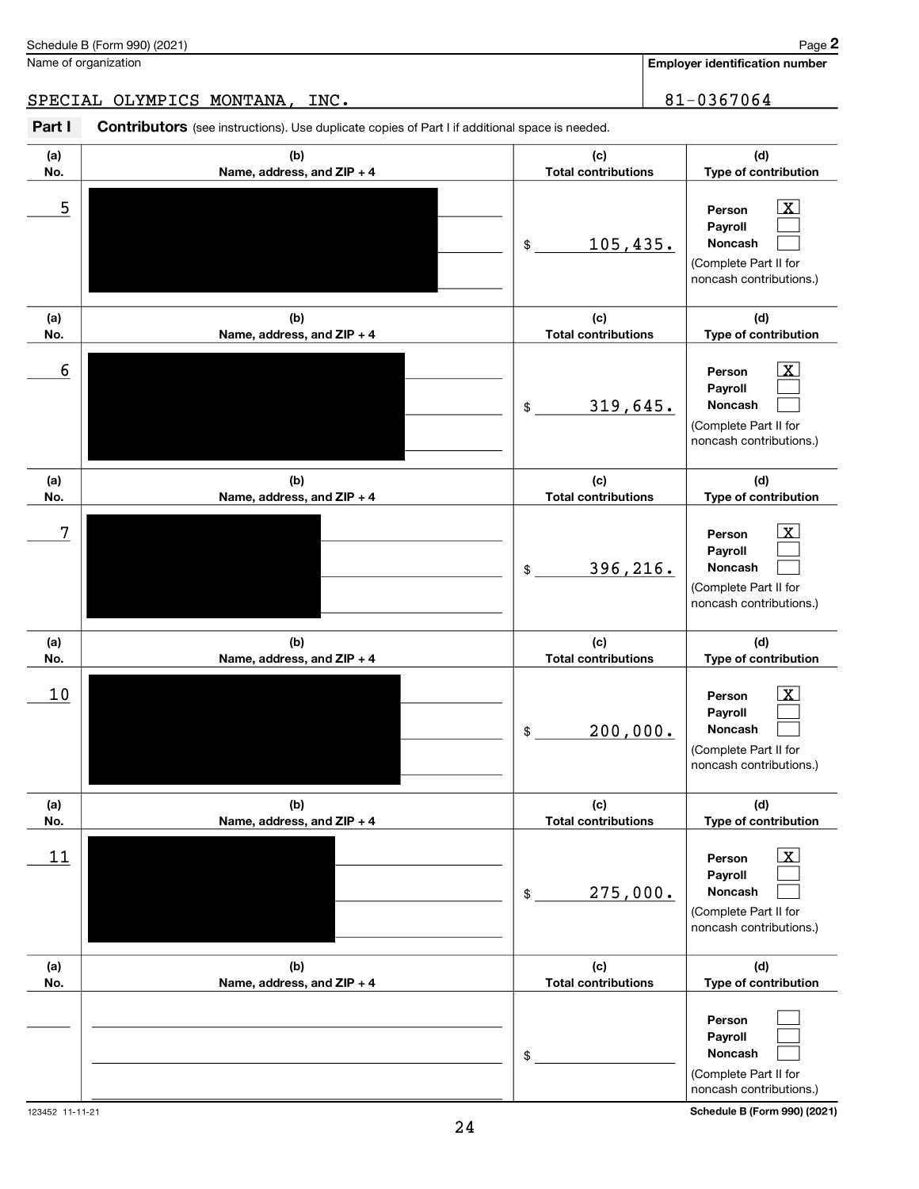Schedule B (Form 990) (2021) Page **2**

Name of organization: SPECIAL OLYMPICS MONTANA, INC.

**Employer identification number:** 81-0367064

**Part I** **Contributors** (see instructions). Use duplicate copies of Part I if additional space is needed.

| (a) No. | (b) Name, address, and ZIP + 4 | (c) Total contributions | (d) Type of contribution |
|---|---|---|---|
| 5 | [REDACTED] | $ 105,435. | Person [X] Payroll [ ] Noncash [ ] (Complete Part II for noncash contributions.) |
| 6 | [REDACTED] | $ 319,645. | Person [X] Payroll [ ] Noncash [ ] (Complete Part II for noncash contributions.) |
| 7 | [REDACTED] | $ 396,216. | Person [X] Payroll [ ] Noncash [ ] (Complete Part II for noncash contributions.) |
| 10 | [REDACTED] | $ 200,000. | Person [X] Payroll [ ] Noncash [ ] (Complete Part II for noncash contributions.) |
| 11 | [REDACTED] | $ 275,000. | Person [X] Payroll [ ] Noncash [ ] (Complete Part II for noncash contributions.) |
| | | $ | Person [ ] Payroll [ ] Noncash [ ] (Complete Part II for noncash contributions.) |

123452 11-11-21 **Schedule B (Form 990) (2021)**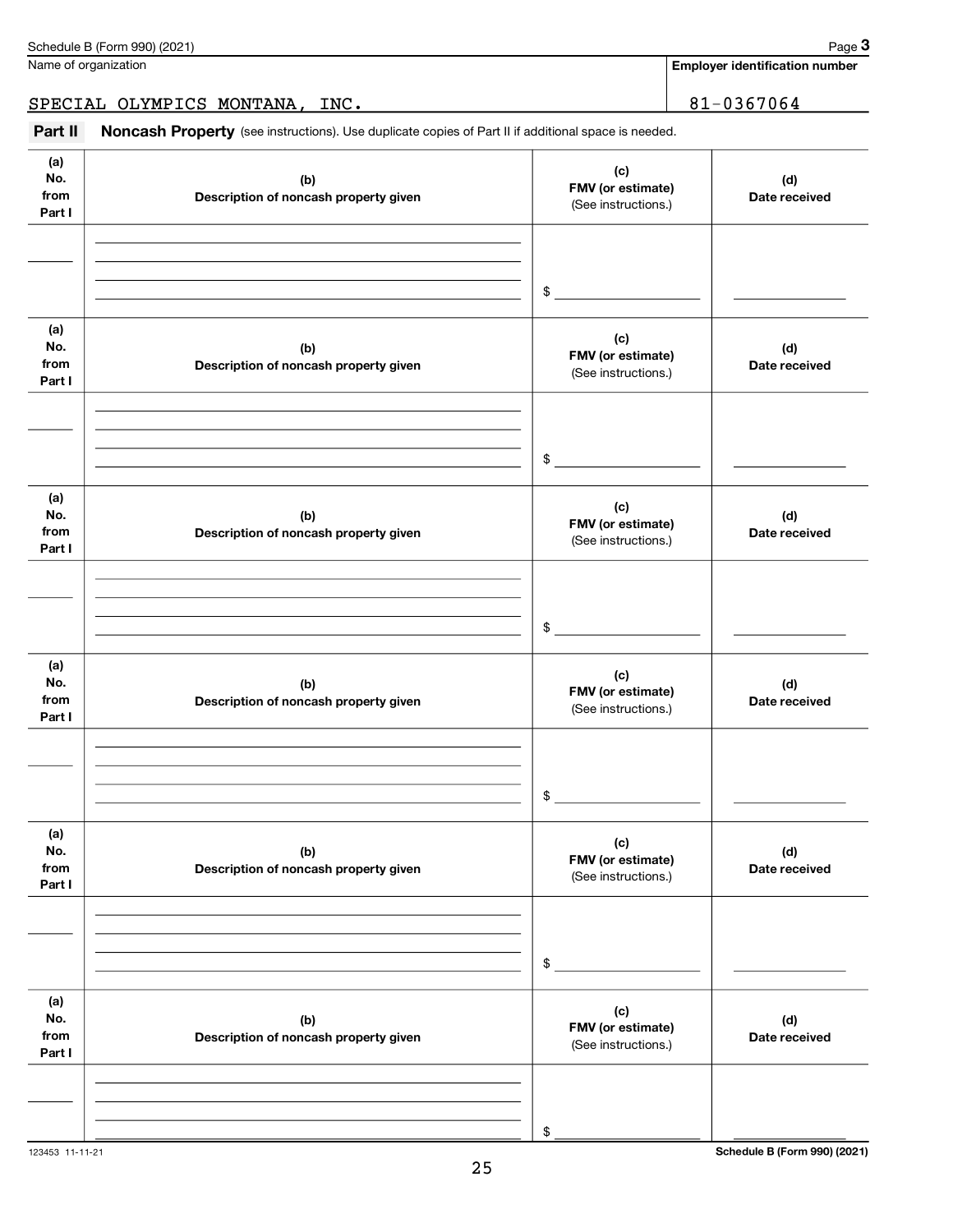Schedule B (Form 990) (2021) Page **3**

Name of organization: SPECIAL OLYMPICS MONTANA, INC.

**Employer identification number**: 81-0367064

**Part II** **Noncash Property** (see instructions). Use duplicate copies of Part II if additional space is needed.

| (a) No. from Part I | (b) Description of noncash property given | (c) FMV (or estimate) (See instructions.) | (d) Date received |
|---|---|---|---|
| | | $ | |

| (a) No. from Part I | (b) Description of noncash property given | (c) FMV (or estimate) (See instructions.) | (d) Date received |
|---|---|---|---|
| | | $ | |

| (a) No. from Part I | (b) Description of noncash property given | (c) FMV (or estimate) (See instructions.) | (d) Date received |
|---|---|---|---|
| | | $ | |

| (a) No. from Part I | (b) Description of noncash property given | (c) FMV (or estimate) (See instructions.) | (d) Date received |
|---|---|---|---|
| | | $ | |

| (a) No. from Part I | (b) Description of noncash property given | (c) FMV (or estimate) (See instructions.) | (d) Date received |
|---|---|---|---|
| | | $ | |

| (a) No. from Part I | (b) Description of noncash property given | (c) FMV (or estimate) (See instructions.) | (d) Date received |
|---|---|---|---|
| | | $ | |

123453 11-11-21

**Schedule B (Form 990) (2021)**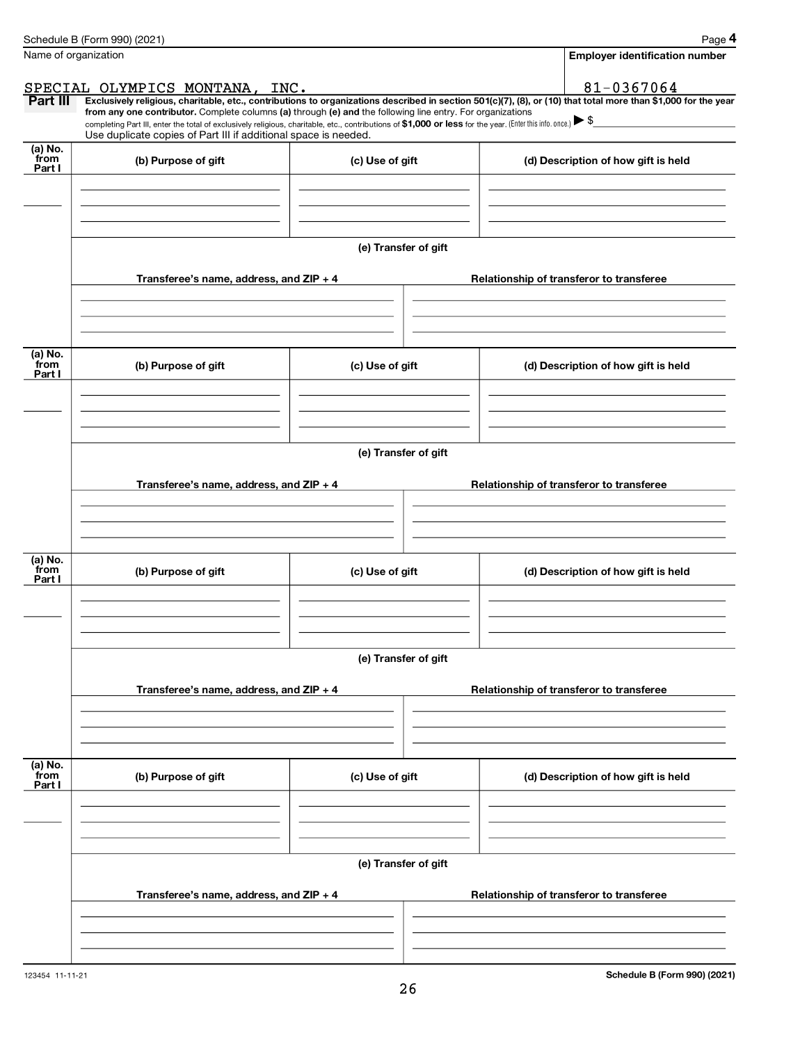Name of organization: SPECIAL OLYMPICS MONTANA, INC.

Employer identification number: 81-0367064

**Part III** **Exclusively religious, charitable, etc., contributions to organizations described in section 501(c)(7), (8), or (10) that total more than $1,000 for the year from any one contributor.** Complete columns **(a)** through **(e)** and the following line entry. For organizations completing Part III, enter the total of exclusively religious, charitable, etc., contributions of **$1,000 or less** for the year. (Enter this info. once.) ▶ $

Use duplicate copies of Part III if additional space is needed.

| (a) No. from Part I | (b) Purpose of gift | (c) Use of gift | (d) Description of how gift is held |
|---|---|---|---|
| | | | |

(e) Transfer of gift

| Transferee's name, address, and ZIP + 4 | Relationship of transferor to transferee |
|---|---|
| | |

| (a) No. from Part I | (b) Purpose of gift | (c) Use of gift | (d) Description of how gift is held |
|---|---|---|---|
| | | | |

(e) Transfer of gift

| Transferee's name, address, and ZIP + 4 | Relationship of transferor to transferee |
|---|---|
| | |

| (a) No. from Part I | (b) Purpose of gift | (c) Use of gift | (d) Description of how gift is held |
|---|---|---|---|
| | | | |

(e) Transfer of gift

| Transferee's name, address, and ZIP + 4 | Relationship of transferor to transferee |
|---|---|
| | |

| (a) No. from Part I | (b) Purpose of gift | (c) Use of gift | (d) Description of how gift is held |
|---|---|---|---|
| | | | |

(e) Transfer of gift

| Transferee's name, address, and ZIP + 4 | Relationship of transferor to transferee |
|---|---|
| | |

123454 11-11-21 **Schedule B (Form 990) (2021)**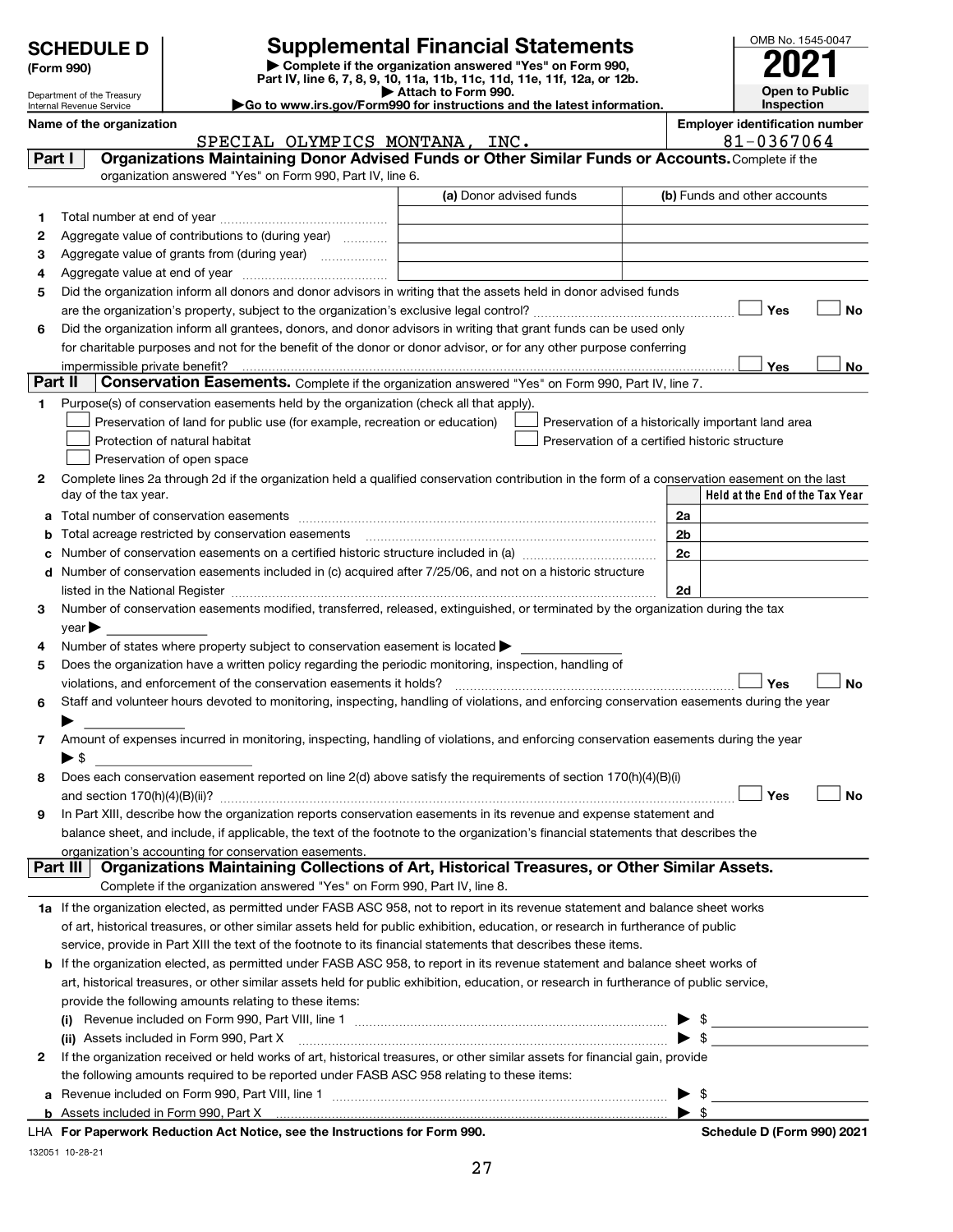# SCHEDULE D (Form 990)

Department of the Treasury
Internal Revenue Service

## Supplemental Financial Statements

▶ Complete if the organization answered "Yes" on Form 990, Part IV, line 6, 7, 8, 9, 10, 11a, 11b, 11c, 11d, 11e, 11f, 12a, or 12b.
▶ Attach to Form 990.
▶Go to www.irs.gov/Form990 for instructions and the latest information.

OMB No. 1545-0047

**2021**

**Open to Public Inspection**

**Name of the organization:** SPECIAL OLYMPICS MONTANA, INC.

**Employer identification number:** 81-0367064

## Part I Organizations Maintaining Donor Advised Funds or Other Similar Funds or Accounts.

Complete if the organization answered "Yes" on Form 990, Part IV, line 6.

| | | (a) Donor advised funds | (b) Funds and other accounts |
|---|---|---|---|
| 1 | Total number at end of year | | |
| 2 | Aggregate value of contributions to (during year) | | |
| 3 | Aggregate value of grants from (during year) | | |
| 4 | Aggregate value at end of year | | |

5 Did the organization inform all donors and donor advisors in writing that the assets held in donor advised funds are the organization's property, subject to the organization's exclusive legal control? ☐ Yes ☐ No

6 Did the organization inform all grantees, donors, and donor advisors in writing that grant funds can be used only for charitable purposes and not for the benefit of the donor or donor advisor, or for any other purpose conferring impermissible private benefit? ☐ Yes ☐ No

## Part II Conservation Easements.

Complete if the organization answered "Yes" on Form 990, Part IV, line 7.

1 Purpose(s) of conservation easements held by the organization (check all that apply).

- ☐ Preservation of land for public use (for example, recreation or education)
- ☐ Preservation of a historically important land area
- ☐ Protection of natural habitat
- ☐ Preservation of a certified historic structure
- ☐ Preservation of open space

2 Complete lines 2a through 2d if the organization held a qualified conservation contribution in the form of a conservation easement on the last day of the tax year.

| | | | Held at the End of the Tax Year |
|---|---|---|---|
| a | Total number of conservation easements | 2a | |
| b | Total acreage restricted by conservation easements | 2b | |
| c | Number of conservation easements on a certified historic structure included in (a) | 2c | |
| d | Number of conservation easements included in (c) acquired after 7/25/06, and not on a historic structure listed in the National Register | 2d | |

3 Number of conservation easements modified, transferred, released, extinguished, or terminated by the organization during the tax year ▶

4 Number of states where property subject to conservation easement is located ▶

5 Does the organization have a written policy regarding the periodic monitoring, inspection, handling of violations, and enforcement of the conservation easements it holds? ☐ Yes ☐ No

6 Staff and volunteer hours devoted to monitoring, inspecting, handling of violations, and enforcing conservation easements during the year ▶

7 Amount of expenses incurred in monitoring, inspecting, handling of violations, and enforcing conservation easements during the year ▶ $

8 Does each conservation easement reported on line 2(d) above satisfy the requirements of section 170(h)(4)(B)(i) and section 170(h)(4)(B)(ii)? ☐ Yes ☐ No

9 In Part XIII, describe how the organization reports conservation easements in its revenue and expense statement and balance sheet, and include, if applicable, the text of the footnote to the organization's financial statements that describes the organization's accounting for conservation easements.

## Part III Organizations Maintaining Collections of Art, Historical Treasures, or Other Similar Assets.

Complete if the organization answered "Yes" on Form 990, Part IV, line 8.

1a If the organization elected, as permitted under FASB ASC 958, not to report in its revenue statement and balance sheet works of art, historical treasures, or other similar assets held for public exhibition, education, or research in furtherance of public service, provide in Part XIII the text of the footnote to its financial statements that describes these items.

b If the organization elected, as permitted under FASB ASC 958, to report in its revenue statement and balance sheet works of art, historical treasures, or other similar assets held for public exhibition, education, or research in furtherance of public service, provide the following amounts relating to these items:

(i) Revenue included on Form 990, Part VIII, line 1 ▶ $

(ii) Assets included in Form 990, Part X ▶ $

2 If the organization received or held works of art, historical treasures, or other similar assets for financial gain, provide the following amounts required to be reported under FASB ASC 958 relating to these items:

a Revenue included on Form 990, Part VIII, line 1 ▶ $

b Assets included in Form 990, Part X ▶ $

LHA For Paperwork Reduction Act Notice, see the Instructions for Form 990. **Schedule D (Form 990) 2021**

132051 10-28-21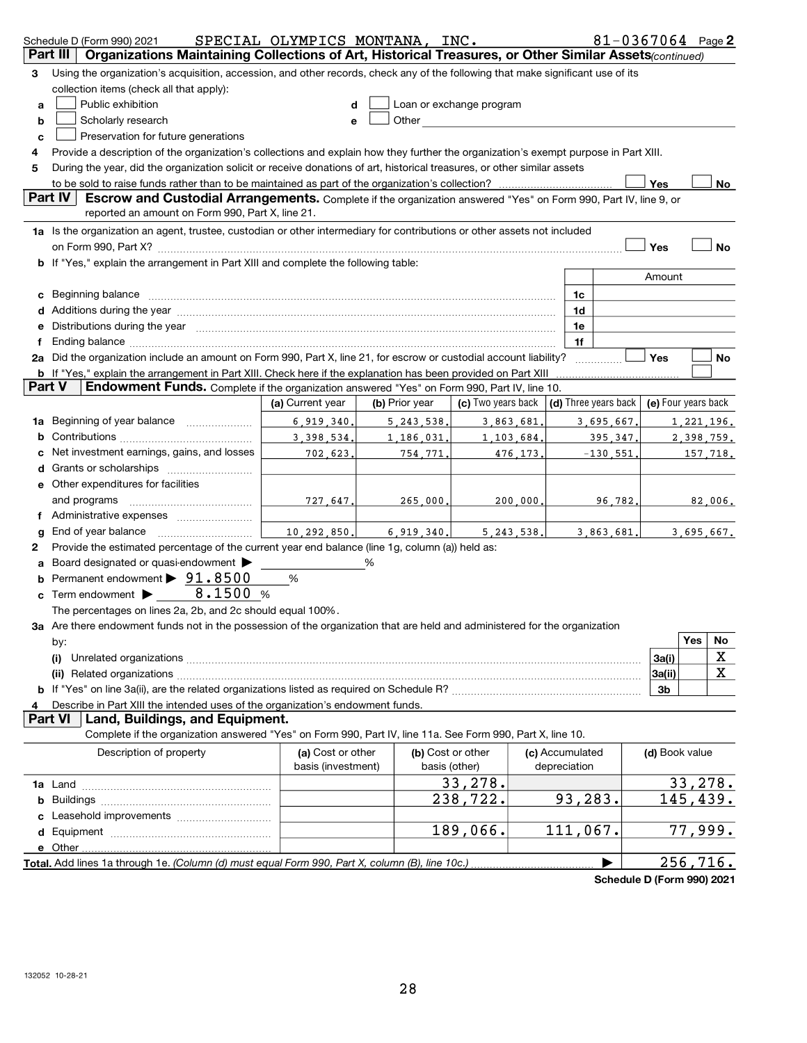Schedule D (Form 990) 2021 SPECIAL OLYMPICS MONTANA, INC. 81-0367064 Page 2

## Part III Organizations Maintaining Collections of Art, Historical Treasures, or Other Similar Assets *(continued)*

3 Using the organization's acquisition, accession, and other records, check any of the following that make significant use of its collection items (check all that apply):

- a ☐ Public exhibition
- b ☐ Scholarly research
- c ☐ Preservation for future generations
- d ☐ Loan or exchange program
- e ☐ Other

4 Provide a description of the organization's collections and explain how they further the organization's exempt purpose in Part XIII.

5 During the year, did the organization solicit or receive donations of art, historical treasures, or other similar assets to be sold to raise funds rather than to be maintained as part of the organization's collection? ☐ Yes ☐ No

## Part IV Escrow and Custodial Arrangements.

Complete if the organization answered "Yes" on Form 990, Part IV, line 9, or reported an amount on Form 990, Part X, line 21.

1a Is the organization an agent, trustee, custodian or other intermediary for contributions or other assets not included on Form 990, Part X? ☐ Yes ☐ No

b If "Yes," explain the arrangement in Part XIII and complete the following table:

| | | Amount |
|---|---|---|
| c Beginning balance | 1c | |
| d Additions during the year | 1d | |
| e Distributions during the year | 1e | |
| f Ending balance | 1f | |

2a Did the organization include an amount on Form 990, Part X, line 21, for escrow or custodial account liability? ☐ Yes ☐ No

b If "Yes," explain the arrangement in Part XIII. Check here if the explanation has been provided on Part XIII ☐

## Part V Endowment Funds.

Complete if the organization answered "Yes" on Form 990, Part IV, line 10.

| | (a) Current year | (b) Prior year | (c) Two years back | (d) Three years back | (e) Four years back |
|---|---|---|---|---|---|
| 1a Beginning of year balance | 6,919,340. | 5,243,538. | 3,863,681. | 3,695,667. | 1,221,196. |
| b Contributions | 3,398,534. | 1,186,031. | 1,103,684. | 395,347. | 2,398,759. |
| c Net investment earnings, gains, and losses | 702,623. | 754,771. | 476,173. | -130,551. | 157,718. |
| d Grants or scholarships | | | | | |
| e Other expenditures for facilities and programs | 727,647. | 265,000. | 200,000. | 96,782. | 82,006. |
| f Administrative expenses | | | | | |
| g End of year balance | 10,292,850. | 6,919,340. | 5,243,538. | 3,863,681. | 3,695,667. |

2 Provide the estimated percentage of the current year end balance (line 1g, column (a)) held as:

- a Board designated or quasi-endowment ▶ ______ %
- b Permanent endowment ▶ 91.8500 %
- c Term endowment ▶ 8.1500 %

The percentages on lines 2a, 2b, and 2c should equal 100%.

3a Are there endowment funds not in the possession of the organization that are held and administered for the organization by:

| | | Yes | No |
|---|---|---|---|
| (i) Unrelated organizations | 3a(i) | | X |
| (ii) Related organizations | 3a(ii) | | X |
| b If "Yes" on line 3a(ii), are the related organizations listed as required on Schedule R? | 3b | | |

4 Describe in Part XIII the intended uses of the organization's endowment funds.

## Part VI Land, Buildings, and Equipment.

Complete if the organization answered "Yes" on Form 990, Part IV, line 11a. See Form 990, Part X, line 10.

| Description of property | (a) Cost or other basis (investment) | (b) Cost or other basis (other) | (c) Accumulated depreciation | (d) Book value |
|---|---|---|---|---|
| 1a Land | | 33,278. | | 33,278. |
| b Buildings | | 238,722. | 93,283. | 145,439. |
| c Leasehold improvements | | | | |
| d Equipment | | 189,066. | 111,067. | 77,999. |
| e Other | | | | |
| **Total.** Add lines 1a through 1e. *(Column (d) must equal Form 990, Part X, column (B), line 10c.)* | | | | 256,716. |

**Schedule D (Form 990) 2021**

132052 10-28-21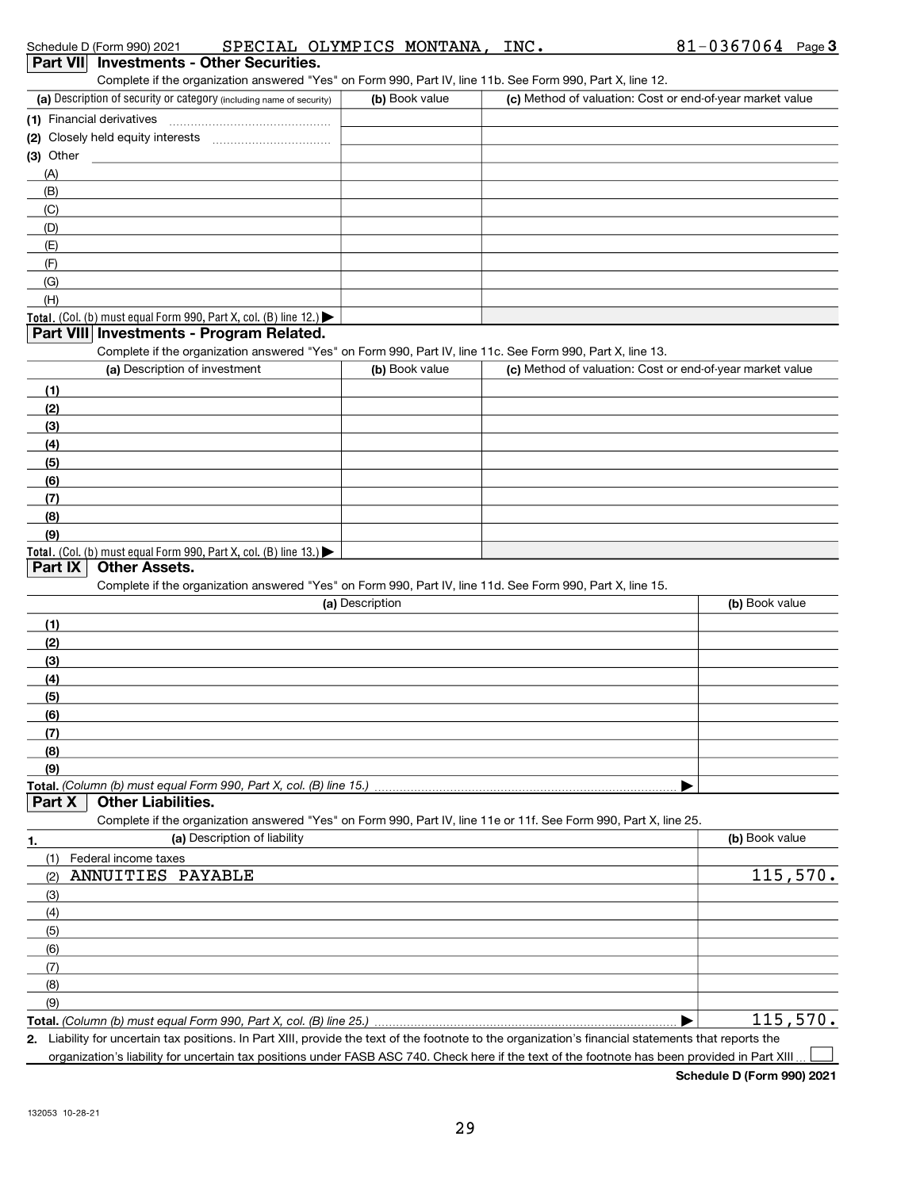Schedule D (Form 990) 2021 SPECIAL OLYMPICS MONTANA, INC. 81-0367064 Page 3

## Part VII Investments - Other Securities.

Complete if the organization answered "Yes" on Form 990, Part IV, line 11b. See Form 990, Part X, line 12.

| (a) Description of security or category (including name of security) | (b) Book value | (c) Method of valuation: Cost or end-of-year market value |
|---|---|---|
| (1) Financial derivatives | | |
| (2) Closely held equity interests | | |
| (3) Other | | |
| (A) | | |
| (B) | | |
| (C) | | |
| (D) | | |
| (E) | | |
| (F) | | |
| (G) | | |
| (H) | | |
| **Total.** (Col. (b) must equal Form 990, Part X, col. (B) line 12.) ▶ | | |

## Part VIII Investments - Program Related.

Complete if the organization answered "Yes" on Form 990, Part IV, line 11c. See Form 990, Part X, line 13.

| (a) Description of investment | (b) Book value | (c) Method of valuation: Cost or end-of-year market value |
|---|---|---|
| (1) | | |
| (2) | | |
| (3) | | |
| (4) | | |
| (5) | | |
| (6) | | |
| (7) | | |
| (8) | | |
| (9) | | |
| **Total.** (Col. (b) must equal Form 990, Part X, col. (B) line 13.) ▶ | | |

## Part IX Other Assets.

Complete if the organization answered "Yes" on Form 990, Part IV, line 11d. See Form 990, Part X, line 15.

| (a) Description | (b) Book value |
|---|---|
| (1) | |
| (2) | |
| (3) | |
| (4) | |
| (5) | |
| (6) | |
| (7) | |
| (8) | |
| (9) | |
| **Total.** *(Column (b) must equal Form 990, Part X, col. (B) line 15.)* ▶ | |

## Part X Other Liabilities.

Complete if the organization answered "Yes" on Form 990, Part IV, line 11e or 11f. See Form 990, Part X, line 25.

| 1. (a) Description of liability | (b) Book value |
|---|---|
| (1) Federal income taxes | |
| (2) ANNUITIES PAYABLE | 115,570. |
| (3) | |
| (4) | |
| (5) | |
| (6) | |
| (7) | |
| (8) | |
| (9) | |
| **Total.** *(Column (b) must equal Form 990, Part X, col. (B) line 25.)* ▶ | 115,570. |

**2.** Liability for uncertain tax positions. In Part XIII, provide the text of the footnote to the organization's financial statements that reports the organization's liability for uncertain tax positions under FASB ASC 740. Check here if the text of the footnote has been provided in Part XIII ☐

**Schedule D (Form 990) 2021**

132053 10-28-21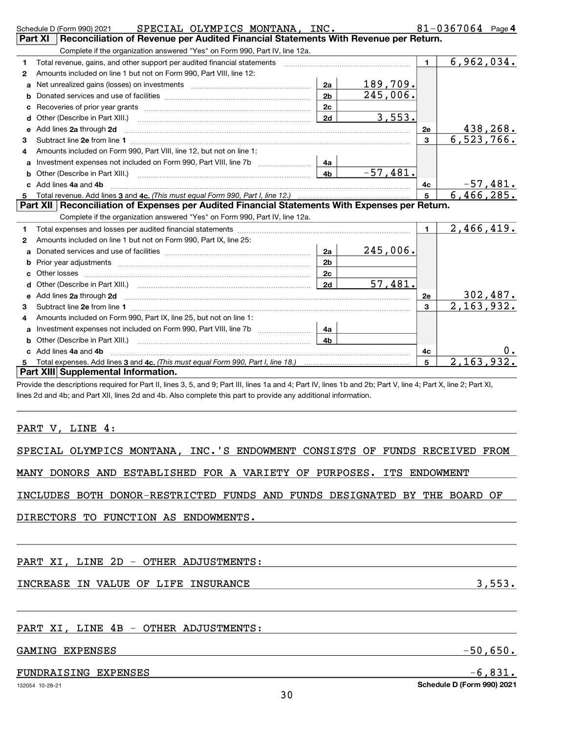Schedule D (Form 990) 2021 SPECIAL OLYMPICS MONTANA, INC. 81-0367064 Page 4

## Part XI Reconciliation of Revenue per Audited Financial Statements With Revenue per Return.

Complete if the organization answered "Yes" on Form 990, Part IV, line 12a.

| | | | | | |
|---|---|---|---|---|---|
| **1** | Total revenue, gains, and other support per audited financial statements | | | 1 | 6,962,034. |
| **2** | Amounts included on line 1 but not on Form 990, Part VIII, line 12: | | | | |
| **a** | Net unrealized gains (losses) on investments | 2a | 189,709. | | |
| **b** | Donated services and use of facilities | 2b | 245,006. | | |
| **c** | Recoveries of prior year grants | 2c | | | |
| **d** | Other (Describe in Part XIII.) | 2d | 3,553. | | |
| **e** | Add lines **2a** through **2d** | | | 2e | 438,268. |
| **3** | Subtract line **2e** from line **1** | | | 3 | 6,523,766. |
| **4** | Amounts included on Form 990, Part VIII, line 12, but not on line 1: | | | | |
| **a** | Investment expenses not included on Form 990, Part VIII, line 7b | 4a | | | |
| **b** | Other (Describe in Part XIII.) | 4b | -57,481. | | |
| **c** | Add lines **4a** and **4b** | | | 4c | -57,481. |
| **5** | Total revenue. Add lines **3** and **4c.** *(This must equal Form 990, Part I, line 12.)* | | | 5 | 6,466,285. |

## Part XII Reconciliation of Expenses per Audited Financial Statements With Expenses per Return.

Complete if the organization answered "Yes" on Form 990, Part IV, line 12a.

| | | | | | |
|---|---|---|---|---|---|
| **1** | Total expenses and losses per audited financial statements | | | 1 | 2,466,419. |
| **2** | Amounts included on line 1 but not on Form 990, Part IX, line 25: | | | | |
| **a** | Donated services and use of facilities | 2a | 245,006. | | |
| **b** | Prior year adjustments | 2b | | | |
| **c** | Other losses | 2c | | | |
| **d** | Other (Describe in Part XIII.) | 2d | 57,481. | | |
| **e** | Add lines **2a** through **2d** | | | 2e | 302,487. |
| **3** | Subtract line **2e** from line **1** | | | 3 | 2,163,932. |
| **4** | Amounts included on Form 990, Part IX, line 25, but not on line 1: | | | | |
| **a** | Investment expenses not included on Form 990, Part VIII, line 7b | 4a | | | |
| **b** | Other (Describe in Part XIII.) | 4b | | | |
| **c** | Add lines **4a** and **4b** | | | 4c | 0. |
| **5** | Total expenses. Add lines **3** and **4c.** *(This must equal Form 990, Part I, line 18.)* | | | 5 | 2,163,932. |

## Part XIII Supplemental Information.

Provide the descriptions required for Part II, lines 3, 5, and 9; Part III, lines 1a and 4; Part IV, lines 1b and 2b; Part V, line 4; Part X, line 2; Part XI, lines 2d and 4b; and Part XII, lines 2d and 4b. Also complete this part to provide any additional information.

PART V, LINE 4:

SPECIAL OLYMPICS MONTANA, INC.'S ENDOWMENT CONSISTS OF FUNDS RECEIVED FROM MANY DONORS AND ESTABLISHED FOR A VARIETY OF PURPOSES. ITS ENDOWMENT INCLUDES BOTH DONOR-RESTRICTED FUNDS AND FUNDS DESIGNATED BY THE BOARD OF DIRECTORS TO FUNCTION AS ENDOWMENTS.

PART XI, LINE 2D - OTHER ADJUSTMENTS:

| | |
|---|---|
| INCREASE IN VALUE OF LIFE INSURANCE | 3,553. |

PART XI, LINE 4B - OTHER ADJUSTMENTS:

| | |
|---|---|
| GAMING EXPENSES | -50,650. |
| FUNDRAISING EXPENSES | -6,831. |

132054 10-28-21 Schedule D (Form 990) 2021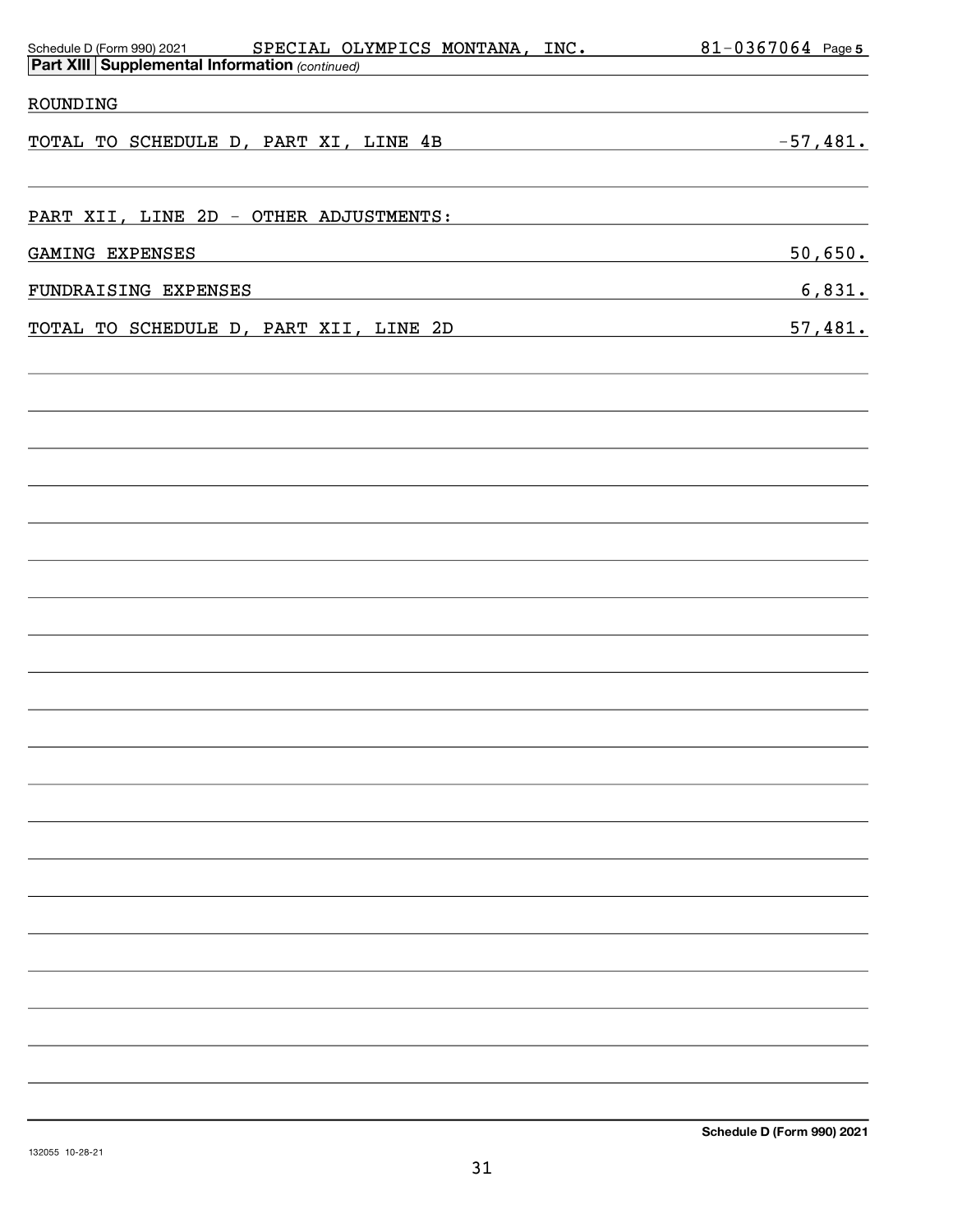Schedule D (Form 990) 2021 SPECIAL OLYMPICS MONTANA, INC. 81-0367064 Page 5

**Part XIII Supplemental Information** *(continued)*

| | |
|---|---|
| ROUNDING | |
| TOTAL TO SCHEDULE D, PART XI, LINE 4B | -57,481. |
| | |
| PART XII, LINE 2D - OTHER ADJUSTMENTS: | |
| GAMING EXPENSES | 50,650. |
| FUNDRAISING EXPENSES | 6,831. |
| TOTAL TO SCHEDULE D, PART XII, LINE 2D | 57,481. |

**Schedule D (Form 990) 2021**

132055 10-28-21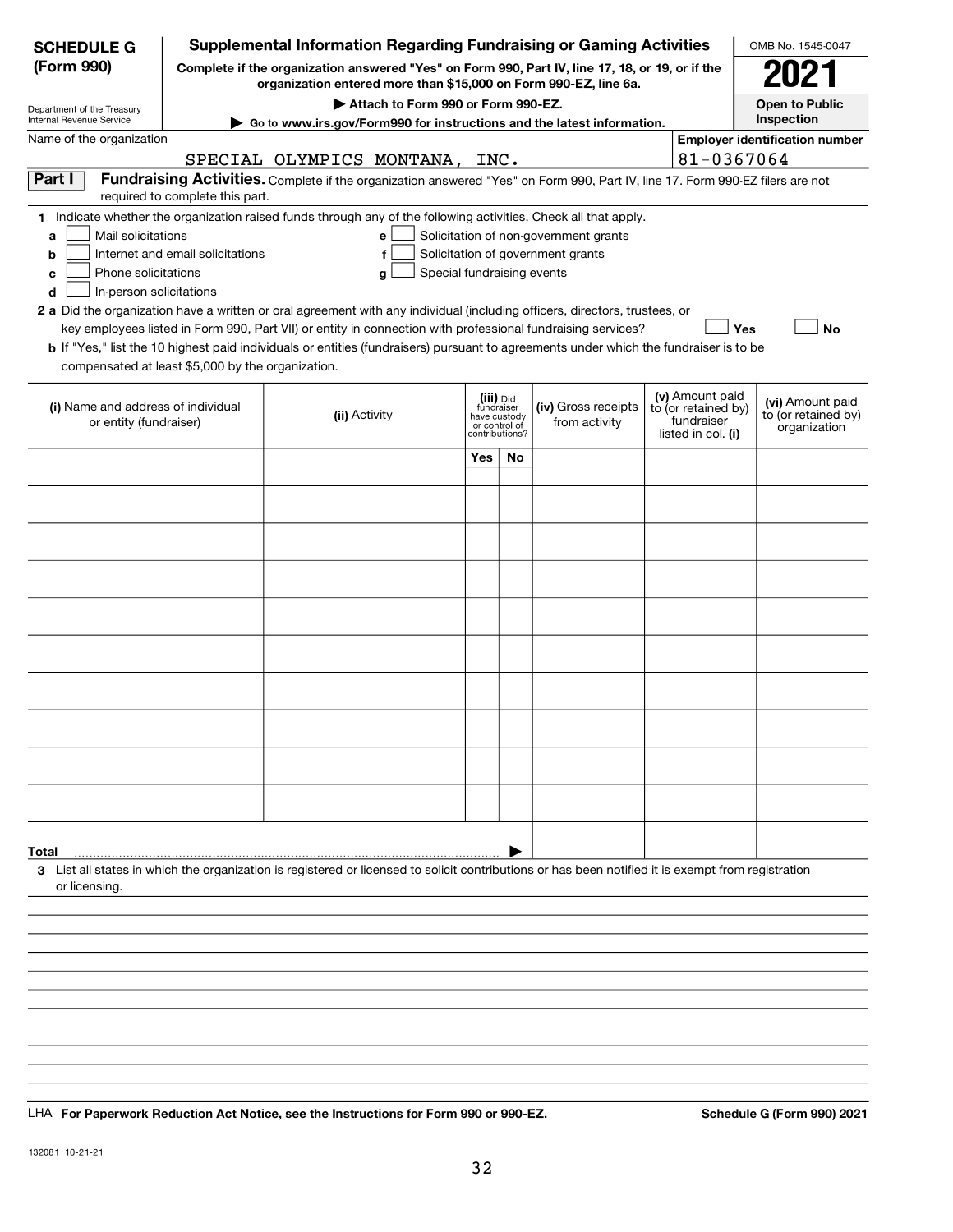**SCHEDULE G (Form 990)**

Department of the Treasury
Internal Revenue Service

# Supplemental Information Regarding Fundraising or Gaming Activities

**Complete if the organization answered "Yes" on Form 990, Part IV, line 17, 18, or 19, or if the organization entered more than $15,000 on Form 990-EZ, line 6a.**

**▶ Attach to Form 990 or Form 990-EZ.**

**▶ Go to www.irs.gov/Form990 for instructions and the latest information.**

OMB No. 1545-0047

**2021**

**Open to Public Inspection**

Name of the organization: SPECIAL OLYMPICS MONTANA, INC.

**Employer identification number:** 81-0367064

**Part I** **Fundraising Activities.** Complete if the organization answered "Yes" on Form 990, Part IV, line 17. Form 990-EZ filers are not required to complete this part.

**1** Indicate whether the organization raised funds through any of the following activities. Check all that apply.

- **a** ☐ Mail solicitations
- **b** ☐ Internet and email solicitations
- **c** ☐ Phone solicitations
- **d** ☐ In-person solicitations
- **e** ☐ Solicitation of non-government grants
- **f** ☐ Solicitation of government grants
- **g** ☐ Special fundraising events

**2 a** Did the organization have a written or oral agreement with any individual (including officers, directors, trustees, or key employees listed in Form 990, Part VII) or entity in connection with professional fundraising services? ☐ **Yes** ☐ **No**

**b** If "Yes," list the 10 highest paid individuals or entities (fundraisers) pursuant to agreements under which the fundraiser is to be compensated at least $5,000 by the organization.

| (i) Name and address of individual or entity (fundraiser) | (ii) Activity | (iii) Did fundraiser have custody or control of contributions? | | (iv) Gross receipts from activity | (v) Amount paid to (or retained by) fundraiser listed in col. (i) | (vi) Amount paid to (or retained by) organization |
|---|---|---|---|---|---|---|
| | | Yes | No | | | |
| | | | | | | |
| | | | | | | |
| | | | | | | |
| | | | | | | |
| | | | | | | |
| | | | | | | |
| | | | | | | |
| | | | | | | |
| | | | | | | |
| | | | | | | |
| **Total** ▶ | | | | | | |

**3** List all states in which the organization is registered or licensed to solicit contributions or has been notified it is exempt from registration or licensing.

LHA **For Paperwork Reduction Act Notice, see the Instructions for Form 990 or 990-EZ.** **Schedule G (Form 990) 2021**

132081 10-21-21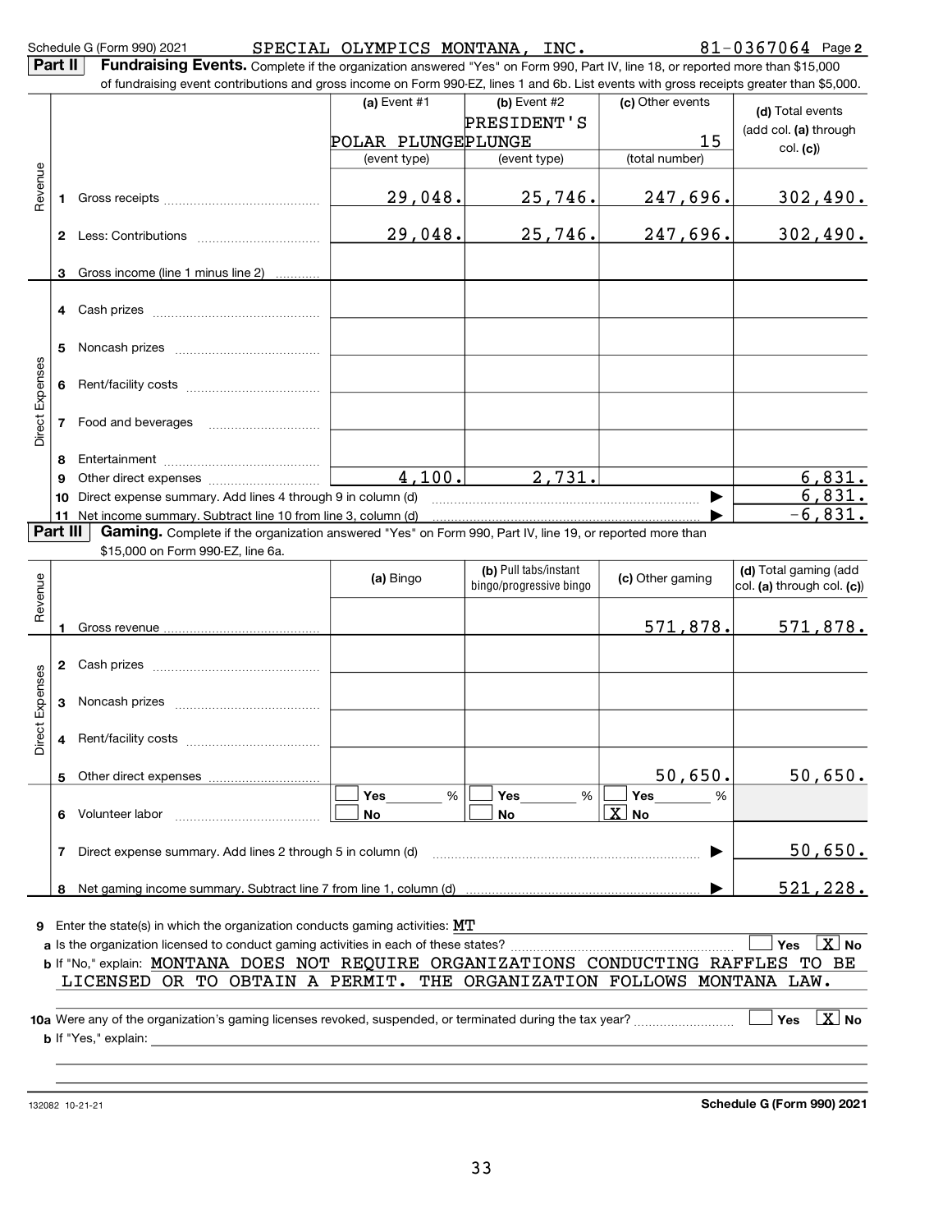Schedule G (Form 990) 2021 SPECIAL OLYMPICS MONTANA, INC. 81-0367064 Page 2

**Part II** **Fundraising Events.** Complete if the organization answered "Yes" on Form 990, Part IV, line 18, or reported more than $15,000 of fundraising event contributions and gross income on Form 990-EZ, lines 1 and 6b. List events with gross receipts greater than $5,000.

| | | (a) Event #1 | (b) Event #2 | (c) Other events | (d) Total events (add col. (a) through col. (c)) |
|---|---|---|---|---|---|
| | | POLAR PLUNGE | PRESIDENT'S PLUNGE | 15 | |
| | | (event type) | (event type) | (total number) | |
| Revenue | 1 Gross receipts | 29,048. | 25,746. | 247,696. | 302,490. |
| | 2 Less: Contributions | 29,048. | 25,746. | 247,696. | 302,490. |
| | 3 Gross income (line 1 minus line 2) | | | | |
| Direct Expenses | 4 Cash prizes | | | | |
| | 5 Noncash prizes | | | | |
| | 6 Rent/facility costs | | | | |
| | 7 Food and beverages | | | | |
| | 8 Entertainment | | | | |
| | 9 Other direct expenses | 4,100. | 2,731. | | 6,831. |
| | 10 Direct expense summary. Add lines 4 through 9 in column (d) | | | ▶ | 6,831. |
| | 11 Net income summary. Subtract line 10 from line 3, column (d) | | | ▶ | -6,831. |

**Part III** **Gaming.** Complete if the organization answered "Yes" on Form 990, Part IV, line 19, or reported more than $15,000 on Form 990-EZ, line 6a.

| | | (a) Bingo | (b) Pull tabs/instant bingo/progressive bingo | (c) Other gaming | (d) Total gaming (add col. (a) through col. (c)) |
|---|---|---|---|---|---|
| Revenue | 1 Gross revenue | | | 571,878. | 571,878. |
| Direct Expenses | 2 Cash prizes | | | | |
| | 3 Noncash prizes | | | | |
| | 4 Rent/facility costs | | | | |
| | 5 Other direct expenses | | | 50,650. | 50,650. |
| | 6 Volunteer labor | ☐ Yes ___ % ☐ No | ☐ Yes ___ % ☐ No | ☐ Yes ___ % ☒ No | |
| | 7 Direct expense summary. Add lines 2 through 5 in column (d) | | | ▶ | 50,650. |
| | 8 Net gaming income summary. Subtract line 7 from line 1, column (d) | | | ▶ | 521,228. |

9 Enter the state(s) in which the organization conducts gaming activities: MT

a Is the organization licensed to conduct gaming activities in each of these states? ☐ Yes ☒ No

b If "No," explain: MONTANA DOES NOT REQUIRE ORGANIZATIONS CONDUCTING RAFFLES TO BE LICENSED OR TO OBTAIN A PERMIT. THE ORGANIZATION FOLLOWS MONTANA LAW.

10a Were any of the organization's gaming licenses revoked, suspended, or terminated during the tax year? ☐ Yes ☒ No

b If "Yes," explain:

132082 10-21-21 Schedule G (Form 990) 2021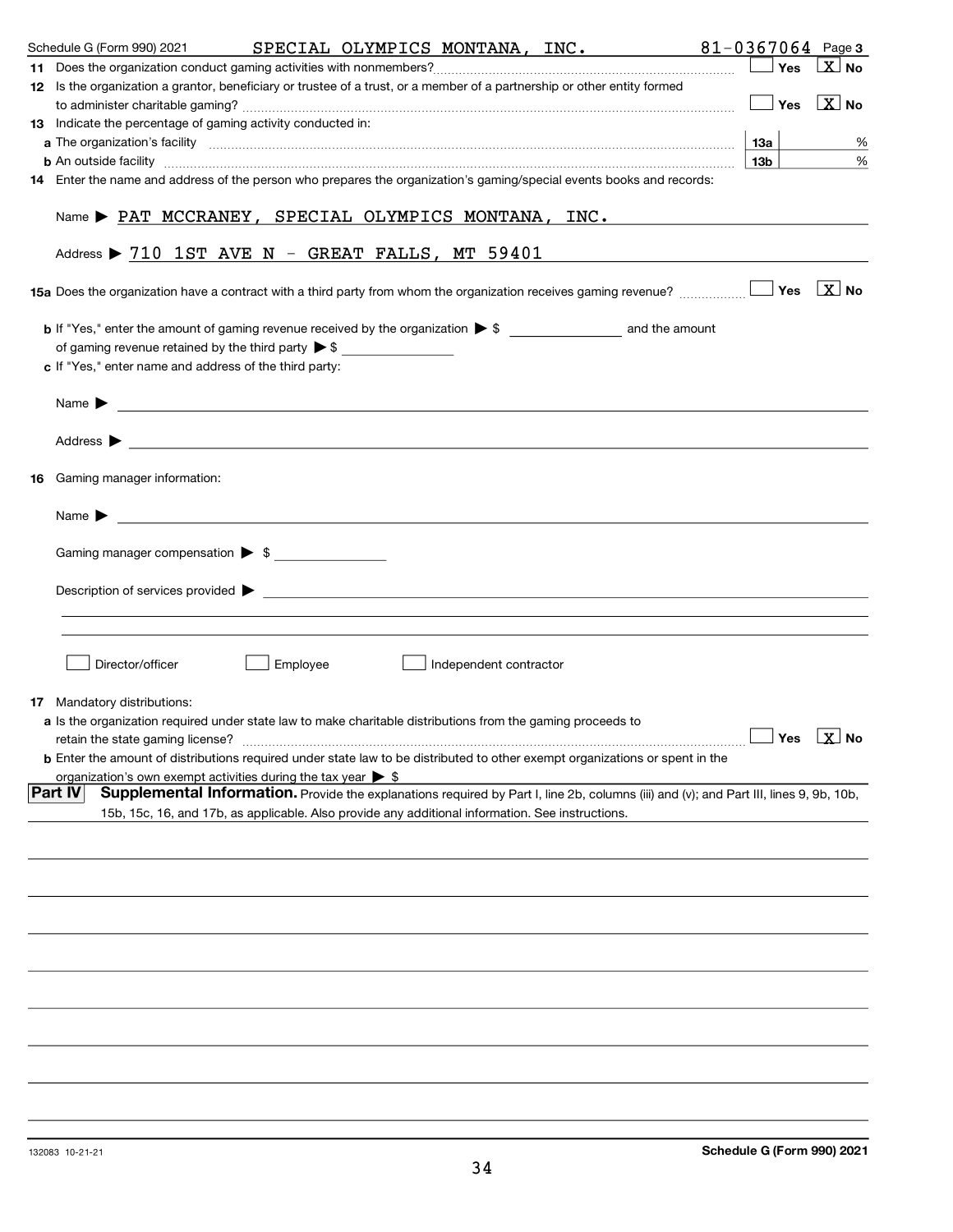Schedule G (Form 990) 2021 SPECIAL OLYMPICS MONTANA, INC. 81-0367064 Page **3**

**11** Does the organization conduct gaming activities with nonmembers? ☐ Yes ☒ No

**12** Is the organization a grantor, beneficiary or trustee of a trust, or a member of a partnership or other entity formed to administer charitable gaming? ☐ Yes ☒ No

**13** Indicate the percentage of gaming activity conducted in:

**a** The organization's facility **13a** %

**b** An outside facility **13b** %

**14** Enter the name and address of the person who prepares the organization's gaming/special events books and records:

Name ▶ PAT MCCRANEY, SPECIAL OLYMPICS MONTANA, INC.

Address ▶ 710 1ST AVE N - GREAT FALLS, MT 59401

**15a** Does the organization have a contract with a third party from whom the organization receives gaming revenue? ☐ Yes ☒ No

**b** If "Yes," enter the amount of gaming revenue received by the organization ▶ $ __________ and the amount of gaming revenue retained by the third party ▶ $ __________

**c** If "Yes," enter name and address of the third party:

Name ▶

Address ▶

**16** Gaming manager information:

Name ▶

Gaming manager compensation ▶ $

Description of services provided ▶

☐ Director/officer ☐ Employee ☐ Independent contractor

**17** Mandatory distributions:

**a** Is the organization required under state law to make charitable distributions from the gaming proceeds to retain the state gaming license? ☐ Yes ☒ No

**b** Enter the amount of distributions required under state law to be distributed to other exempt organizations or spent in the organization's own exempt activities during the tax year ▶ $

**Part IV** **Supplemental Information.** Provide the explanations required by Part I, line 2b, columns (iii) and (v); and Part III, lines 9, 9b, 10b, 15b, 15c, 16, and 17b, as applicable. Also provide any additional information. See instructions.

132083 10-21-21 **Schedule G (Form 990) 2021**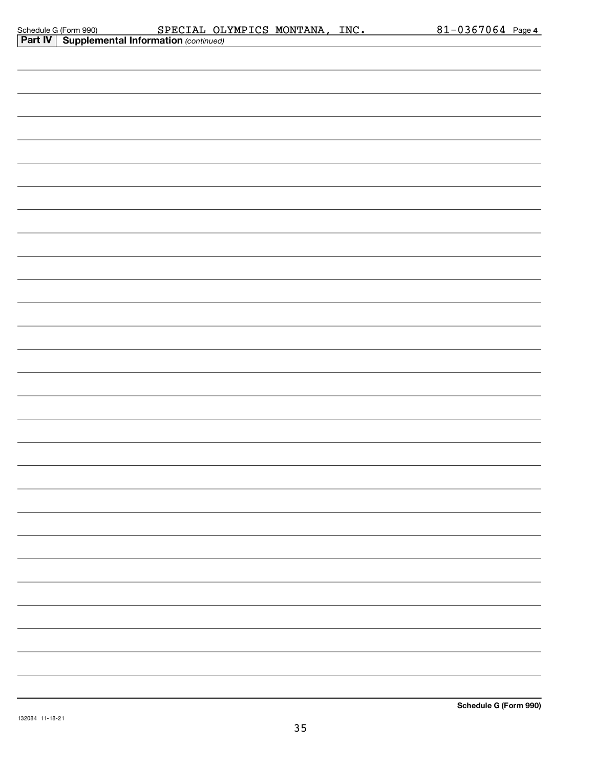Schedule G (Form 990) SPECIAL OLYMPICS MONTANA, INC. 81-0367064 Page 4

**Part IV** **Supplemental Information** *(continued)*

**Schedule G (Form 990)**

132084 11-18-21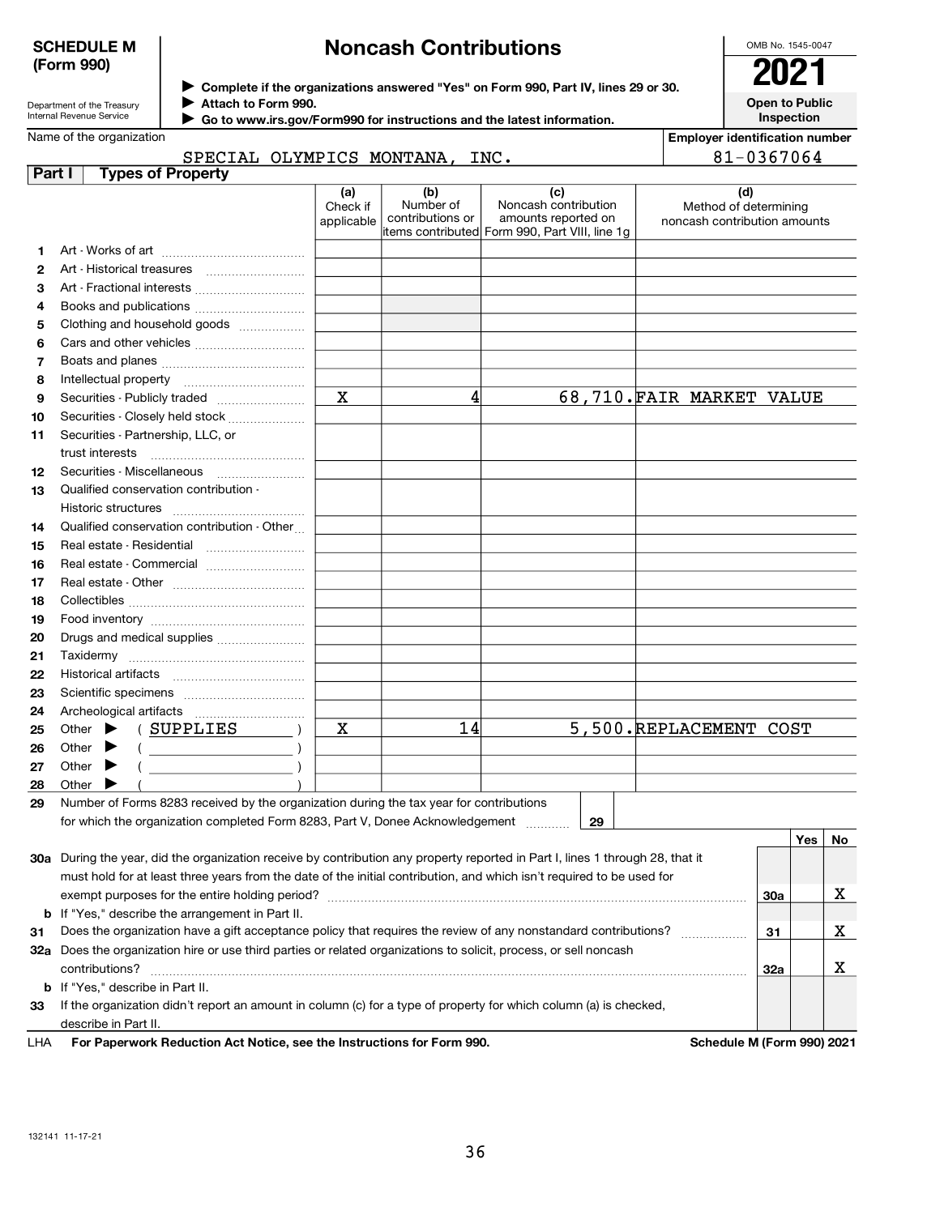**SCHEDULE M (Form 990)**

Department of the Treasury
Internal Revenue Service

# Noncash Contributions

▶ Complete if the organizations answered "Yes" on Form 990, Part IV, lines 29 or 30.
▶ Attach to Form 990.
▶ Go to www.irs.gov/Form990 for instructions and the latest information.

OMB No. 1545-0047

**2021**

**Open to Public Inspection**

Name of the organization: SPECIAL OLYMPICS MONTANA, INC.

Employer identification number: 81-0367064

**Part I Types of Property**

| | | (a) Check if applicable | (b) Number of contributions or items contributed | (c) Noncash contribution amounts reported on Form 990, Part VIII, line 1g | (d) Method of determining noncash contribution amounts |
|---|---|---|---|---|---|
| 1 | Art - Works of art | | | | |
| 2 | Art - Historical treasures | | | | |
| 3 | Art - Fractional interests | | | | |
| 4 | Books and publications | | | | |
| 5 | Clothing and household goods | | | | |
| 6 | Cars and other vehicles | | | | |
| 7 | Boats and planes | | | | |
| 8 | Intellectual property | | | | |
| 9 | Securities - Publicly traded | X | 4 | 68,710. | FAIR MARKET VALUE |
| 10 | Securities - Closely held stock | | | | |
| 11 | Securities - Partnership, LLC, or trust interests | | | | |
| 12 | Securities - Miscellaneous | | | | |
| 13 | Qualified conservation contribution - Historic structures | | | | |
| 14 | Qualified conservation contribution - Other | | | | |
| 15 | Real estate - Residential | | | | |
| 16 | Real estate - Commercial | | | | |
| 17 | Real estate - Other | | | | |
| 18 | Collectibles | | | | |
| 19 | Food inventory | | | | |
| 20 | Drugs and medical supplies | | | | |
| 21 | Taxidermy | | | | |
| 22 | Historical artifacts | | | | |
| 23 | Scientific specimens | | | | |
| 24 | Archeological artifacts | | | | |
| 25 | Other ▶ ( SUPPLIES ) | X | 14 | 5,500. | REPLACEMENT COST |
| 26 | Other ▶ ( ) | | | | |
| 27 | Other ▶ ( ) | | | | |
| 28 | Other ▶ ( ) | | | | |

**29** Number of Forms 8283 received by the organization during the tax year for contributions for which the organization completed Form 8283, Part V, Donee Acknowledgement ..... **29**

| | | | Yes | No |
|---|---|---|---|---|
| **30a** | During the year, did the organization receive by contribution any property reported in Part I, lines 1 through 28, that it must hold for at least three years from the date of the initial contribution, and which isn't required to be used for exempt purposes for the entire holding period? | 30a | | X |
| **b** | If "Yes," describe the arrangement in Part II. | | | |
| **31** | Does the organization have a gift acceptance policy that requires the review of any nonstandard contributions? | 31 | | X |
| **32a** | Does the organization hire or use third parties or related organizations to solicit, process, or sell noncash contributions? | 32a | | X |
| **b** | If "Yes," describe in Part II. | | | |
| **33** | If the organization didn't report an amount in column (c) for a type of property for which column (a) is checked, describe in Part II. | | | |

LHA **For Paperwork Reduction Act Notice, see the Instructions for Form 990.** **Schedule M (Form 990) 2021**

132141 11-17-21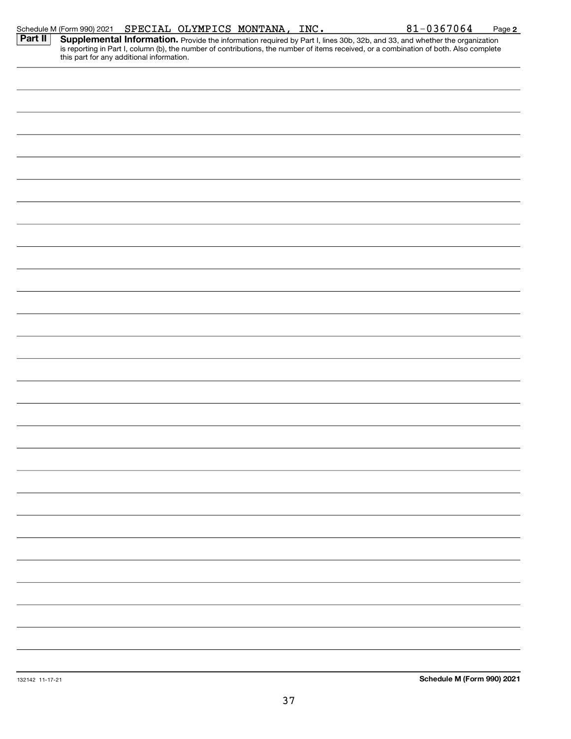Schedule M (Form 990) 2021 SPECIAL OLYMPICS MONTANA, INC. 81-0367064 Page **2**

**Part II** **Supplemental Information.** Provide the information required by Part I, lines 30b, 32b, and 33, and whether the organization is reporting in Part I, column (b), the number of contributions, the number of items received, or a combination of both. Also complete this part for any additional information.

132142 11-17-21 **Schedule M (Form 990) 2021**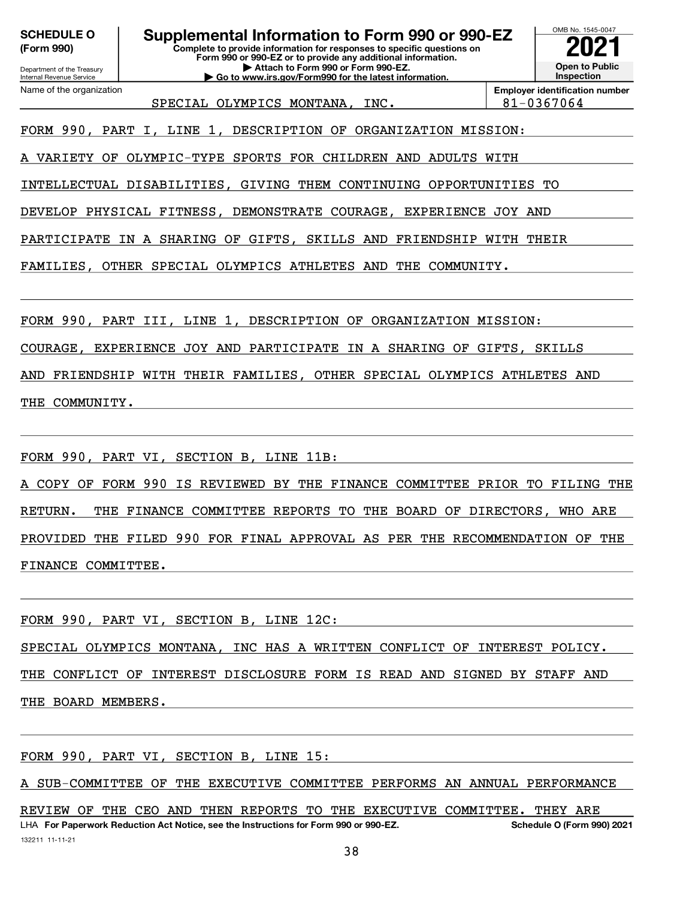**SCHEDULE O (Form 990)**

Department of the Treasury
Internal Revenue Service

# Supplemental Information to Form 990 or 990-EZ

**Complete to provide information for responses to specific questions on Form 990 or 990-EZ or to provide any additional information.**
**▶ Attach to Form 990 or Form 990-EZ.**
**▶ Go to www.irs.gov/Form990 for the latest information.**

OMB No. 1545-0047

**2021**

**Open to Public Inspection**

| Name of the organization | Employer identification number |
|---|---|
| SPECIAL OLYMPICS MONTANA, INC. | 81-0367064 |

FORM 990, PART I, LINE 1, DESCRIPTION OF ORGANIZATION MISSION:

A VARIETY OF OLYMPIC-TYPE SPORTS FOR CHILDREN AND ADULTS WITH INTELLECTUAL DISABILITIES, GIVING THEM CONTINUING OPPORTUNITIES TO DEVELOP PHYSICAL FITNESS, DEMONSTRATE COURAGE, EXPERIENCE JOY AND PARTICIPATE IN A SHARING OF GIFTS, SKILLS AND FRIENDSHIP WITH THEIR FAMILIES, OTHER SPECIAL OLYMPICS ATHLETES AND THE COMMUNITY.

FORM 990, PART III, LINE 1, DESCRIPTION OF ORGANIZATION MISSION:

COURAGE, EXPERIENCE JOY AND PARTICIPATE IN A SHARING OF GIFTS, SKILLS AND FRIENDSHIP WITH THEIR FAMILIES, OTHER SPECIAL OLYMPICS ATHLETES AND THE COMMUNITY.

FORM 990, PART VI, SECTION B, LINE 11B:

A COPY OF FORM 990 IS REVIEWED BY THE FINANCE COMMITTEE PRIOR TO FILING THE RETURN. THE FINANCE COMMITTEE REPORTS TO THE BOARD OF DIRECTORS, WHO ARE PROVIDED THE FILED 990 FOR FINAL APPROVAL AS PER THE RECOMMENDATION OF THE FINANCE COMMITTEE.

FORM 990, PART VI, SECTION B, LINE 12C:

SPECIAL OLYMPICS MONTANA, INC HAS A WRITTEN CONFLICT OF INTEREST POLICY. THE CONFLICT OF INTEREST DISCLOSURE FORM IS READ AND SIGNED BY STAFF AND THE BOARD MEMBERS.

FORM 990, PART VI, SECTION B, LINE 15:

A SUB-COMMITTEE OF THE EXECUTIVE COMMITTEE PERFORMS AN ANNUAL PERFORMANCE REVIEW OF THE CEO AND THEN REPORTS TO THE EXECUTIVE COMMITTEE. THEY ARE

LHA **For Paperwork Reduction Act Notice, see the Instructions for Form 990 or 990-EZ.** **Schedule O (Form 990) 2021**

132211 11-11-21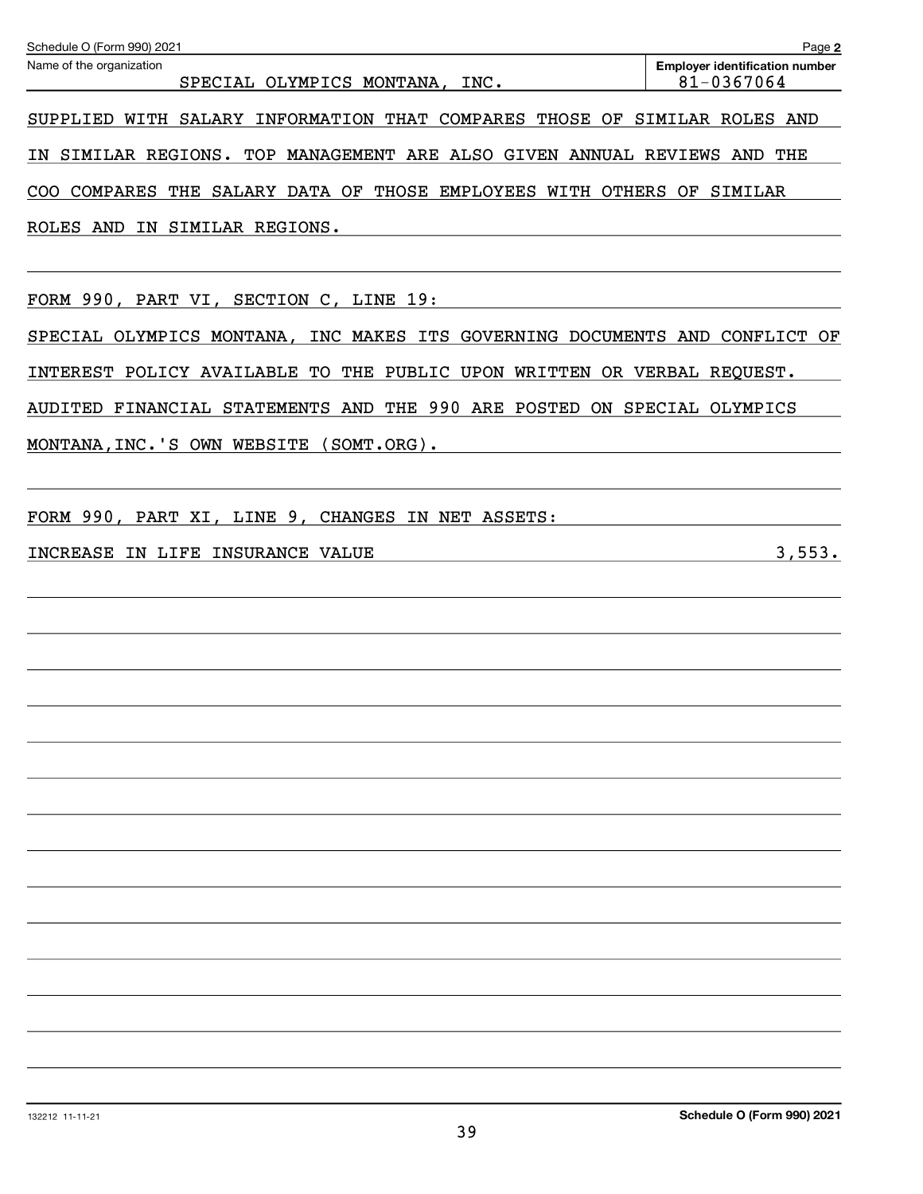Schedule O (Form 990) 2021

Name of the organization: SPECIAL OLYMPICS MONTANA, INC.

Employer identification number: 81-0367064

SUPPLIED WITH SALARY INFORMATION THAT COMPARES THOSE OF SIMILAR ROLES AND IN SIMILAR REGIONS. TOP MANAGEMENT ARE ALSO GIVEN ANNUAL REVIEWS AND THE COO COMPARES THE SALARY DATA OF THOSE EMPLOYEES WITH OTHERS OF SIMILAR ROLES AND IN SIMILAR REGIONS.

FORM 990, PART VI, SECTION C, LINE 19:

SPECIAL OLYMPICS MONTANA, INC MAKES ITS GOVERNING DOCUMENTS AND CONFLICT OF INTEREST POLICY AVAILABLE TO THE PUBLIC UPON WRITTEN OR VERBAL REQUEST. AUDITED FINANCIAL STATEMENTS AND THE 990 ARE POSTED ON SPECIAL OLYMPICS MONTANA,INC.'S OWN WEBSITE (SOMT.ORG).

FORM 990, PART XI, LINE 9, CHANGES IN NET ASSETS:

| | |
|---|---|
| INCREASE IN LIFE INSURANCE VALUE | 3,553. |

132212 11-11-21

Schedule O (Form 990) 2021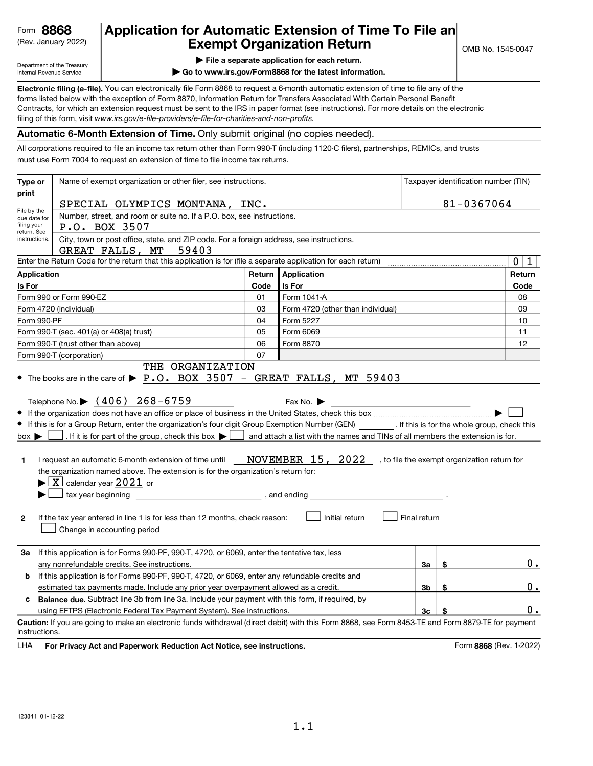Form **8868** (Rev. January 2022)

Department of the Treasury Internal Revenue Service

# Application for Automatic Extension of Time To File an Exempt Organization Return

▶ **File a separate application for each return.**

▶ **Go to www.irs.gov/Form8868 for the latest information.**

OMB No. 1545-0047

**Electronic filing (e-file).** You can electronically file Form 8868 to request a 6-month automatic extension of time to file any of the forms listed below with the exception of Form 8870, Information Return for Transfers Associated With Certain Personal Benefit Contracts, for which an extension request must be sent to the IRS in paper format (see instructions). For more details on the electronic filing of this form, visit *www.irs.gov/e-file-providers/e-file-for-charities-and-non-profits.*

**Automatic 6-Month Extension of Time.** Only submit original (no copies needed).

All corporations required to file an income tax return other than Form 990-T (including 1120-C filers), partnerships, REMICs, and trusts must use Form 7004 to request an extension of time to file income tax returns.

| Type or print | Name of exempt organization or other filer, see instructions. | Taxpayer identification number (TIN) |
|---|---|---|
| File by the due date for filing your return. See instructions. | SPECIAL OLYMPICS MONTANA, INC. | 81-0367064 |
| | Number, street, and room or suite no. If a P.O. box, see instructions. P.O. BOX 3507 | |
| | City, town or post office, state, and ZIP code. For a foreign address, see instructions. GREAT FALLS, MT 59403 | |

Enter the Return Code for the return that this application is for (file a separate application for each return) ..... 0 1

| Application Is For | Return Code | Application Is For | Return Code |
|---|---|---|---|
| Form 990 or Form 990-EZ | 01 | Form 1041-A | 08 |
| Form 4720 (individual) | 03 | Form 4720 (other than individual) | 09 |
| Form 990-PF | 04 | Form 5227 | 10 |
| Form 990-T (sec. 401(a) or 408(a) trust) | 05 | Form 6069 | 11 |
| Form 990-T (trust other than above) | 06 | Form 8870 | 12 |
| Form 990-T (corporation) | 07 | | |

- The books are in the care of ▶ THE ORGANIZATION P.O. BOX 3507 - GREAT FALLS, MT 59403

Telephone No. ▶ (406) 268-6759 Fax No. ▶

- If the organization does not have an office or place of business in the United States, check this box ..... ▶ ☐
- If this is for a Group Return, enter the organization's four digit Group Exemption Number (GEN) ______ . If this is for the whole group, check this box ▶ ☐ . If it is for part of the group, check this box ▶ ☐ and attach a list with the names and TINs of all members the extension is for.

**1** I request an automatic 6-month extension of time until NOVEMBER 15, 2022 , to file the exempt organization return for the organization named above. The extension is for the organization's return for:

▶ ☒ calendar year 2021 or

▶ ☐ tax year beginning ______ , and ending ______ .

**2** If the tax year entered in line 1 is for less than 12 months, check reason: ☐ Initial return ☐ Final return ☐ Change in accounting period

| | | | | |
|---|---|---|---|---|
| **3a** | If this application is for Forms 990-PF, 990-T, 4720, or 6069, enter the tentative tax, less any nonrefundable credits. See instructions. | **3a** | $ | 0. |
| **b** | If this application is for Forms 990-PF, 990-T, 4720, or 6069, enter any refundable credits and estimated tax payments made. Include any prior year overpayment allowed as a credit. | **3b** | $ | 0. |
| **c** | **Balance due.** Subtract line 3b from line 3a. Include your payment with this form, if required, by using EFTPS (Electronic Federal Tax Payment System). See instructions. | **3c** | $ | 0. |

**Caution:** If you are going to make an electronic funds withdrawal (direct debit) with this Form 8868, see Form 8453-TE and Form 8879-TE for payment instructions.

LHA **For Privacy Act and Paperwork Reduction Act Notice, see instructions.** Form **8868** (Rev. 1-2022)

123841 01-12-22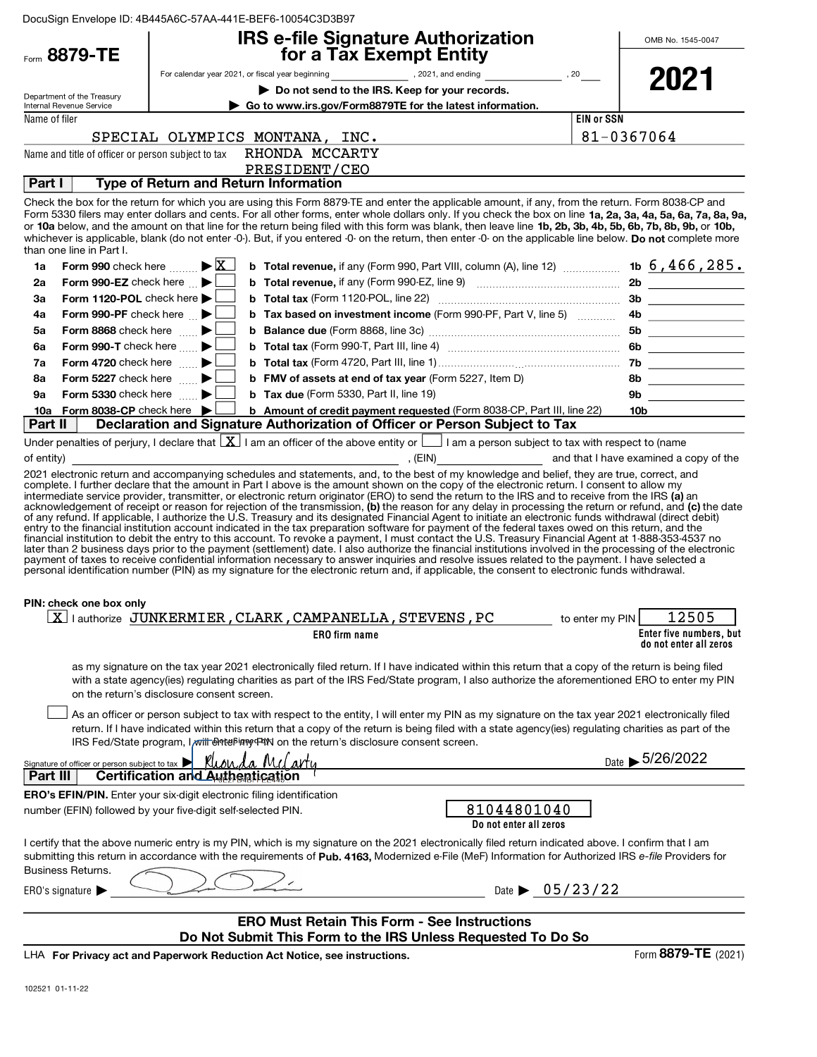DocuSign Envelope ID: 4B445A6C-57AA-441E-BEF6-10054C3D3B97

Form **8879-TE**

Department of the Treasury
Internal Revenue Service

# IRS e-file Signature Authorization for a Tax Exempt Entity

For calendar year 2021, or fiscal year beginning ______________, 2021, and ending ______________, 20____

▶ **Do not send to the IRS. Keep for your records.**

▶ **Go to www.irs.gov/Form8879TE for the latest information.**

OMB No. 1545-0047

**2021**

| Name of filer | EIN or SSN |
|---|---|
| SPECIAL OLYMPICS MONTANA, INC. | 81-0367064 |

Name and title of officer or person subject to tax: RHONDA MCCARTY
PRESIDENT/CEO

## Part I — Type of Return and Return Information

Check the box for the return for which you are using this Form 8879-TE and enter the applicable amount, if any, from the return. Form 8038-CP and Form 5330 filers may enter dollars and cents. For all other forms, enter whole dollars only. If you check the box on line **1a, 2a, 3a, 4a, 5a, 6a, 7a, 8a, 9a,** or **10a** below, and the amount on that line for the return being filed with this form was blank, then leave line **1b, 2b, 3b, 4b, 5b, 6b, 7b, 8b, 9b,** or **10b,** whichever is applicable, blank (do not enter -0-). But, if you entered -0- on the return, then enter -0- on the applicable line below. **Do not** complete more than one line in Part I.

| | | | | |
|---|---|---|---|---|
| **1a** | **Form 990** check here ▶ [X] | **b Total revenue,** if any (Form 990, Part VIII, column (A), line 12) | **1b** | 6,466,285. |
| **2a** | **Form 990-EZ** check here ▶ [ ] | **b Total revenue,** if any (Form 990-EZ, line 9) | **2b** | |
| **3a** | **Form 1120-POL** check here ▶ [ ] | **b Total tax** (Form 1120-POL, line 22) | **3b** | |
| **4a** | **Form 990-PF** check here ▶ [ ] | **b Tax based on investment income** (Form 990-PF, Part V, line 5) | **4b** | |
| **5a** | **Form 8868** check here ▶ [ ] | **b Balance due** (Form 8868, line 3c) | **5b** | |
| **6a** | **Form 990-T** check here ▶ [ ] | **b Total tax** (Form 990-T, Part III, line 4) | **6b** | |
| **7a** | **Form 4720** check here ▶ [ ] | **b Total tax** (Form 4720, Part III, line 1) | **7b** | |
| **8a** | **Form 5227** check here ▶ [ ] | **b FMV of assets at end of tax year** (Form 5227, Item D) | **8b** | |
| **9a** | **Form 5330** check here ▶ [ ] | **b Tax due** (Form 5330, Part II, line 19) | **9b** | |
| **10a** | **Form 8038-CP** check here ▶ [ ] | **b Amount of credit payment requested** (Form 8038-CP, Part III, line 22) | **10b** | |

## Part II — Declaration and Signature Authorization of Officer or Person Subject to Tax

Under penalties of perjury, I declare that [X] I am an officer of the above entity or [ ] I am a person subject to tax with respect to (name of entity) ______________________, (EIN) ______________ and that I have examined a copy of the 2021 electronic return and accompanying schedules and statements, and, to the best of my knowledge and belief, they are true, correct, and complete. I further declare that the amount in Part I above is the amount shown on the copy of the electronic return. I consent to allow my intermediate service provider, transmitter, or electronic return originator (ERO) to send the return to the IRS and to receive from the IRS **(a)** an acknowledgement of receipt or reason for rejection of the transmission, **(b)** the reason for any delay in processing the return or refund, and **(c)** the date of any refund. If applicable, I authorize the U.S. Treasury and its designated Financial Agent to initiate an electronic funds withdrawal (direct debit) entry to the financial institution account indicated in the tax preparation software for payment of the federal taxes owed on this return, and the financial institution to debit the entry to this account. To revoke a payment, I must contact the U.S. Treasury Financial Agent at 1-888-353-4537 no later than 2 business days prior to the payment (settlement) date. I also authorize the financial institutions involved in the processing of the electronic payment of taxes to receive confidential information necessary to answer inquiries and resolve issues related to the payment. I have selected a personal identification number (PIN) as my signature for the electronic return and, if applicable, the consent to electronic funds withdrawal.

**PIN: check one box only**

[X] I authorize JUNKERMIER,CLARK,CAMPANELLA,STEVENS,PC to enter my PIN 12505
ERO firm name — Enter five numbers, but do not enter all zeros

as my signature on the tax year 2021 electronically filed return. If I have indicated within this return that a copy of the return is being filed with a state agency(ies) regulating charities as part of the IRS Fed/State program, I also authorize the aforementioned ERO to enter my PIN on the return's disclosure consent screen.

[ ] As an officer or person subject to tax with respect to the entity, I will enter my PIN as my signature on the tax year 2021 electronically filed return. If I have indicated within this return that a copy of the return is being filed with a state agency(ies) regulating charities as part of the IRS Fed/State program, I will enter my PIN on the return's disclosure consent screen.

Signature of officer or person subject to tax ▶ Rhonda McCarty — Date ▶ 5/26/2022

## Part III — Certification and Authentication

**ERO's EFIN/PIN.** Enter your six-digit electronic filing identification number (EFIN) followed by your five-digit self-selected PIN. 81044801040
Do not enter all zeros

I certify that the above numeric entry is my PIN, which is my signature on the 2021 electronically filed return indicated above. I confirm that I am submitting this return in accordance with the requirements of **Pub. 4163,** Modernized e-File (MeF) Information for Authorized IRS *e-file* Providers for Business Returns.

ERO's signature ▶ [signature] — Date ▶ 05/23/22

**ERO Must Retain This Form - See Instructions**
**Do Not Submit This Form to the IRS Unless Requested To Do So**

LHA **For Privacy act and Paperwork Reduction Act Notice, see instructions.** — Form **8879-TE** (2021)

102521 01-11-22